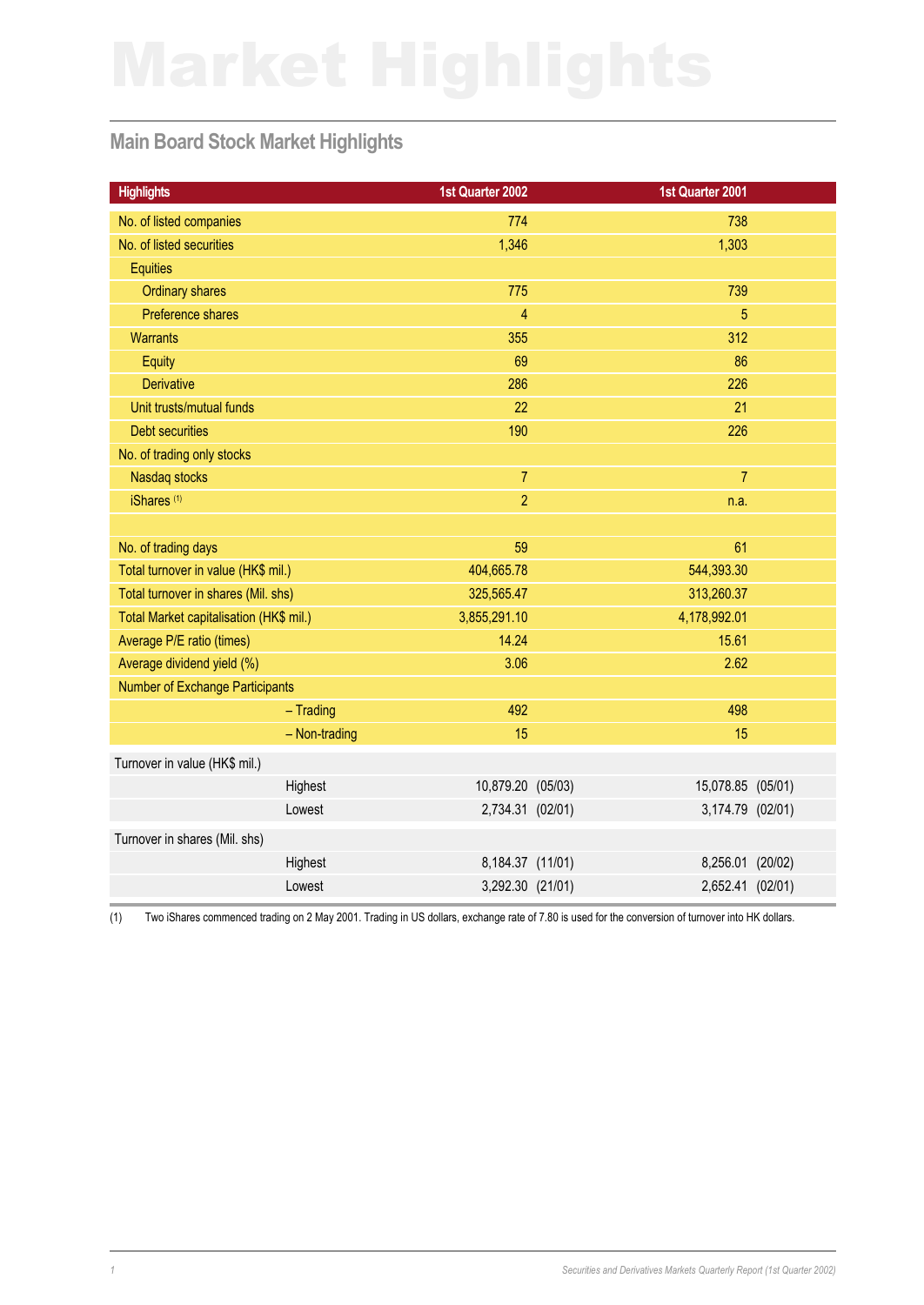# Market Highlights

## Main Board Stock Market Highlights

| Highlights | 1st Quarter 2002 | 1st Quarter 2001 |
|---|---|---|
| No. of listed companies | 774 | 738 |
| No. of listed securities | 1,346 | 1,303 |
| Equities | | |
| Ordinary shares | 775 | 739 |
| Preference shares | 4 | 5 |
| Warrants | 355 | 312 |
| Equity | 69 | 86 |
| Derivative | 286 | 226 |
| Unit trusts/mutual funds | 22 | 21 |
| Debt securities | 190 | 226 |
| No. of trading only stocks | | |
| Nasdaq stocks | 7 | 7 |
| iShares [1] | 2 | n.a. |
| | | |
| No. of trading days | 59 | 61 |
| Total turnover in value (HK$ mil.) | 404,665.78 | 544,393.30 |
| Total turnover in shares (Mil. shs) | 325,565.47 | 313,260.37 |
| Total Market capitalisation (HK$ mil.) | 3,855,291.10 | 4,178,992.01 |
| Average P/E ratio (times) | 14.24 | 15.61 |
| Average dividend yield (%) | 3.06 | 2.62 |
| Number of Exchange Participants | | |
| – Trading | 492 | 498 |
| – Non-trading | 15 | 15 |
| Turnover in value (HK$ mil.) | | |
| Highest | 10,879.20 (05/03) | 15,078.85 (05/01) |
| Lowest | 2,734.31 (02/01) | 3,174.79 (02/01) |
| Turnover in shares (Mil. shs) | | |
| Highest | 8,184.37 (11/01) | 8,256.01 (20/02) |
| Lowest | 3,292.30 (21/01) | 2,652.41 (02/01) |

(1) Two iShares commenced trading on 2 May 2001. Trading in US dollars, exchange rate of 7.80 is used for the conversion of turnover into HK dollars.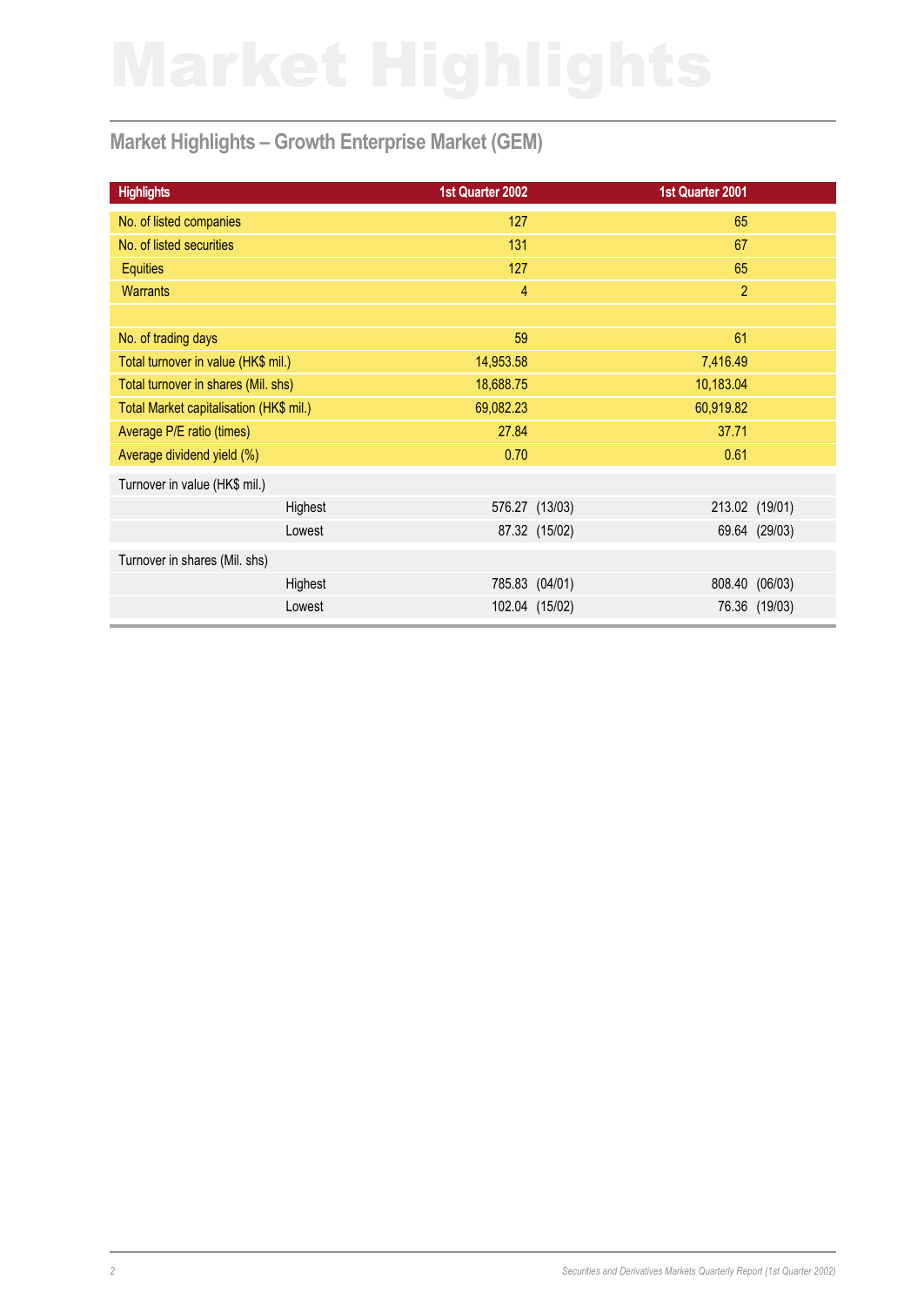# Market Highlights

## Market Highlights – Growth Enterprise Market (GEM)

| Highlights | | 1st Quarter 2002 | 1st Quarter 2001 |
|---|---|---|---|
| No. of listed companies | | 127 | 65 |
| No. of listed securities | | 131 | 67 |
| Equities | | 127 | 65 |
| Warrants | | 4 | 2 |
| | | | |
| No. of trading days | | 59 | 61 |
| Total turnover in value (HK$ mil.) | | 14,953.58 | 7,416.49 |
| Total turnover in shares (Mil. shs) | | 18,688.75 | 10,183.04 |
| Total Market capitalisation (HK$ mil.) | | 69,082.23 | 60,919.82 |
| Average P/E ratio (times) | | 27.84 | 37.71 |
| Average dividend yield (%) | | 0.70 | 0.61 |
| Turnover in value (HK$ mil.) | | | |
| | Highest | 576.27 (13/03) | 213.02 (19/01) |
| | Lowest | 87.32 (15/02) | 69.64 (29/03) |
| Turnover in shares (Mil. shs) | | | |
| | Highest | 785.83 (04/01) | 808.40 (06/03) |
| | Lowest | 102.04 (15/02) | 76.36 (19/03) |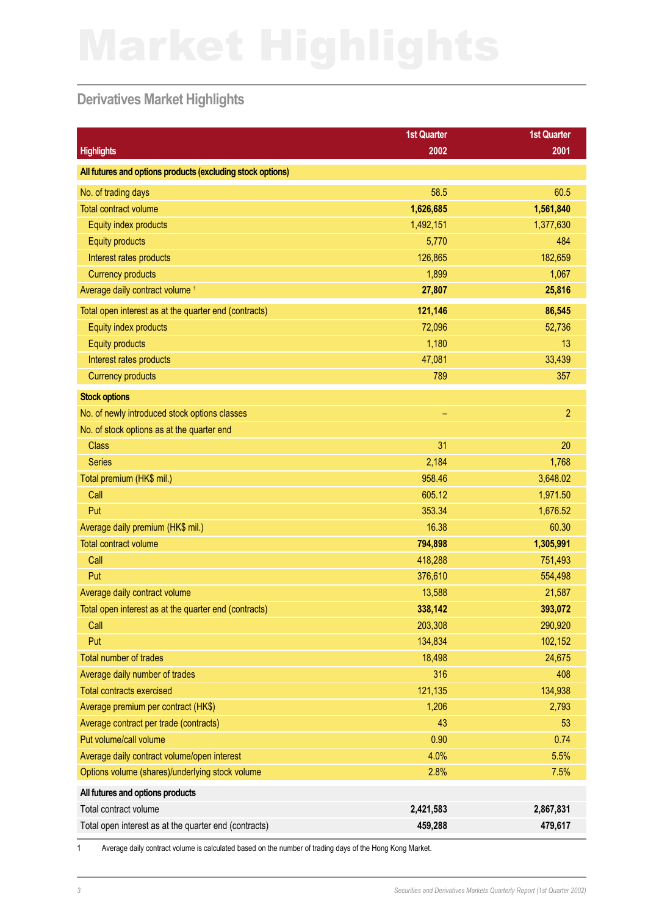# Market Highlights

## Derivatives Market Highlights

| Highlights | 1st Quarter 2002 | 1st Quarter 2001 |
|---|---|---|
| **All futures and options products (excluding stock options)** | | |
| No. of trading days | 58.5 | 60.5 |
| Total contract volume | **1,626,685** | **1,561,840** |
| Equity index products | 1,492,151 | 1,377,630 |
| Equity products | 5,770 | 484 |
| Interest rates products | 126,865 | 182,659 |
| Currency products | 1,899 | 1,067 |
| Average daily contract volume [1] | **27,807** | **25,816** |
| Total open interest as at the quarter end (contracts) | **121,146** | **86,545** |
| Equity index products | 72,096 | 52,736 |
| Equity products | 1,180 | 13 |
| Interest rates products | 47,081 | 33,439 |
| Currency products | 789 | 357 |
| **Stock options** | | |
| No. of newly introduced stock options classes | – | 2 |
| No. of stock options as at the quarter end | | |
| Class | 31 | 20 |
| Series | 2,184 | 1,768 |
| Total premium (HK$ mil.) | 958.46 | 3,648.02 |
| Call | 605.12 | 1,971.50 |
| Put | 353.34 | 1,676.52 |
| Average daily premium (HK$ mil.) | 16.38 | 60.30 |
| Total contract volume | **794,898** | **1,305,991** |
| Call | 418,288 | 751,493 |
| Put | 376,610 | 554,498 |
| Average daily contract volume | 13,588 | 21,587 |
| Total open interest as at the quarter end (contracts) | **338,142** | **393,072** |
| Call | 203,308 | 290,920 |
| Put | 134,834 | 102,152 |
| Total number of trades | 18,498 | 24,675 |
| Average daily number of trades | 316 | 408 |
| Total contracts exercised | 121,135 | 134,938 |
| Average premium per contract (HK$) | 1,206 | 2,793 |
| Average contract per trade (contracts) | 43 | 53 |
| Put volume/call volume | 0.90 | 0.74 |
| Average daily contract volume/open interest | 4.0% | 5.5% |
| Options volume (shares)/underlying stock volume | 2.8% | 7.5% |
| **All futures and options products** | | |
| Total contract volume | **2,421,583** | **2,867,831** |
| Total open interest as at the quarter end (contracts) | **459,288** | **479,617** |

1 Average daily contract volume is calculated based on the number of trading days of the Hong Kong Market.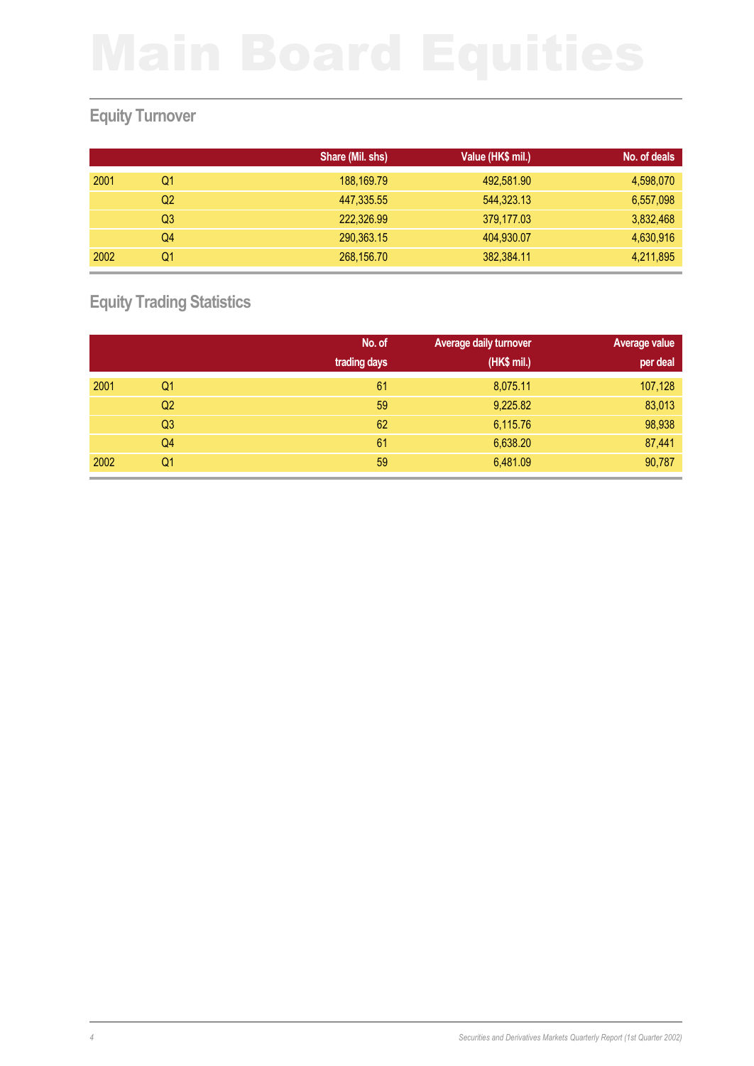# Main Board Equities

## Equity Turnover

| | | Share (Mil. shs) | Value (HK$ mil.) | No. of deals |
|---|---|---|---|---|
| 2001 | Q1 | 188,169.79 | 492,581.90 | 4,598,070 |
| | Q2 | 447,335.55 | 544,323.13 | 6,557,098 |
| | Q3 | 222,326.99 | 379,177.03 | 3,832,468 |
| | Q4 | 290,363.15 | 404,930.07 | 4,630,916 |
| 2002 | Q1 | 268,156.70 | 382,384.11 | 4,211,895 |

## Equity Trading Statistics

| | | No. of trading days | Average daily turnover (HK$ mil.) | Average value per deal |
|---|---|---|---|---|
| 2001 | Q1 | 61 | 8,075.11 | 107,128 |
| | Q2 | 59 | 9,225.82 | 83,013 |
| | Q3 | 62 | 6,115.76 | 98,938 |
| | Q4 | 61 | 6,638.20 | 87,441 |
| 2002 | Q1 | 59 | 6,481.09 | 90,787 |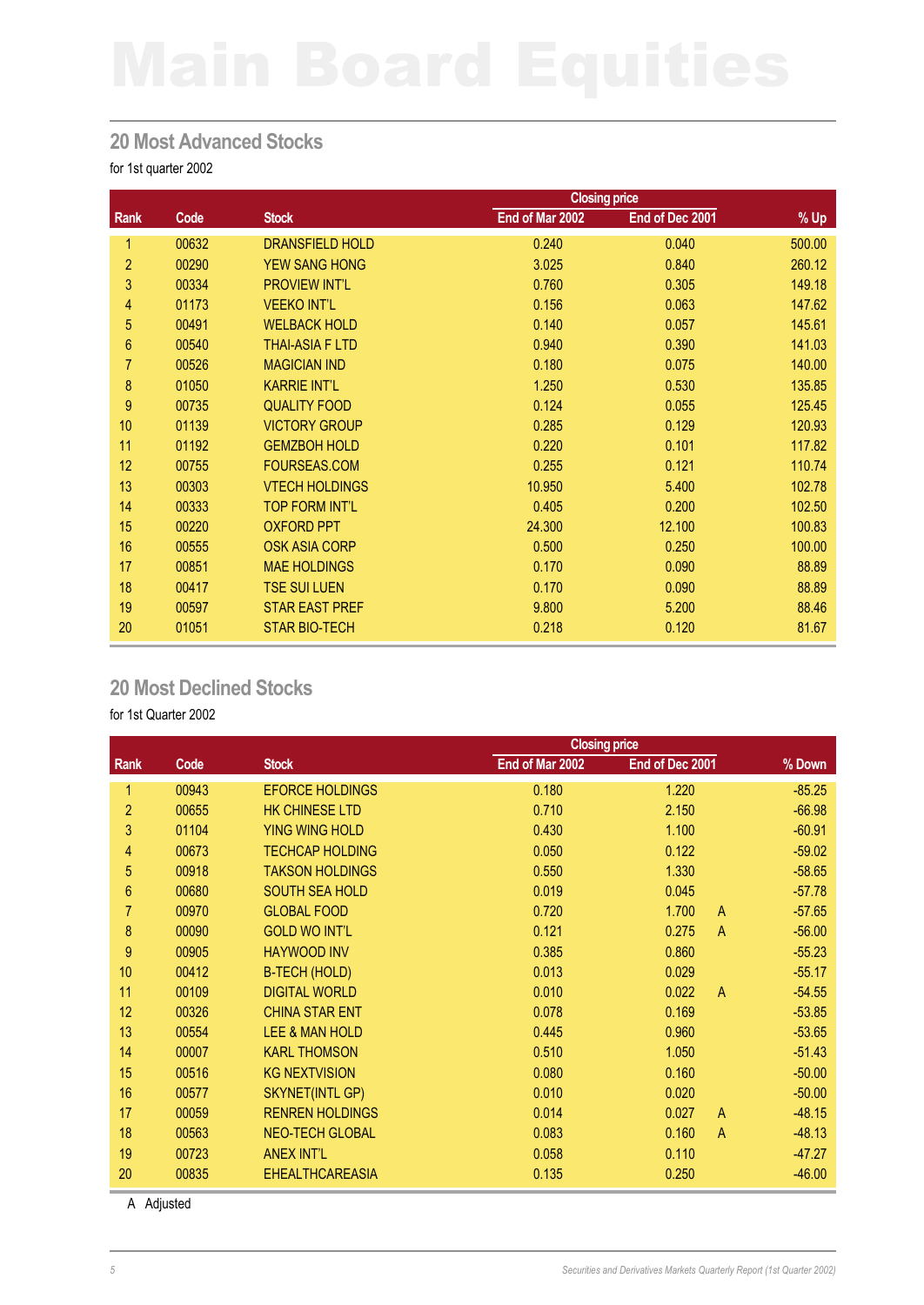# Main Board Equities

## 20 Most Advanced Stocks

for 1st quarter 2002

| Rank | Code | Stock | Closing price | | % Up |
|---|---|---|---|---|---|
| | | | End of Mar 2002 | End of Dec 2001 | |
| 1 | 00632 | DRANSFIELD HOLD | 0.240 | 0.040 | 500.00 |
| 2 | 00290 | YEW SANG HONG | 3.025 | 0.840 | 260.12 |
| 3 | 00334 | PROVIEW INT'L | 0.760 | 0.305 | 149.18 |
| 4 | 01173 | VEEKO INT'L | 0.156 | 0.063 | 147.62 |
| 5 | 00491 | WELBACK HOLD | 0.140 | 0.057 | 145.61 |
| 6 | 00540 | THAI-ASIA F LTD | 0.940 | 0.390 | 141.03 |
| 7 | 00526 | MAGICIAN IND | 0.180 | 0.075 | 140.00 |
| 8 | 01050 | KARRIE INT'L | 1.250 | 0.530 | 135.85 |
| 9 | 00735 | QUALITY FOOD | 0.124 | 0.055 | 125.45 |
| 10 | 01139 | VICTORY GROUP | 0.285 | 0.129 | 120.93 |
| 11 | 01192 | GEMZBOH HOLD | 0.220 | 0.101 | 117.82 |
| 12 | 00755 | FOURSEAS.COM | 0.255 | 0.121 | 110.74 |
| 13 | 00303 | VTECH HOLDINGS | 10.950 | 5.400 | 102.78 |
| 14 | 00333 | TOP FORM INT'L | 0.405 | 0.200 | 102.50 |
| 15 | 00220 | OXFORD PPT | 24.300 | 12.100 | 100.83 |
| 16 | 00555 | OSK ASIA CORP | 0.500 | 0.250 | 100.00 |
| 17 | 00851 | MAE HOLDINGS | 0.170 | 0.090 | 88.89 |
| 18 | 00417 | TSE SUI LUEN | 0.170 | 0.090 | 88.89 |
| 19 | 00597 | STAR EAST PREF | 9.800 | 5.200 | 88.46 |
| 20 | 01051 | STAR BIO-TECH | 0.218 | 0.120 | 81.67 |

## 20 Most Declined Stocks

for 1st Quarter 2002

| Rank | Code | Stock | Closing price | | | % Down |
|---|---|---|---|---|---|---|
| | | | End of Mar 2002 | End of Dec 2001 | | |
| 1 | 00943 | EFORCE HOLDINGS | 0.180 | 1.220 | | -85.25 |
| 2 | 00655 | HK CHINESE LTD | 0.710 | 2.150 | | -66.98 |
| 3 | 01104 | YING WING HOLD | 0.430 | 1.100 | | -60.91 |
| 4 | 00673 | TECHCAP HOLDING | 0.050 | 0.122 | | -59.02 |
| 5 | 00918 | TAKSON HOLDINGS | 0.550 | 1.330 | | -58.65 |
| 6 | 00680 | SOUTH SEA HOLD | 0.019 | 0.045 | | -57.78 |
| 7 | 00970 | GLOBAL FOOD | 0.720 | 1.700 | A | -57.65 |
| 8 | 00090 | GOLD WO INT'L | 0.121 | 0.275 | A | -56.00 |
| 9 | 00905 | HAYWOOD INV | 0.385 | 0.860 | | -55.23 |
| 10 | 00412 | B-TECH (HOLD) | 0.013 | 0.029 | | -55.17 |
| 11 | 00109 | DIGITAL WORLD | 0.010 | 0.022 | A | -54.55 |
| 12 | 00326 | CHINA STAR ENT | 0.078 | 0.169 | | -53.85 |
| 13 | 00554 | LEE & MAN HOLD | 0.445 | 0.960 | | -53.65 |
| 14 | 00007 | KARL THOMSON | 0.510 | 1.050 | | -51.43 |
| 15 | 00516 | KG NEXTVISION | 0.080 | 0.160 | | -50.00 |
| 16 | 00577 | SKYNET(INTL GP) | 0.010 | 0.020 | | -50.00 |
| 17 | 00059 | RENREN HOLDINGS | 0.014 | 0.027 | A | -48.15 |
| 18 | 00563 | NEO-TECH GLOBAL | 0.083 | 0.160 | A | -48.13 |
| 19 | 00723 | ANEX INT'L | 0.058 | 0.110 | | -47.27 |
| 20 | 00835 | EHEALTHCAREASIA | 0.135 | 0.250 | | -46.00 |

A Adjusted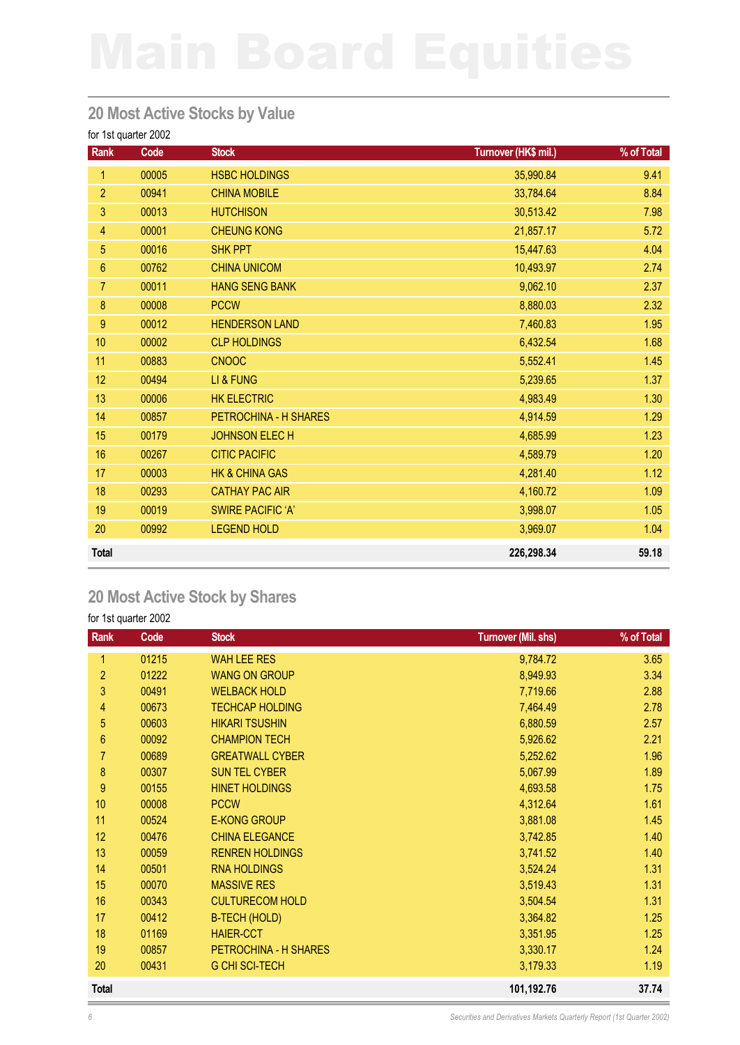# Main Board Equities

## 20 Most Active Stocks by Value

for 1st quarter 2002

| Rank | Code | Stock | Turnover (HK$ mil.) | % of Total |
|---|---|---|---|---|
| 1 | 00005 | HSBC HOLDINGS | 35,990.84 | 9.41 |
| 2 | 00941 | CHINA MOBILE | 33,784.64 | 8.84 |
| 3 | 00013 | HUTCHISON | 30,513.42 | 7.98 |
| 4 | 00001 | CHEUNG KONG | 21,857.17 | 5.72 |
| 5 | 00016 | SHK PPT | 15,447.63 | 4.04 |
| 6 | 00762 | CHINA UNICOM | 10,493.97 | 2.74 |
| 7 | 00011 | HANG SENG BANK | 9,062.10 | 2.37 |
| 8 | 00008 | PCCW | 8,880.03 | 2.32 |
| 9 | 00012 | HENDERSON LAND | 7,460.83 | 1.95 |
| 10 | 00002 | CLP HOLDINGS | 6,432.54 | 1.68 |
| 11 | 00883 | CNOOC | 5,552.41 | 1.45 |
| 12 | 00494 | LI & FUNG | 5,239.65 | 1.37 |
| 13 | 00006 | HK ELECTRIC | 4,983.49 | 1.30 |
| 14 | 00857 | PETROCHINA - H SHARES | 4,914.59 | 1.29 |
| 15 | 00179 | JOHNSON ELEC H | 4,685.99 | 1.23 |
| 16 | 00267 | CITIC PACIFIC | 4,589.79 | 1.20 |
| 17 | 00003 | HK & CHINA GAS | 4,281.40 | 1.12 |
| 18 | 00293 | CATHAY PAC AIR | 4,160.72 | 1.09 |
| 19 | 00019 | SWIRE PACIFIC 'A' | 3,998.07 | 1.05 |
| 20 | 00992 | LEGEND HOLD | 3,969.07 | 1.04 |
| **Total** | | | **226,298.34** | **59.18** |

## 20 Most Active Stock by Shares

for 1st quarter 2002

| Rank | Code | Stock | Turnover (Mil. shs) | % of Total |
|---|---|---|---|---|
| 1 | 01215 | WAH LEE RES | 9,784.72 | 3.65 |
| 2 | 01222 | WANG ON GROUP | 8,949.93 | 3.34 |
| 3 | 00491 | WELBACK HOLD | 7,719.66 | 2.88 |
| 4 | 00673 | TECHCAP HOLDING | 7,464.49 | 2.78 |
| 5 | 00603 | HIKARI TSUSHIN | 6,880.59 | 2.57 |
| 6 | 00092 | CHAMPION TECH | 5,926.62 | 2.21 |
| 7 | 00689 | GREATWALL CYBER | 5,252.62 | 1.96 |
| 8 | 00307 | SUN TEL CYBER | 5,067.99 | 1.89 |
| 9 | 00155 | HINET HOLDINGS | 4,693.58 | 1.75 |
| 10 | 00008 | PCCW | 4,312.64 | 1.61 |
| 11 | 00524 | E-KONG GROUP | 3,881.08 | 1.45 |
| 12 | 00476 | CHINA ELEGANCE | 3,742.85 | 1.40 |
| 13 | 00059 | RENREN HOLDINGS | 3,741.52 | 1.40 |
| 14 | 00501 | RNA HOLDINGS | 3,524.24 | 1.31 |
| 15 | 00070 | MASSIVE RES | 3,519.43 | 1.31 |
| 16 | 00343 | CULTURECOM HOLD | 3,504.54 | 1.31 |
| 17 | 00412 | B-TECH (HOLD) | 3,364.82 | 1.25 |
| 18 | 01169 | HAIER-CCT | 3,351.95 | 1.25 |
| 19 | 00857 | PETROCHINA - H SHARES | 3,330.17 | 1.24 |
| 20 | 00431 | G CHI SCI-TECH | 3,179.33 | 1.19 |
| **Total** | | | **101,192.76** | **37.74** |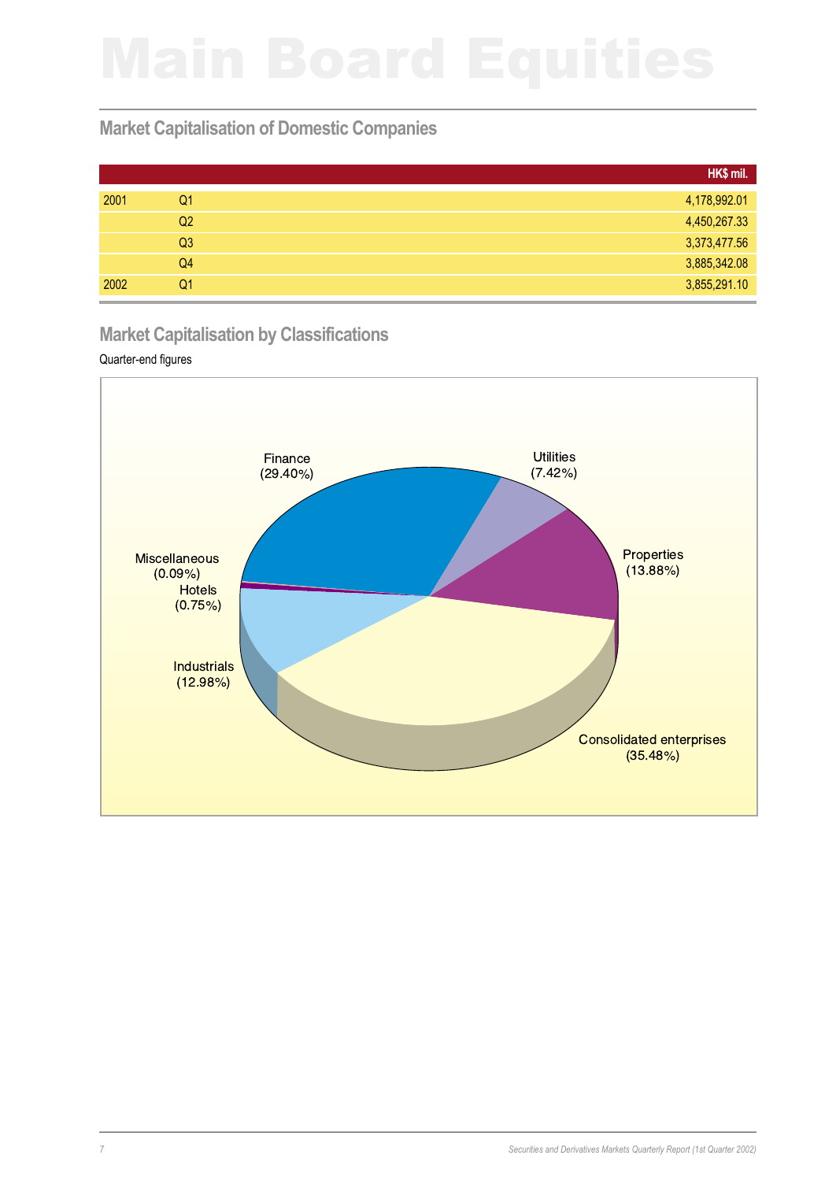# Main Board Equities

## Market Capitalisation of Domestic Companies

| | | HK$ mil. |
|---|---|---|
| 2001 | Q1 | 4,178,992.01 |
| | Q2 | 4,450,267.33 |
| | Q3 | 3,373,477.56 |
| | Q4 | 3,885,342.08 |
| 2002 | Q1 | 3,855,291.10 |

## Market Capitalisation by Classifications

Quarter-end figures

Finance (29.40%)
Utilities (7.42%)
Properties (13.88%)
Consolidated enterprises (35.48%)
Industrials (12.98%)
Hotels (0.75%)
Miscellaneous (0.09%)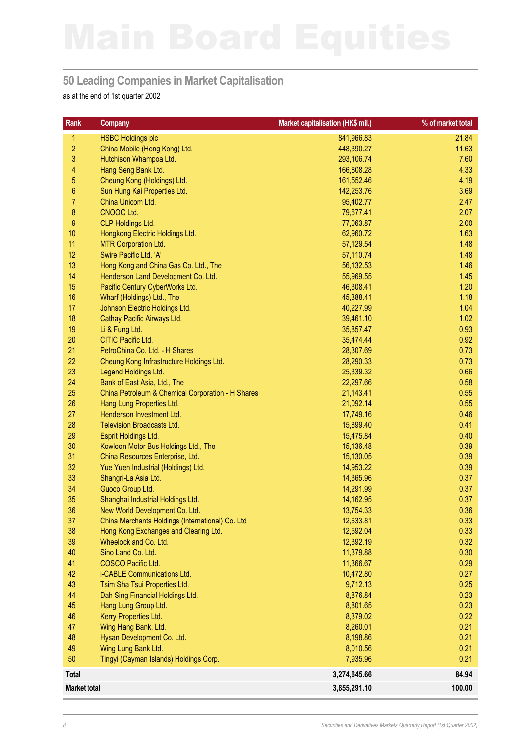# Main Board Equities

## 50 Leading Companies in Market Capitalisation

as at the end of 1st quarter 2002

| Rank | Company | Market capitalisation (HK$ mil.) | % of market total |
|---|---|---|---|
| 1 | HSBC Holdings plc | 841,966.83 | 21.84 |
| 2 | China Mobile (Hong Kong) Ltd. | 448,390.27 | 11.63 |
| 3 | Hutchison Whampoa Ltd. | 293,106.74 | 7.60 |
| 4 | Hang Seng Bank Ltd. | 166,808.28 | 4.33 |
| 5 | Cheung Kong (Holdings) Ltd. | 161,552.46 | 4.19 |
| 6 | Sun Hung Kai Properties Ltd. | 142,253.76 | 3.69 |
| 7 | China Unicom Ltd. | 95,402.77 | 2.47 |
| 8 | CNOOC Ltd. | 79,677.41 | 2.07 |
| 9 | CLP Holdings Ltd. | 77,063.87 | 2.00 |
| 10 | Hongkong Electric Holdings Ltd. | 62,960.72 | 1.63 |
| 11 | MTR Corporation Ltd. | 57,129.54 | 1.48 |
| 12 | Swire Pacific Ltd. 'A' | 57,110.74 | 1.48 |
| 13 | Hong Kong and China Gas Co. Ltd., The | 56,132.53 | 1.46 |
| 14 | Henderson Land Development Co. Ltd. | 55,969.55 | 1.45 |
| 15 | Pacific Century CyberWorks Ltd. | 46,308.41 | 1.20 |
| 16 | Wharf (Holdings) Ltd., The | 45,388.41 | 1.18 |
| 17 | Johnson Electric Holdings Ltd. | 40,227.99 | 1.04 |
| 18 | Cathay Pacific Airways Ltd. | 39,461.10 | 1.02 |
| 19 | Li & Fung Ltd. | 35,857.47 | 0.93 |
| 20 | CITIC Pacific Ltd. | 35,474.44 | 0.92 |
| 21 | PetroChina Co. Ltd. - H Shares | 28,307.69 | 0.73 |
| 22 | Cheung Kong Infrastructure Holdings Ltd. | 28,290.33 | 0.73 |
| 23 | Legend Holdings Ltd. | 25,339.32 | 0.66 |
| 24 | Bank of East Asia, Ltd., The | 22,297.66 | 0.58 |
| 25 | China Petroleum & Chemical Corporation - H Shares | 21,143.41 | 0.55 |
| 26 | Hang Lung Properties Ltd. | 21,092.14 | 0.55 |
| 27 | Henderson Investment Ltd. | 17,749.16 | 0.46 |
| 28 | Television Broadcasts Ltd. | 15,899.40 | 0.41 |
| 29 | Esprit Holdings Ltd. | 15,475.84 | 0.40 |
| 30 | Kowloon Motor Bus Holdings Ltd., The | 15,136.48 | 0.39 |
| 31 | China Resources Enterprise, Ltd. | 15,130.05 | 0.39 |
| 32 | Yue Yuen Industrial (Holdings) Ltd. | 14,953.22 | 0.39 |
| 33 | Shangri-La Asia Ltd. | 14,365.96 | 0.37 |
| 34 | Guoco Group Ltd. | 14,291.99 | 0.37 |
| 35 | Shanghai Industrial Holdings Ltd. | 14,162.95 | 0.37 |
| 36 | New World Development Co. Ltd. | 13,754.33 | 0.36 |
| 37 | China Merchants Holdings (International) Co. Ltd | 12,633.81 | 0.33 |
| 38 | Hong Kong Exchanges and Clearing Ltd. | 12,592.04 | 0.33 |
| 39 | Wheelock and Co. Ltd. | 12,392.19 | 0.32 |
| 40 | Sino Land Co. Ltd. | 11,379.88 | 0.30 |
| 41 | COSCO Pacific Ltd. | 11,366.67 | 0.29 |
| 42 | i-CABLE Communications Ltd. | 10,472.80 | 0.27 |
| 43 | Tsim Sha Tsui Properties Ltd. | 9,712.13 | 0.25 |
| 44 | Dah Sing Financial Holdings Ltd. | 8,876.84 | 0.23 |
| 45 | Hang Lung Group Ltd. | 8,801.65 | 0.23 |
| 46 | Kerry Properties Ltd. | 8,379.02 | 0.22 |
| 47 | Wing Hang Bank, Ltd. | 8,260.01 | 0.21 |
| 48 | Hysan Development Co. Ltd. | 8,198.86 | 0.21 |
| 49 | Wing Lung Bank Ltd. | 8,010.56 | 0.21 |
| 50 | Tingyi (Cayman Islands) Holdings Corp. | 7,935.96 | 0.21 |
| **Total** | | **3,274,645.66** | **84.94** |
| **Market total** | | **3,855,291.10** | **100.00** |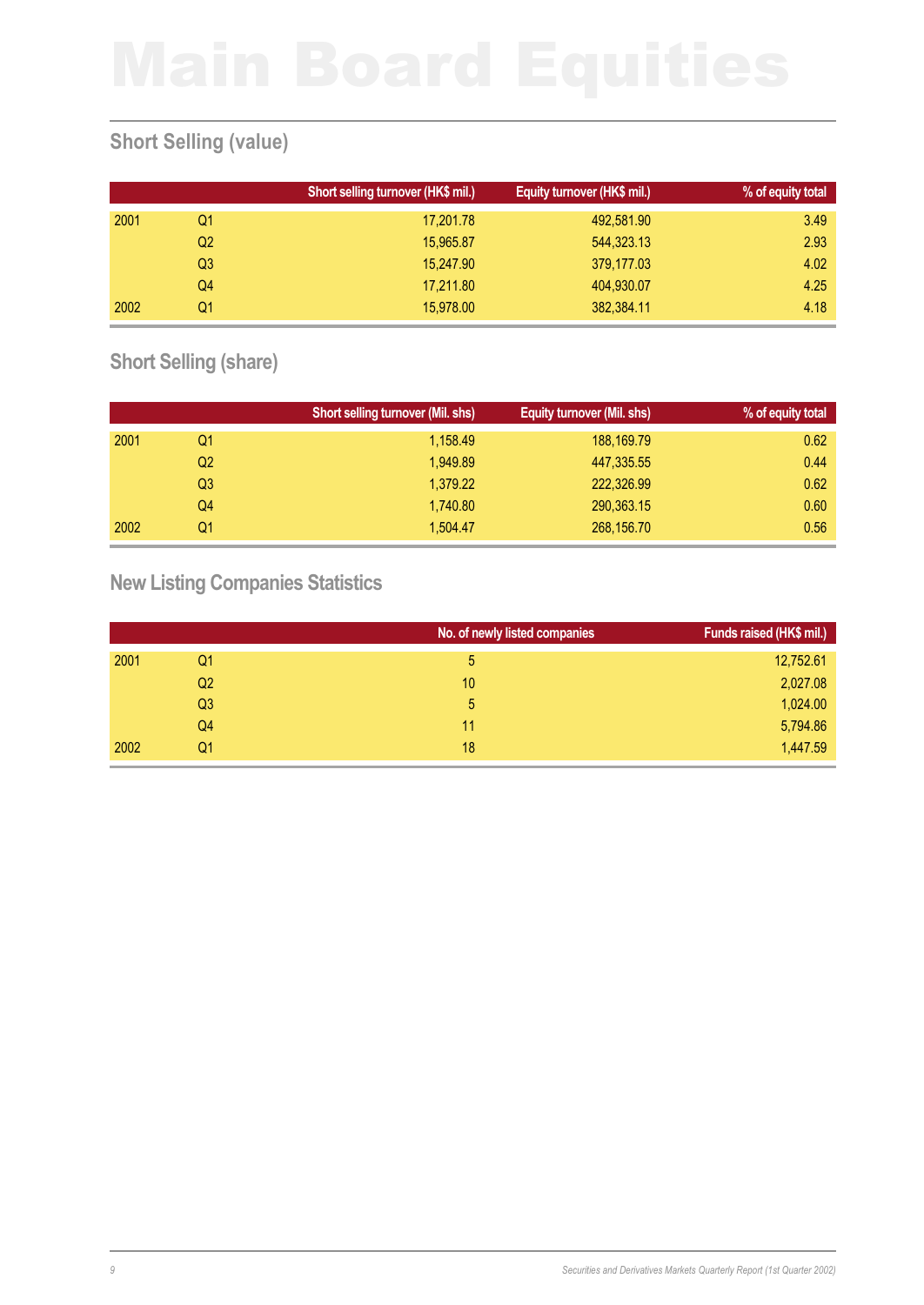# Main Board Equities

## Short Selling (value)

| | | Short selling turnover (HK$ mil.) | Equity turnover (HK$ mil.) | % of equity total |
|---|---|---|---|---|
| 2001 | Q1 | 17,201.78 | 492,581.90 | 3.49 |
| | Q2 | 15,965.87 | 544,323.13 | 2.93 |
| | Q3 | 15,247.90 | 379,177.03 | 4.02 |
| | Q4 | 17,211.80 | 404,930.07 | 4.25 |
| 2002 | Q1 | 15,978.00 | 382,384.11 | 4.18 |

## Short Selling (share)

| | | Short selling turnover (Mil. shs) | Equity turnover (Mil. shs) | % of equity total |
|---|---|---|---|---|
| 2001 | Q1 | 1,158.49 | 188,169.79 | 0.62 |
| | Q2 | 1,949.89 | 447,335.55 | 0.44 |
| | Q3 | 1,379.22 | 222,326.99 | 0.62 |
| | Q4 | 1,740.80 | 290,363.15 | 0.60 |
| 2002 | Q1 | 1,504.47 | 268,156.70 | 0.56 |

## New Listing Companies Statistics

| | | No. of newly listed companies | Funds raised (HK$ mil.) |
|---|---|---|---|
| 2001 | Q1 | 5 | 12,752.61 |
| | Q2 | 10 | 2,027.08 |
| | Q3 | 5 | 1,024.00 |
| | Q4 | 11 | 5,794.86 |
| 2002 | Q1 | 18 | 1,447.59 |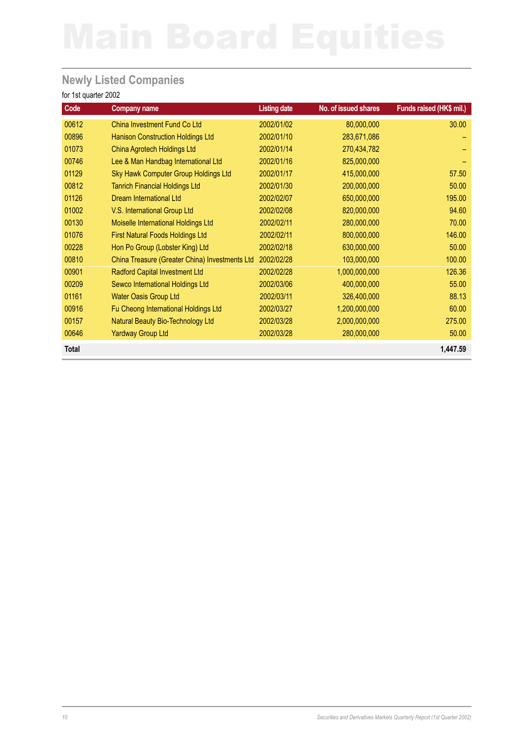# Main Board Equities

## Newly Listed Companies

for 1st quarter 2002

| Code | Company name | Listing date | No. of issued shares | Funds raised (HK$ mil.) |
|---|---|---|---|---|
| 00612 | China Investment Fund Co Ltd | 2002/01/02 | 80,000,000 | 30.00 |
| 00896 | Hanison Construction Holdings Ltd | 2002/01/10 | 283,671,086 | – |
| 01073 | China Agrotech Holdings Ltd | 2002/01/14 | 270,434,782 | – |
| 00746 | Lee & Man Handbag International Ltd | 2002/01/16 | 825,000,000 | – |
| 01129 | Sky Hawk Computer Group Holdings Ltd | 2002/01/17 | 415,000,000 | 57.50 |
| 00812 | Tanrich Financial Holdings Ltd | 2002/01/30 | 200,000,000 | 50.00 |
| 01126 | Dream International Ltd | 2002/02/07 | 650,000,000 | 195.00 |
| 01002 | V.S. International Group Ltd | 2002/02/08 | 820,000,000 | 94.60 |
| 00130 | Moiselle International Holdings Ltd | 2002/02/11 | 280,000,000 | 70.00 |
| 01076 | First Natural Foods Holdings Ltd | 2002/02/11 | 800,000,000 | 146.00 |
| 00228 | Hon Po Group (Lobster King) Ltd | 2002/02/18 | 630,000,000 | 50.00 |
| 00810 | China Treasure (Greater China) Investments Ltd | 2002/02/28 | 103,000,000 | 100.00 |
| 00901 | Radford Capital Investment Ltd | 2002/02/28 | 1,000,000,000 | 126.36 |
| 00209 | Sewco International Holdings Ltd | 2002/03/06 | 400,000,000 | 55.00 |
| 01161 | Water Oasis Group Ltd | 2002/03/11 | 326,400,000 | 88.13 |
| 00916 | Fu Cheong International Holdings Ltd | 2002/03/27 | 1,200,000,000 | 60.00 |
| 00157 | Natural Beauty Bio-Technology Ltd | 2002/03/28 | 2,000,000,000 | 275.00 |
| 00646 | Yardway Group Ltd | 2002/03/28 | 280,000,000 | 50.00 |
| **Total** | | | | **1,447.59** |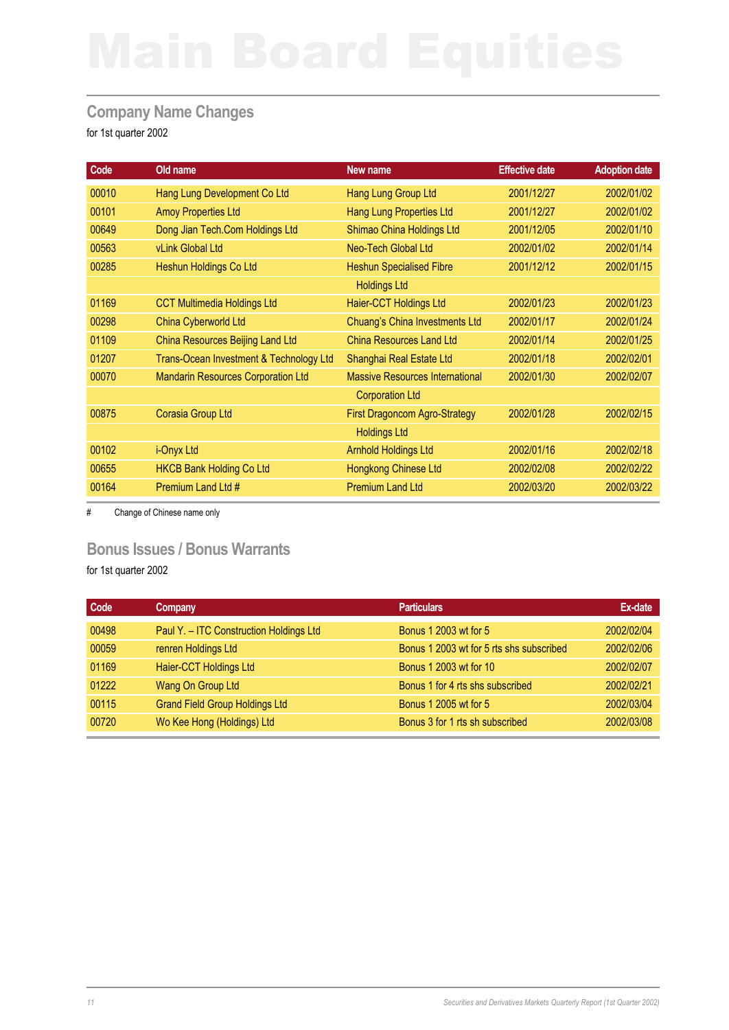# Main Board Equities

## Company Name Changes

for 1st quarter 2002

| Code | Old name | New name | Effective date | Adoption date |
|---|---|---|---|---|
| 00010 | Hang Lung Development Co Ltd | Hang Lung Group Ltd | 2001/12/27 | 2002/01/02 |
| 00101 | Amoy Properties Ltd | Hang Lung Properties Ltd | 2001/12/27 | 2002/01/02 |
| 00649 | Dong Jian Tech.Com Holdings Ltd | Shimao China Holdings Ltd | 2001/12/05 | 2002/01/10 |
| 00563 | vLink Global Ltd | Neo-Tech Global Ltd | 2002/01/02 | 2002/01/14 |
| 00285 | Heshun Holdings Co Ltd | Heshun Specialised Fibre Holdings Ltd | 2001/12/12 | 2002/01/15 |
| 01169 | CCT Multimedia Holdings Ltd | Haier-CCT Holdings Ltd | 2002/01/23 | 2002/01/23 |
| 00298 | China Cyberworld Ltd | Chuang's China Investments Ltd | 2002/01/17 | 2002/01/24 |
| 01109 | China Resources Beijing Land Ltd | China Resources Land Ltd | 2002/01/14 | 2002/01/25 |
| 01207 | Trans-Ocean Investment & Technology Ltd | Shanghai Real Estate Ltd | 2002/01/18 | 2002/02/01 |
| 00070 | Mandarin Resources Corporation Ltd | Massive Resources International Corporation Ltd | 2002/01/30 | 2002/02/07 |
| 00875 | Corasia Group Ltd | First Dragoncom Agro-Strategy Holdings Ltd | 2002/01/28 | 2002/02/15 |
| 00102 | i-Onyx Ltd | Arnhold Holdings Ltd | 2002/01/16 | 2002/02/18 |
| 00655 | HKCB Bank Holding Co Ltd | Hongkong Chinese Ltd | 2002/02/08 | 2002/02/22 |
| 00164 | Premium Land Ltd # | Premium Land Ltd | 2002/03/20 | 2002/03/22 |

\# Change of Chinese name only

## Bonus Issues / Bonus Warrants

for 1st quarter 2002

| Code | Company | Particulars | Ex-date |
|---|---|---|---|
| 00498 | Paul Y. – ITC Construction Holdings Ltd | Bonus 1 2003 wt for 5 | 2002/02/04 |
| 00059 | renren Holdings Ltd | Bonus 1 2003 wt for 5 rts shs subscribed | 2002/02/06 |
| 01169 | Haier-CCT Holdings Ltd | Bonus 1 2003 wt for 10 | 2002/02/07 |
| 01222 | Wang On Group Ltd | Bonus 1 for 4 rts shs subscribed | 2002/02/21 |
| 00115 | Grand Field Group Holdings Ltd | Bonus 1 2005 wt for 5 | 2002/03/04 |
| 00720 | Wo Kee Hong (Holdings) Ltd | Bonus 3 for 1 rts sh subscribed | 2002/03/08 |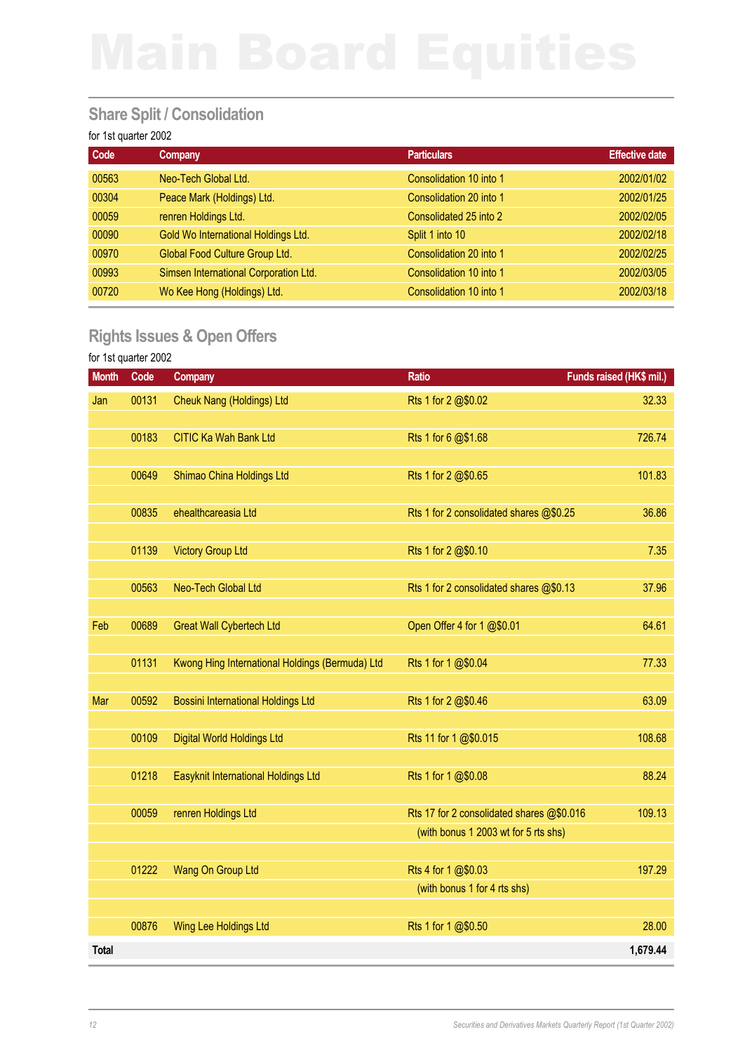# Main Board Equities

## Share Split / Consolidation

for 1st quarter 2002

| Code | Company | Particulars | Effective date |
|---|---|---|---|
| 00563 | Neo-Tech Global Ltd. | Consolidation 10 into 1 | 2002/01/02 |
| 00304 | Peace Mark (Holdings) Ltd. | Consolidation 20 into 1 | 2002/01/25 |
| 00059 | renren Holdings Ltd. | Consolidated 25 into 2 | 2002/02/05 |
| 00090 | Gold Wo International Holdings Ltd. | Split 1 into 10 | 2002/02/18 |
| 00970 | Global Food Culture Group Ltd. | Consolidation 20 into 1 | 2002/02/25 |
| 00993 | Simsen International Corporation Ltd. | Consolidation 10 into 1 | 2002/03/05 |
| 00720 | Wo Kee Hong (Holdings) Ltd. | Consolidation 10 into 1 | 2002/03/18 |

## Rights Issues & Open Offers

for 1st quarter 2002

| Month | Code | Company | Ratio | Funds raised (HK$ mil.) |
|---|---|---|---|---|
| Jan | 00131 | Cheuk Nang (Holdings) Ltd | Rts 1 for 2 @$0.02 | 32.33 |
| | 00183 | CITIC Ka Wah Bank Ltd | Rts 1 for 6 @$1.68 | 726.74 |
| | 00649 | Shimao China Holdings Ltd | Rts 1 for 2 @$0.65 | 101.83 |
| | 00835 | ehealthcareasia Ltd | Rts 1 for 2 consolidated shares @$0.25 | 36.86 |
| | 01139 | Victory Group Ltd | Rts 1 for 2 @$0.10 | 7.35 |
| | 00563 | Neo-Tech Global Ltd | Rts 1 for 2 consolidated shares @$0.13 | 37.96 |
| Feb | 00689 | Great Wall Cybertech Ltd | Open Offer 4 for 1 @$0.01 | 64.61 |
| | 01131 | Kwong Hing International Holdings (Bermuda) Ltd | Rts 1 for 1 @$0.04 | 77.33 |
| Mar | 00592 | Bossini International Holdings Ltd | Rts 1 for 2 @$0.46 | 63.09 |
| | 00109 | Digital World Holdings Ltd | Rts 11 for 1 @$0.015 | 108.68 |
| | 01218 | Easyknit International Holdings Ltd | Rts 1 for 1 @$0.08 | 88.24 |
| | 00059 | renren Holdings Ltd | Rts 17 for 2 consolidated shares @$0.016 (with bonus 1 2003 wt for 5 rts shs) | 109.13 |
| | 01222 | Wang On Group Ltd | Rts 4 for 1 @$0.03 (with bonus 1 for 4 rts shs) | 197.29 |
| | 00876 | Wing Lee Holdings Ltd | Rts 1 for 1 @$0.50 | 28.00 |
| **Total** | | | | **1,679.44** |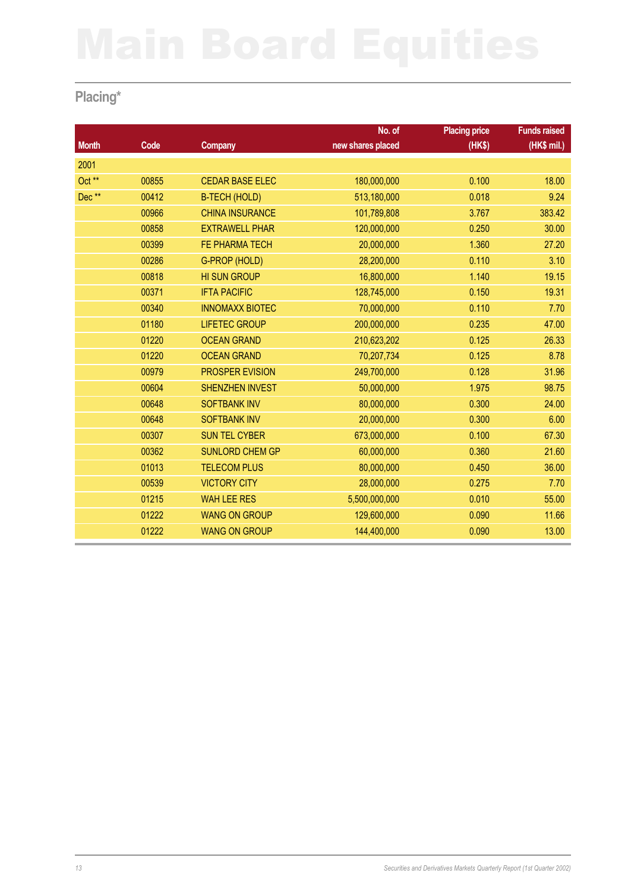# Main Board Equities

## Placing*

| Month | Code | Company | No. of new shares placed | Placing price (HK$) | Funds raised (HK$ mil.) |
|---|---|---|---|---|---|
| 2001 | | | | | |
| Oct ** | 00855 | CEDAR BASE ELEC | 180,000,000 | 0.100 | 18.00 |
| Dec ** | 00412 | B-TECH (HOLD) | 513,180,000 | 0.018 | 9.24 |
| | 00966 | CHINA INSURANCE | 101,789,808 | 3.767 | 383.42 |
| | 00858 | EXTRAWELL PHAR | 120,000,000 | 0.250 | 30.00 |
| | 00399 | FE PHARMA TECH | 20,000,000 | 1.360 | 27.20 |
| | 00286 | G-PROP (HOLD) | 28,200,000 | 0.110 | 3.10 |
| | 00818 | HI SUN GROUP | 16,800,000 | 1.140 | 19.15 |
| | 00371 | IFTA PACIFIC | 128,745,000 | 0.150 | 19.31 |
| | 00340 | INNOMAXX BIOTEC | 70,000,000 | 0.110 | 7.70 |
| | 01180 | LIFETEC GROUP | 200,000,000 | 0.235 | 47.00 |
| | 01220 | OCEAN GRAND | 210,623,202 | 0.125 | 26.33 |
| | 01220 | OCEAN GRAND | 70,207,734 | 0.125 | 8.78 |
| | 00979 | PROSPER EVISION | 249,700,000 | 0.128 | 31.96 |
| | 00604 | SHENZHEN INVEST | 50,000,000 | 1.975 | 98.75 |
| | 00648 | SOFTBANK INV | 80,000,000 | 0.300 | 24.00 |
| | 00648 | SOFTBANK INV | 20,000,000 | 0.300 | 6.00 |
| | 00307 | SUN TEL CYBER | 673,000,000 | 0.100 | 67.30 |
| | 00362 | SUNLORD CHEM GP | 60,000,000 | 0.360 | 21.60 |
| | 01013 | TELECOM PLUS | 80,000,000 | 0.450 | 36.00 |
| | 00539 | VICTORY CITY | 28,000,000 | 0.275 | 7.70 |
| | 01215 | WAH LEE RES | 5,500,000,000 | 0.010 | 55.00 |
| | 01222 | WANG ON GROUP | 129,600,000 | 0.090 | 11.66 |
| | 01222 | WANG ON GROUP | 144,400,000 | 0.090 | 13.00 |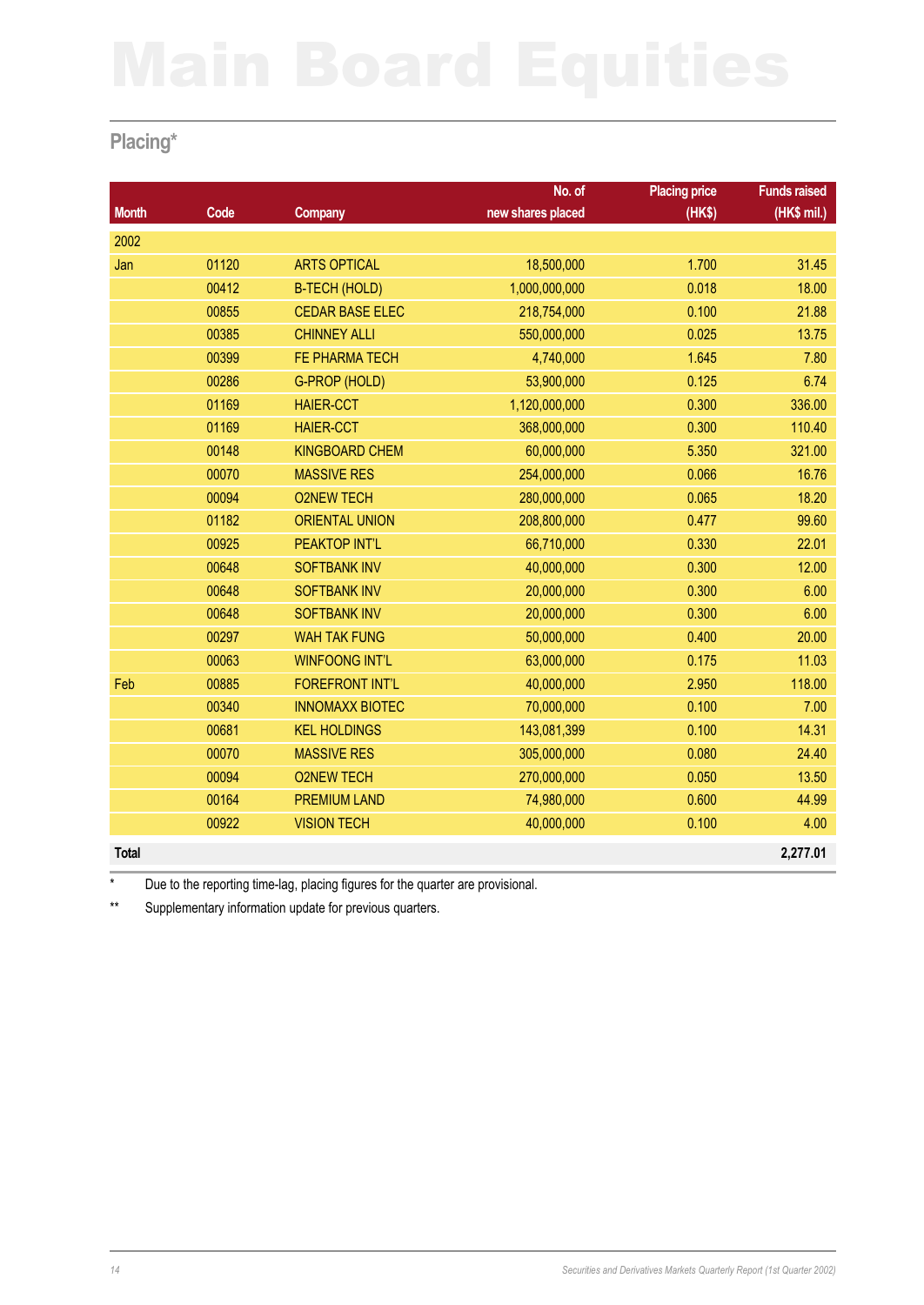# Main Board Equities

## Placing*

| Month | Code | Company | No. of new shares placed | Placing price (HK$) | Funds raised (HK$ mil.) |
|---|---|---|---|---|---|
| 2002 | | | | | |
| Jan | 01120 | ARTS OPTICAL | 18,500,000 | 1.700 | 31.45 |
| | 00412 | B-TECH (HOLD) | 1,000,000,000 | 0.018 | 18.00 |
| | 00855 | CEDAR BASE ELEC | 218,754,000 | 0.100 | 21.88 |
| | 00385 | CHINNEY ALLI | 550,000,000 | 0.025 | 13.75 |
| | 00399 | FE PHARMA TECH | 4,740,000 | 1.645 | 7.80 |
| | 00286 | G-PROP (HOLD) | 53,900,000 | 0.125 | 6.74 |
| | 01169 | HAIER-CCT | 1,120,000,000 | 0.300 | 336.00 |
| | 01169 | HAIER-CCT | 368,000,000 | 0.300 | 110.40 |
| | 00148 | KINGBOARD CHEM | 60,000,000 | 5.350 | 321.00 |
| | 00070 | MASSIVE RES | 254,000,000 | 0.066 | 16.76 |
| | 00094 | O2NEW TECH | 280,000,000 | 0.065 | 18.20 |
| | 01182 | ORIENTAL UNION | 208,800,000 | 0.477 | 99.60 |
| | 00925 | PEAKTOP INT'L | 66,710,000 | 0.330 | 22.01 |
| | 00648 | SOFTBANK INV | 40,000,000 | 0.300 | 12.00 |
| | 00648 | SOFTBANK INV | 20,000,000 | 0.300 | 6.00 |
| | 00648 | SOFTBANK INV | 20,000,000 | 0.300 | 6.00 |
| | 00297 | WAH TAK FUNG | 50,000,000 | 0.400 | 20.00 |
| | 00063 | WINFOONG INT'L | 63,000,000 | 0.175 | 11.03 |
| Feb | 00885 | FOREFRONT INT'L | 40,000,000 | 2.950 | 118.00 |
| | 00340 | INNOMAXX BIOTEC | 70,000,000 | 0.100 | 7.00 |
| | 00681 | KEL HOLDINGS | 143,081,399 | 0.100 | 14.31 |
| | 00070 | MASSIVE RES | 305,000,000 | 0.080 | 24.40 |
| | 00094 | O2NEW TECH | 270,000,000 | 0.050 | 13.50 |
| | 00164 | PREMIUM LAND | 74,980,000 | 0.600 | 44.99 |
| | 00922 | VISION TECH | 40,000,000 | 0.100 | 4.00 |
| **Total** | | | | | **2,277.01** |

\* Due to the reporting time-lag, placing figures for the quarter are provisional.

** Supplementary information update for previous quarters.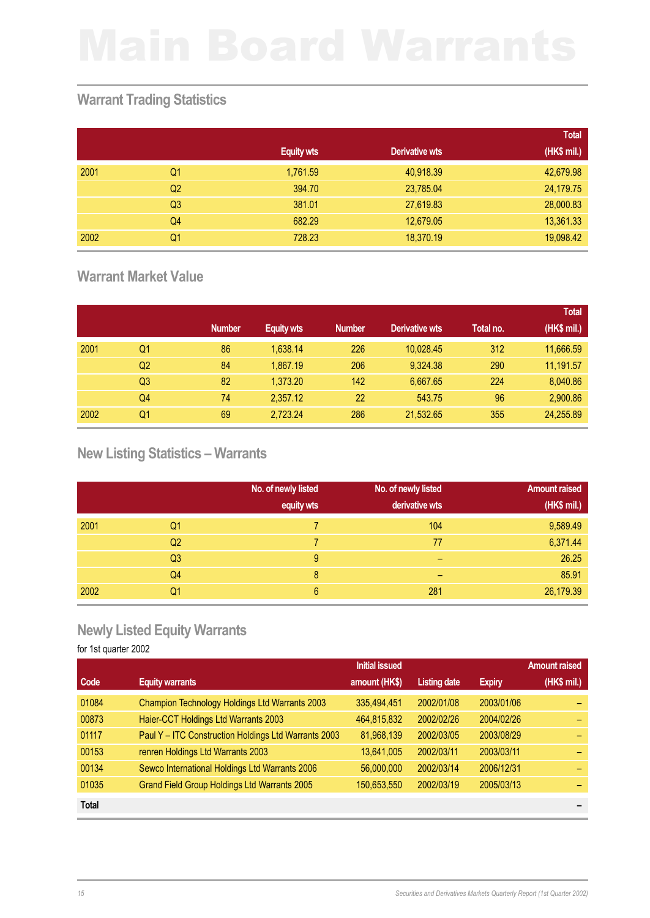# Main Board Warrants

## Warrant Trading Statistics

| | | Equity wts | Derivative wts | Total (HK$ mil.) |
|---|---|---|---|---|
| 2001 | Q1 | 1,761.59 | 40,918.39 | 42,679.98 |
| | Q2 | 394.70 | 23,785.04 | 24,179.75 |
| | Q3 | 381.01 | 27,619.83 | 28,000.83 |
| | Q4 | 682.29 | 12,679.05 | 13,361.33 |
| 2002 | Q1 | 728.23 | 18,370.19 | 19,098.42 |

## Warrant Market Value

| | | Number | Equity wts | Number | Derivative wts | Total no. | Total (HK$ mil.) |
|---|---|---|---|---|---|---|---|
| 2001 | Q1 | 86 | 1,638.14 | 226 | 10,028.45 | 312 | 11,666.59 |
| | Q2 | 84 | 1,867.19 | 206 | 9,324.38 | 290 | 11,191.57 |
| | Q3 | 82 | 1,373.20 | 142 | 6,667.65 | 224 | 8,040.86 |
| | Q4 | 74 | 2,357.12 | 22 | 543.75 | 96 | 2,900.86 |
| 2002 | Q1 | 69 | 2,723.24 | 286 | 21,532.65 | 355 | 24,255.89 |

## New Listing Statistics – Warrants

| | | No. of newly listed equity wts | No. of newly listed derivative wts | Amount raised (HK$ mil.) |
|---|---|---|---|---|
| 2001 | Q1 | 7 | 104 | 9,589.49 |
| | Q2 | 7 | 77 | 6,371.44 |
| | Q3 | 9 | – | 26.25 |
| | Q4 | 8 | – | 85.91 |
| 2002 | Q1 | 6 | 281 | 26,179.39 |

## Newly Listed Equity Warrants

for 1st quarter 2002

| Code | Equity warrants | Initial issued amount (HK$) | Listing date | Expiry | Amount raised (HK$ mil.) |
|---|---|---|---|---|---|
| 01084 | Champion Technology Holdings Ltd Warrants 2003 | 335,494,451 | 2002/01/08 | 2003/01/06 | – |
| 00873 | Haier-CCT Holdings Ltd Warrants 2003 | 464,815,832 | 2002/02/26 | 2004/02/26 | – |
| 01117 | Paul Y – ITC Construction Holdings Ltd Warrants 2003 | 81,968,139 | 2002/03/05 | 2003/08/29 | – |
| 00153 | renren Holdings Ltd Warrants 2003 | 13,641,005 | 2002/03/11 | 2003/03/11 | – |
| 00134 | Sewco International Holdings Ltd Warrants 2006 | 56,000,000 | 2002/03/14 | 2006/12/31 | – |
| 01035 | Grand Field Group Holdings Ltd Warrants 2005 | 150,653,550 | 2002/03/19 | 2005/03/13 | – |
| **Total** | | | | | **–** |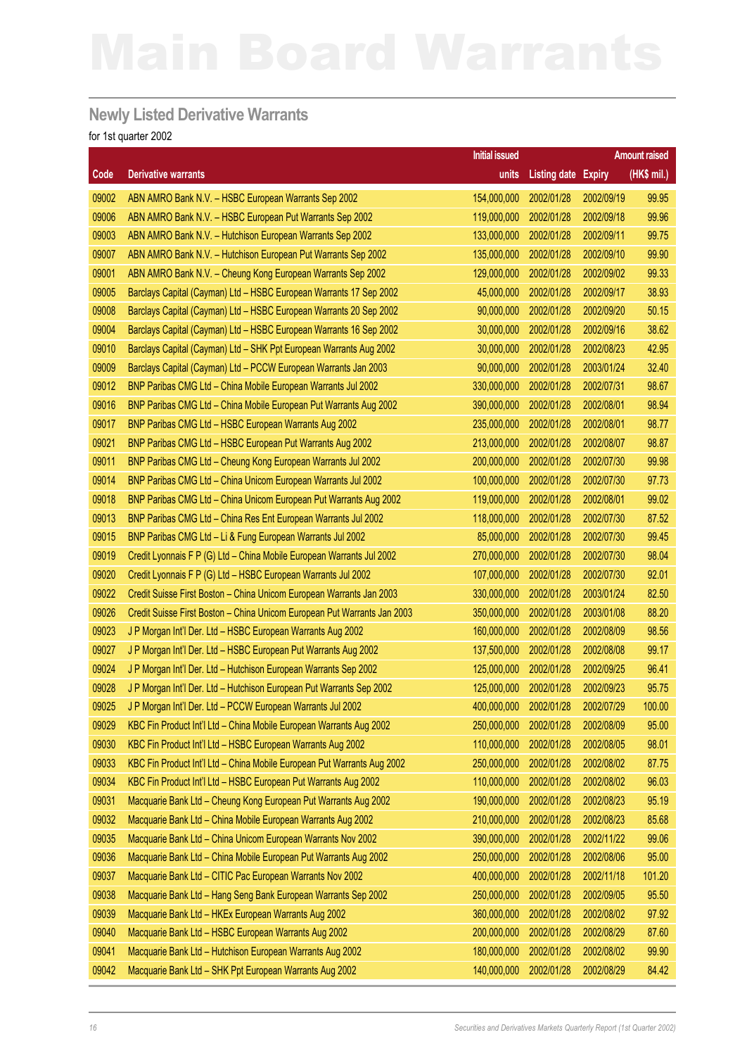# Main Board Warrants

## Newly Listed Derivative Warrants

for 1st quarter 2002

| Code | Derivative warrants | Initial issued units | Listing date | Expiry | Amount raised (HK$ mil.) |
|---|---|---|---|---|---|
| 09002 | ABN AMRO Bank N.V. – HSBC European Warrants Sep 2002 | 154,000,000 | 2002/01/28 | 2002/09/19 | 99.95 |
| 09006 | ABN AMRO Bank N.V. – HSBC European Put Warrants Sep 2002 | 119,000,000 | 2002/01/28 | 2002/09/18 | 99.96 |
| 09003 | ABN AMRO Bank N.V. – Hutchison European Warrants Sep 2002 | 133,000,000 | 2002/01/28 | 2002/09/11 | 99.75 |
| 09007 | ABN AMRO Bank N.V. – Hutchison European Put Warrants Sep 2002 | 135,000,000 | 2002/01/28 | 2002/09/10 | 99.90 |
| 09001 | ABN AMRO Bank N.V. – Cheung Kong European Warrants Sep 2002 | 129,000,000 | 2002/01/28 | 2002/09/02 | 99.33 |
| 09005 | Barclays Capital (Cayman) Ltd – HSBC European Warrants 17 Sep 2002 | 45,000,000 | 2002/01/28 | 2002/09/17 | 38.93 |
| 09008 | Barclays Capital (Cayman) Ltd – HSBC European Warrants 20 Sep 2002 | 90,000,000 | 2002/01/28 | 2002/09/20 | 50.15 |
| 09004 | Barclays Capital (Cayman) Ltd – HSBC European Warrants 16 Sep 2002 | 30,000,000 | 2002/01/28 | 2002/09/16 | 38.62 |
| 09010 | Barclays Capital (Cayman) Ltd – SHK Ppt European Warrants Aug 2002 | 30,000,000 | 2002/01/28 | 2002/08/23 | 42.95 |
| 09009 | Barclays Capital (Cayman) Ltd – PCCW European Warrants Jan 2003 | 90,000,000 | 2002/01/28 | 2003/01/24 | 32.40 |
| 09012 | BNP Paribas CMG Ltd – China Mobile European Warrants Jul 2002 | 330,000,000 | 2002/01/28 | 2002/07/31 | 98.67 |
| 09016 | BNP Paribas CMG Ltd – China Mobile European Put Warrants Aug 2002 | 390,000,000 | 2002/01/28 | 2002/08/01 | 98.94 |
| 09017 | BNP Paribas CMG Ltd – HSBC European Warrants Aug 2002 | 235,000,000 | 2002/01/28 | 2002/08/01 | 98.77 |
| 09021 | BNP Paribas CMG Ltd – HSBC European Put Warrants Aug 2002 | 213,000,000 | 2002/01/28 | 2002/08/07 | 98.87 |
| 09011 | BNP Paribas CMG Ltd – Cheung Kong European Warrants Jul 2002 | 200,000,000 | 2002/01/28 | 2002/07/30 | 99.98 |
| 09014 | BNP Paribas CMG Ltd – China Unicom European Warrants Jul 2002 | 100,000,000 | 2002/01/28 | 2002/07/30 | 97.73 |
| 09018 | BNP Paribas CMG Ltd – China Unicom European Put Warrants Aug 2002 | 119,000,000 | 2002/01/28 | 2002/08/01 | 99.02 |
| 09013 | BNP Paribas CMG Ltd – China Res Ent European Warrants Jul 2002 | 118,000,000 | 2002/01/28 | 2002/07/30 | 87.52 |
| 09015 | BNP Paribas CMG Ltd – Li & Fung European Warrants Jul 2002 | 85,000,000 | 2002/01/28 | 2002/07/30 | 99.45 |
| 09019 | Credit Lyonnais F P (G) Ltd – China Mobile European Warrants Jul 2002 | 270,000,000 | 2002/01/28 | 2002/07/30 | 98.04 |
| 09020 | Credit Lyonnais F P (G) Ltd – HSBC European Warrants Jul 2002 | 107,000,000 | 2002/01/28 | 2002/07/30 | 92.01 |
| 09022 | Credit Suisse First Boston – China Unicom European Warrants Jan 2003 | 330,000,000 | 2002/01/28 | 2003/01/24 | 82.50 |
| 09026 | Credit Suisse First Boston – China Unicom European Put Warrants Jan 2003 | 350,000,000 | 2002/01/28 | 2003/01/08 | 88.20 |
| 09023 | J P Morgan Int'l Der. Ltd – HSBC European Warrants Aug 2002 | 160,000,000 | 2002/01/28 | 2002/08/09 | 98.56 |
| 09027 | J P Morgan Int'l Der. Ltd – HSBC European Put Warrants Aug 2002 | 137,500,000 | 2002/01/28 | 2002/08/08 | 99.17 |
| 09024 | J P Morgan Int'l Der. Ltd – Hutchison European Warrants Sep 2002 | 125,000,000 | 2002/01/28 | 2002/09/25 | 96.41 |
| 09028 | J P Morgan Int'l Der. Ltd – Hutchison European Put Warrants Sep 2002 | 125,000,000 | 2002/01/28 | 2002/09/23 | 95.75 |
| 09025 | J P Morgan Int'l Der. Ltd – PCCW European Warrants Jul 2002 | 400,000,000 | 2002/01/28 | 2002/07/29 | 100.00 |
| 09029 | KBC Fin Product Int'l Ltd – China Mobile European Warrants Aug 2002 | 250,000,000 | 2002/01/28 | 2002/08/09 | 95.00 |
| 09030 | KBC Fin Product Int'l Ltd – HSBC European Warrants Aug 2002 | 110,000,000 | 2002/01/28 | 2002/08/05 | 98.01 |
| 09033 | KBC Fin Product Int'l Ltd – China Mobile European Put Warrants Aug 2002 | 250,000,000 | 2002/01/28 | 2002/08/02 | 87.75 |
| 09034 | KBC Fin Product Int'l Ltd – HSBC European Put Warrants Aug 2002 | 110,000,000 | 2002/01/28 | 2002/08/02 | 96.03 |
| 09031 | Macquarie Bank Ltd – Cheung Kong European Put Warrants Aug 2002 | 190,000,000 | 2002/01/28 | 2002/08/23 | 95.19 |
| 09032 | Macquarie Bank Ltd – China Mobile European Warrants Aug 2002 | 210,000,000 | 2002/01/28 | 2002/08/23 | 85.68 |
| 09035 | Macquarie Bank Ltd – China Unicom European Warrants Nov 2002 | 390,000,000 | 2002/01/28 | 2002/11/22 | 99.06 |
| 09036 | Macquarie Bank Ltd – China Mobile European Put Warrants Aug 2002 | 250,000,000 | 2002/01/28 | 2002/08/06 | 95.00 |
| 09037 | Macquarie Bank Ltd – CITIC Pac European Warrants Nov 2002 | 400,000,000 | 2002/01/28 | 2002/11/18 | 101.20 |
| 09038 | Macquarie Bank Ltd – Hang Seng Bank European Warrants Sep 2002 | 250,000,000 | 2002/01/28 | 2002/09/05 | 95.50 |
| 09039 | Macquarie Bank Ltd – HKEx European Warrants Aug 2002 | 360,000,000 | 2002/01/28 | 2002/08/02 | 97.92 |
| 09040 | Macquarie Bank Ltd – HSBC European Warrants Aug 2002 | 200,000,000 | 2002/01/28 | 2002/08/29 | 87.60 |
| 09041 | Macquarie Bank Ltd – Hutchison European Warrants Aug 2002 | 180,000,000 | 2002/01/28 | 2002/08/02 | 99.90 |
| 09042 | Macquarie Bank Ltd – SHK Ppt European Warrants Aug 2002 | 140,000,000 | 2002/01/28 | 2002/08/29 | 84.42 |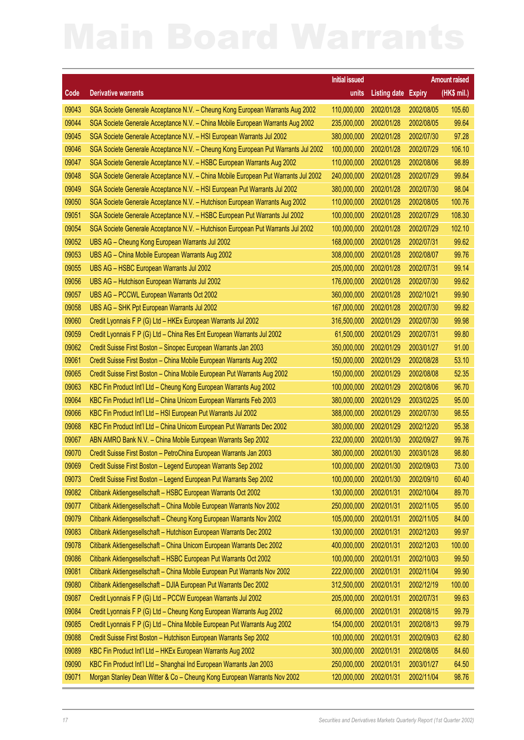# Main Board Warrants

| Code | Derivative warrants | Initial issued units | Listing date | Expiry | Amount raised (HK$ mil.) |
|---|---|---|---|---|---|
| 09043 | SGA Societe Generale Acceptance N.V. – Cheung Kong European Warrants Aug 2002 | 110,000,000 | 2002/01/28 | 2002/08/05 | 105.60 |
| 09044 | SGA Societe Generale Acceptance N.V. – China Mobile European Warrants Aug 2002 | 235,000,000 | 2002/01/28 | 2002/08/05 | 99.64 |
| 09045 | SGA Societe Generale Acceptance N.V. – HSI European Warrants Jul 2002 | 380,000,000 | 2002/01/28 | 2002/07/30 | 97.28 |
| 09046 | SGA Societe Generale Acceptance N.V. – Cheung Kong European Put Warrants Jul 2002 | 100,000,000 | 2002/01/28 | 2002/07/29 | 106.10 |
| 09047 | SGA Societe Generale Acceptance N.V. – HSBC European Warrants Aug 2002 | 110,000,000 | 2002/01/28 | 2002/08/06 | 98.89 |
| 09048 | SGA Societe Generale Acceptance N.V. – China Mobile European Put Warrants Jul 2002 | 240,000,000 | 2002/01/28 | 2002/07/29 | 99.84 |
| 09049 | SGA Societe Generale Acceptance N.V. – HSI European Put Warrants Jul 2002 | 380,000,000 | 2002/01/28 | 2002/07/30 | 98.04 |
| 09050 | SGA Societe Generale Acceptance N.V. – Hutchison European Warrants Aug 2002 | 110,000,000 | 2002/01/28 | 2002/08/05 | 100.76 |
| 09051 | SGA Societe Generale Acceptance N.V. – HSBC European Put Warrants Jul 2002 | 100,000,000 | 2002/01/28 | 2002/07/29 | 108.30 |
| 09054 | SGA Societe Generale Acceptance N.V. – Hutchison European Put Warrants Jul 2002 | 100,000,000 | 2002/01/28 | 2002/07/29 | 102.10 |
| 09052 | UBS AG – Cheung Kong European Warrants Jul 2002 | 168,000,000 | 2002/01/28 | 2002/07/31 | 99.62 |
| 09053 | UBS AG – China Mobile European Warrants Aug 2002 | 308,000,000 | 2002/01/28 | 2002/08/07 | 99.76 |
| 09055 | UBS AG – HSBC European Warrants Jul 2002 | 205,000,000 | 2002/01/28 | 2002/07/31 | 99.14 |
| 09056 | UBS AG – Hutchison European Warrants Jul 2002 | 176,000,000 | 2002/01/28 | 2002/07/30 | 99.62 |
| 09057 | UBS AG – PCCWL European Warrants Oct 2002 | 360,000,000 | 2002/01/28 | 2002/10/21 | 99.90 |
| 09058 | UBS AG – SHK Ppt European Warrants Jul 2002 | 167,000,000 | 2002/01/28 | 2002/07/30 | 99.82 |
| 09060 | Credit Lyonnais F P (G) Ltd – HKEx European Warrants Jul 2002 | 316,500,000 | 2002/01/29 | 2002/07/30 | 99.98 |
| 09059 | Credit Lyonnais F P (G) Ltd – China Res Ent European Warrants Jul 2002 | 61,500,000 | 2002/01/29 | 2002/07/31 | 99.80 |
| 09062 | Credit Suisse First Boston – Sinopec European Warrants Jan 2003 | 350,000,000 | 2002/01/29 | 2003/01/27 | 91.00 |
| 09061 | Credit Suisse First Boston – China Mobile European Warrants Aug 2002 | 150,000,000 | 2002/01/29 | 2002/08/28 | 53.10 |
| 09065 | Credit Suisse First Boston – China Mobile European Put Warrants Aug 2002 | 150,000,000 | 2002/01/29 | 2002/08/08 | 52.35 |
| 09063 | KBC Fin Product Int'l Ltd – Cheung Kong European Warrants Aug 2002 | 100,000,000 | 2002/01/29 | 2002/08/06 | 96.70 |
| 09064 | KBC Fin Product Int'l Ltd – China Unicom European Warrants Feb 2003 | 380,000,000 | 2002/01/29 | 2003/02/25 | 95.00 |
| 09066 | KBC Fin Product Int'l Ltd – HSI European Put Warrants Jul 2002 | 388,000,000 | 2002/01/29 | 2002/07/30 | 98.55 |
| 09068 | KBC Fin Product Int'l Ltd – China Unicom European Put Warrants Dec 2002 | 380,000,000 | 2002/01/29 | 2002/12/20 | 95.38 |
| 09067 | ABN AMRO Bank N.V. – China Mobile European Warrants Sep 2002 | 232,000,000 | 2002/01/30 | 2002/09/27 | 99.76 |
| 09070 | Credit Suisse First Boston – PetroChina European Warrants Jan 2003 | 380,000,000 | 2002/01/30 | 2003/01/28 | 98.80 |
| 09069 | Credit Suisse First Boston – Legend European Warrants Sep 2002 | 100,000,000 | 2002/01/30 | 2002/09/03 | 73.00 |
| 09073 | Credit Suisse First Boston – Legend European Put Warrants Sep 2002 | 100,000,000 | 2002/01/30 | 2002/09/10 | 60.40 |
| 09082 | Citibank Aktiengesellschaft – HSBC European Warrants Oct 2002 | 130,000,000 | 2002/01/31 | 2002/10/04 | 89.70 |
| 09077 | Citibank Aktiengesellschaft – China Mobile European Warrants Nov 2002 | 250,000,000 | 2002/01/31 | 2002/11/05 | 95.00 |
| 09079 | Citibank Aktiengesellschaft – Cheung Kong European Warrants Nov 2002 | 105,000,000 | 2002/01/31 | 2002/11/05 | 84.00 |
| 09083 | Citibank Aktiengesellschaft – Hutchison European Warrants Dec 2002 | 130,000,000 | 2002/01/31 | 2002/12/03 | 99.97 |
| 09078 | Citibank Aktiengesellschaft – China Unicom European Warrants Dec 2002 | 400,000,000 | 2002/01/31 | 2002/12/03 | 100.00 |
| 09086 | Citibank Aktiengesellschaft – HSBC European Put Warrants Oct 2002 | 100,000,000 | 2002/01/31 | 2002/10/03 | 99.50 |
| 09081 | Citibank Aktiengesellschaft – China Mobile European Put Warrants Nov 2002 | 222,000,000 | 2002/01/31 | 2002/11/04 | 99.90 |
| 09080 | Citibank Aktiengesellschaft – DJIA European Put Warrants Dec 2002 | 312,500,000 | 2002/01/31 | 2002/12/19 | 100.00 |
| 09087 | Credit Lyonnais F P (G) Ltd – PCCW European Warrants Jul 2002 | 205,000,000 | 2002/01/31 | 2002/07/31 | 99.63 |
| 09084 | Credit Lyonnais F P (G) Ltd – Cheung Kong European Warrants Aug 2002 | 66,000,000 | 2002/01/31 | 2002/08/15 | 99.79 |
| 09085 | Credit Lyonnais F P (G) Ltd – China Mobile European Put Warrants Aug 2002 | 154,000,000 | 2002/01/31 | 2002/08/13 | 99.79 |
| 09088 | Credit Suisse First Boston – Hutchison European Warrants Sep 2002 | 100,000,000 | 2002/01/31 | 2002/09/03 | 62.80 |
| 09089 | KBC Fin Product Int'l Ltd – HKEx European Warrants Aug 2002 | 300,000,000 | 2002/01/31 | 2002/08/05 | 84.60 |
| 09090 | KBC Fin Product Int'l Ltd – Shanghai Ind European Warrants Jan 2003 | 250,000,000 | 2002/01/31 | 2003/01/27 | 64.50 |
| 09071 | Morgan Stanley Dean Witter & Co – Cheung Kong European Warrants Nov 2002 | 120,000,000 | 2002/01/31 | 2002/11/04 | 98.76 |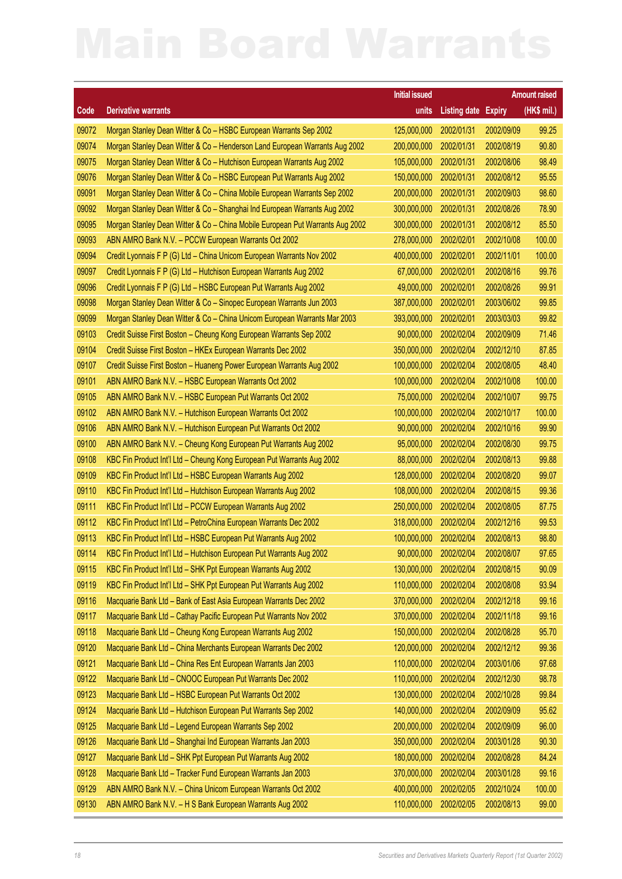# Main Board Warrants

| Code | Derivative warrants | Initial issued units | Listing date | Expiry | Amount raised (HK$ mil.) |
|---|---|---|---|---|---|
| 09072 | Morgan Stanley Dean Witter & Co – HSBC European Warrants Sep 2002 | 125,000,000 | 2002/01/31 | 2002/09/09 | 99.25 |
| 09074 | Morgan Stanley Dean Witter & Co – Henderson Land European Warrants Aug 2002 | 200,000,000 | 2002/01/31 | 2002/08/19 | 90.80 |
| 09075 | Morgan Stanley Dean Witter & Co – Hutchison European Warrants Aug 2002 | 105,000,000 | 2002/01/31 | 2002/08/06 | 98.49 |
| 09076 | Morgan Stanley Dean Witter & Co – HSBC European Put Warrants Aug 2002 | 150,000,000 | 2002/01/31 | 2002/08/12 | 95.55 |
| 09091 | Morgan Stanley Dean Witter & Co – China Mobile European Warrants Sep 2002 | 200,000,000 | 2002/01/31 | 2002/09/03 | 98.60 |
| 09092 | Morgan Stanley Dean Witter & Co – Shanghai Ind European Warrants Aug 2002 | 300,000,000 | 2002/01/31 | 2002/08/26 | 78.90 |
| 09095 | Morgan Stanley Dean Witter & Co – China Mobile European Put Warrants Aug 2002 | 300,000,000 | 2002/01/31 | 2002/08/12 | 85.50 |
| 09093 | ABN AMRO Bank N.V. – PCCW European Warrants Oct 2002 | 278,000,000 | 2002/02/01 | 2002/10/08 | 100.00 |
| 09094 | Credit Lyonnais F P (G) Ltd – China Unicom European Warrants Nov 2002 | 400,000,000 | 2002/02/01 | 2002/11/01 | 100.00 |
| 09097 | Credit Lyonnais F P (G) Ltd – Hutchison European Warrants Aug 2002 | 67,000,000 | 2002/02/01 | 2002/08/16 | 99.76 |
| 09096 | Credit Lyonnais F P (G) Ltd – HSBC European Put Warrants Aug 2002 | 49,000,000 | 2002/02/01 | 2002/08/26 | 99.91 |
| 09098 | Morgan Stanley Dean Witter & Co – Sinopec European Warrants Jun 2003 | 387,000,000 | 2002/02/01 | 2003/06/02 | 99.85 |
| 09099 | Morgan Stanley Dean Witter & Co – China Unicom European Warrants Mar 2003 | 393,000,000 | 2002/02/01 | 2003/03/03 | 99.82 |
| 09103 | Credit Suisse First Boston – Cheung Kong European Warrants Sep 2002 | 90,000,000 | 2002/02/04 | 2002/09/09 | 71.46 |
| 09104 | Credit Suisse First Boston – HKEx European Warrants Dec 2002 | 350,000,000 | 2002/02/04 | 2002/12/10 | 87.85 |
| 09107 | Credit Suisse First Boston – Huaneng Power European Warrants Aug 2002 | 100,000,000 | 2002/02/04 | 2002/08/05 | 48.40 |
| 09101 | ABN AMRO Bank N.V. – HSBC European Warrants Oct 2002 | 100,000,000 | 2002/02/04 | 2002/10/08 | 100.00 |
| 09105 | ABN AMRO Bank N.V. – HSBC European Put Warrants Oct 2002 | 75,000,000 | 2002/02/04 | 2002/10/07 | 99.75 |
| 09102 | ABN AMRO Bank N.V. – Hutchison European Warrants Oct 2002 | 100,000,000 | 2002/02/04 | 2002/10/17 | 100.00 |
| 09106 | ABN AMRO Bank N.V. – Hutchison European Put Warrants Oct 2002 | 90,000,000 | 2002/02/04 | 2002/10/16 | 99.90 |
| 09100 | ABN AMRO Bank N.V. – Cheung Kong European Put Warrants Aug 2002 | 95,000,000 | 2002/02/04 | 2002/08/30 | 99.75 |
| 09108 | KBC Fin Product Int'l Ltd – Cheung Kong European Put Warrants Aug 2002 | 88,000,000 | 2002/02/04 | 2002/08/13 | 99.88 |
| 09109 | KBC Fin Product Int'l Ltd – HSBC European Warrants Aug 2002 | 128,000,000 | 2002/02/04 | 2002/08/20 | 99.07 |
| 09110 | KBC Fin Product Int'l Ltd – Hutchison European Warrants Aug 2002 | 108,000,000 | 2002/02/04 | 2002/08/15 | 99.36 |
| 09111 | KBC Fin Product Int'l Ltd – PCCW European Warrants Aug 2002 | 250,000,000 | 2002/02/04 | 2002/08/05 | 87.75 |
| 09112 | KBC Fin Product Int'l Ltd – PetroChina European Warrants Dec 2002 | 318,000,000 | 2002/02/04 | 2002/12/16 | 99.53 |
| 09113 | KBC Fin Product Int'l Ltd – HSBC European Put Warrants Aug 2002 | 100,000,000 | 2002/02/04 | 2002/08/13 | 98.80 |
| 09114 | KBC Fin Product Int'l Ltd – Hutchison European Put Warrants Aug 2002 | 90,000,000 | 2002/02/04 | 2002/08/07 | 97.65 |
| 09115 | KBC Fin Product Int'l Ltd – SHK Ppt European Warrants Aug 2002 | 130,000,000 | 2002/02/04 | 2002/08/15 | 90.09 |
| 09119 | KBC Fin Product Int'l Ltd – SHK Ppt European Put Warrants Aug 2002 | 110,000,000 | 2002/02/04 | 2002/08/08 | 93.94 |
| 09116 | Macquarie Bank Ltd – Bank of East Asia European Warrants Dec 2002 | 370,000,000 | 2002/02/04 | 2002/12/18 | 99.16 |
| 09117 | Macquarie Bank Ltd – Cathay Pacific European Put Warrants Nov 2002 | 370,000,000 | 2002/02/04 | 2002/11/18 | 99.16 |
| 09118 | Macquarie Bank Ltd – Cheung Kong European Warrants Aug 2002 | 150,000,000 | 2002/02/04 | 2002/08/28 | 95.70 |
| 09120 | Macquarie Bank Ltd – China Merchants European Warrants Dec 2002 | 120,000,000 | 2002/02/04 | 2002/12/12 | 99.36 |
| 09121 | Macquarie Bank Ltd – China Res Ent European Warrants Jan 2003 | 110,000,000 | 2002/02/04 | 2003/01/06 | 97.68 |
| 09122 | Macquarie Bank Ltd – CNOOC European Put Warrants Dec 2002 | 110,000,000 | 2002/02/04 | 2002/12/30 | 98.78 |
| 09123 | Macquarie Bank Ltd – HSBC European Put Warrants Oct 2002 | 130,000,000 | 2002/02/04 | 2002/10/28 | 99.84 |
| 09124 | Macquarie Bank Ltd – Hutchison European Put Warrants Sep 2002 | 140,000,000 | 2002/02/04 | 2002/09/09 | 95.62 |
| 09125 | Macquarie Bank Ltd – Legend European Warrants Sep 2002 | 200,000,000 | 2002/02/04 | 2002/09/09 | 96.00 |
| 09126 | Macquarie Bank Ltd – Shanghai Ind European Warrants Jan 2003 | 350,000,000 | 2002/02/04 | 2003/01/28 | 90.30 |
| 09127 | Macquarie Bank Ltd – SHK Ppt European Put Warrants Aug 2002 | 180,000,000 | 2002/02/04 | 2002/08/28 | 84.24 |
| 09128 | Macquarie Bank Ltd – Tracker Fund European Warrants Jan 2003 | 370,000,000 | 2002/02/04 | 2003/01/28 | 99.16 |
| 09129 | ABN AMRO Bank N.V. – China Unicom European Warrants Oct 2002 | 400,000,000 | 2002/02/05 | 2002/10/24 | 100.00 |
| 09130 | ABN AMRO Bank N.V. – H S Bank European Warrants Aug 2002 | 110,000,000 | 2002/02/05 | 2002/08/13 | 99.00 |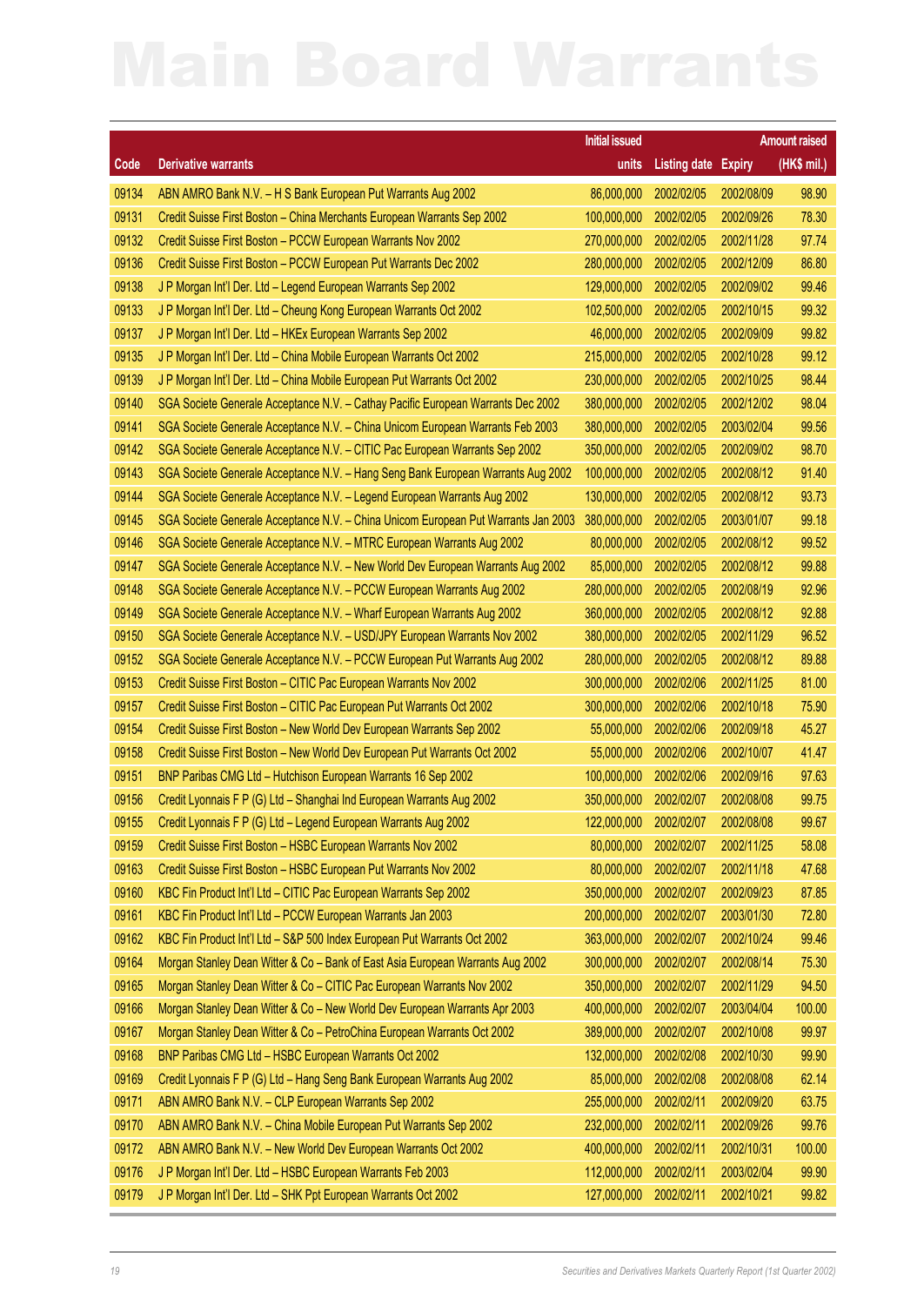# Main Board Warrants

| Code | Derivative warrants | Initial issued units | Listing date | Expiry | Amount raised (HK$ mil.) |
|---|---|---|---|---|---|
| 09134 | ABN AMRO Bank N.V. – H S Bank European Put Warrants Aug 2002 | 86,000,000 | 2002/02/05 | 2002/08/09 | 98.90 |
| 09131 | Credit Suisse First Boston – China Merchants European Warrants Sep 2002 | 100,000,000 | 2002/02/05 | 2002/09/26 | 78.30 |
| 09132 | Credit Suisse First Boston – PCCW European Warrants Nov 2002 | 270,000,000 | 2002/02/05 | 2002/11/28 | 97.74 |
| 09136 | Credit Suisse First Boston – PCCW European Put Warrants Dec 2002 | 280,000,000 | 2002/02/05 | 2002/12/09 | 86.80 |
| 09138 | J P Morgan Int'l Der. Ltd – Legend European Warrants Sep 2002 | 129,000,000 | 2002/02/05 | 2002/09/02 | 99.46 |
| 09133 | J P Morgan Int'l Der. Ltd – Cheung Kong European Warrants Oct 2002 | 102,500,000 | 2002/02/05 | 2002/10/15 | 99.32 |
| 09137 | J P Morgan Int'l Der. Ltd – HKEx European Warrants Sep 2002 | 46,000,000 | 2002/02/05 | 2002/09/09 | 99.82 |
| 09135 | J P Morgan Int'l Der. Ltd – China Mobile European Warrants Oct 2002 | 215,000,000 | 2002/02/05 | 2002/10/28 | 99.12 |
| 09139 | J P Morgan Int'l Der. Ltd – China Mobile European Put Warrants Oct 2002 | 230,000,000 | 2002/02/05 | 2002/10/25 | 98.44 |
| 09140 | SGA Societe Generale Acceptance N.V. – Cathay Pacific European Warrants Dec 2002 | 380,000,000 | 2002/02/05 | 2002/12/02 | 98.04 |
| 09141 | SGA Societe Generale Acceptance N.V. – China Unicom European Warrants Feb 2003 | 380,000,000 | 2002/02/05 | 2003/02/04 | 99.56 |
| 09142 | SGA Societe Generale Acceptance N.V. – CITIC Pac European Warrants Sep 2002 | 350,000,000 | 2002/02/05 | 2002/09/02 | 98.70 |
| 09143 | SGA Societe Generale Acceptance N.V. – Hang Seng Bank European Warrants Aug 2002 | 100,000,000 | 2002/02/05 | 2002/08/12 | 91.40 |
| 09144 | SGA Societe Generale Acceptance N.V. – Legend European Warrants Aug 2002 | 130,000,000 | 2002/02/05 | 2002/08/12 | 93.73 |
| 09145 | SGA Societe Generale Acceptance N.V. – China Unicom European Put Warrants Jan 2003 | 380,000,000 | 2002/02/05 | 2003/01/07 | 99.18 |
| 09146 | SGA Societe Generale Acceptance N.V. – MTRC European Warrants Aug 2002 | 80,000,000 | 2002/02/05 | 2002/08/12 | 99.52 |
| 09147 | SGA Societe Generale Acceptance N.V. – New World Dev European Warrants Aug 2002 | 85,000,000 | 2002/02/05 | 2002/08/12 | 99.88 |
| 09148 | SGA Societe Generale Acceptance N.V. – PCCW European Warrants Aug 2002 | 280,000,000 | 2002/02/05 | 2002/08/19 | 92.96 |
| 09149 | SGA Societe Generale Acceptance N.V. – Wharf European Warrants Aug 2002 | 360,000,000 | 2002/02/05 | 2002/08/12 | 92.88 |
| 09150 | SGA Societe Generale Acceptance N.V. – USD/JPY European Warrants Nov 2002 | 380,000,000 | 2002/02/05 | 2002/11/29 | 96.52 |
| 09152 | SGA Societe Generale Acceptance N.V. – PCCW European Put Warrants Aug 2002 | 280,000,000 | 2002/02/05 | 2002/08/12 | 89.88 |
| 09153 | Credit Suisse First Boston – CITIC Pac European Warrants Nov 2002 | 300,000,000 | 2002/02/06 | 2002/11/25 | 81.00 |
| 09157 | Credit Suisse First Boston – CITIC Pac European Put Warrants Oct 2002 | 300,000,000 | 2002/02/06 | 2002/10/18 | 75.90 |
| 09154 | Credit Suisse First Boston – New World Dev European Warrants Sep 2002 | 55,000,000 | 2002/02/06 | 2002/09/18 | 45.27 |
| 09158 | Credit Suisse First Boston – New World Dev European Put Warrants Oct 2002 | 55,000,000 | 2002/02/06 | 2002/10/07 | 41.47 |
| 09151 | BNP Paribas CMG Ltd – Hutchison European Warrants 16 Sep 2002 | 100,000,000 | 2002/02/06 | 2002/09/16 | 97.63 |
| 09156 | Credit Lyonnais F P (G) Ltd – Shanghai Ind European Warrants Aug 2002 | 350,000,000 | 2002/02/07 | 2002/08/08 | 99.75 |
| 09155 | Credit Lyonnais F P (G) Ltd – Legend European Warrants Aug 2002 | 122,000,000 | 2002/02/07 | 2002/08/08 | 99.67 |
| 09159 | Credit Suisse First Boston – HSBC European Warrants Nov 2002 | 80,000,000 | 2002/02/07 | 2002/11/25 | 58.08 |
| 09163 | Credit Suisse First Boston – HSBC European Put Warrants Nov 2002 | 80,000,000 | 2002/02/07 | 2002/11/18 | 47.68 |
| 09160 | KBC Fin Product Int'l Ltd – CITIC Pac European Warrants Sep 2002 | 350,000,000 | 2002/02/07 | 2002/09/23 | 87.85 |
| 09161 | KBC Fin Product Int'l Ltd – PCCW European Warrants Jan 2003 | 200,000,000 | 2002/02/07 | 2003/01/30 | 72.80 |
| 09162 | KBC Fin Product Int'l Ltd – S&P 500 Index European Put Warrants Oct 2002 | 363,000,000 | 2002/02/07 | 2002/10/24 | 99.46 |
| 09164 | Morgan Stanley Dean Witter & Co – Bank of East Asia European Warrants Aug 2002 | 300,000,000 | 2002/02/07 | 2002/08/14 | 75.30 |
| 09165 | Morgan Stanley Dean Witter & Co – CITIC Pac European Warrants Nov 2002 | 350,000,000 | 2002/02/07 | 2002/11/29 | 94.50 |
| 09166 | Morgan Stanley Dean Witter & Co – New World Dev European Warrants Apr 2003 | 400,000,000 | 2002/02/07 | 2003/04/04 | 100.00 |
| 09167 | Morgan Stanley Dean Witter & Co – PetroChina European Warrants Oct 2002 | 389,000,000 | 2002/02/07 | 2002/10/08 | 99.97 |
| 09168 | BNP Paribas CMG Ltd – HSBC European Warrants Oct 2002 | 132,000,000 | 2002/02/08 | 2002/10/30 | 99.90 |
| 09169 | Credit Lyonnais F P (G) Ltd – Hang Seng Bank European Warrants Aug 2002 | 85,000,000 | 2002/02/08 | 2002/08/08 | 62.14 |
| 09171 | ABN AMRO Bank N.V. – CLP European Warrants Sep 2002 | 255,000,000 | 2002/02/11 | 2002/09/20 | 63.75 |
| 09170 | ABN AMRO Bank N.V. – China Mobile European Put Warrants Sep 2002 | 232,000,000 | 2002/02/11 | 2002/09/26 | 99.76 |
| 09172 | ABN AMRO Bank N.V. – New World Dev European Warrants Oct 2002 | 400,000,000 | 2002/02/11 | 2002/10/31 | 100.00 |
| 09176 | J P Morgan Int'l Der. Ltd – HSBC European Warrants Feb 2003 | 112,000,000 | 2002/02/11 | 2003/02/04 | 99.90 |
| 09179 | J P Morgan Int'l Der. Ltd – SHK Ppt European Warrants Oct 2002 | 127,000,000 | 2002/02/11 | 2002/10/21 | 99.82 |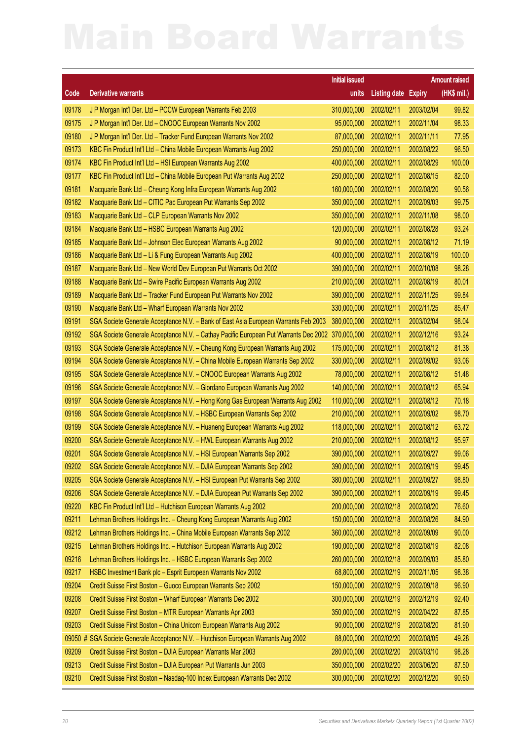# Main Board Warrants

| Code | Derivative warrants | Initial issued units | Listing date | Expiry | Amount raised (HK$ mil.) |
|---|---|---|---|---|---|
| 09178 | J P Morgan Int'l Der. Ltd – PCCW European Warrants Feb 2003 | 310,000,000 | 2002/02/11 | 2003/02/04 | 99.82 |
| 09175 | J P Morgan Int'l Der. Ltd – CNOOC European Warrants Nov 2002 | 95,000,000 | 2002/02/11 | 2002/11/04 | 98.33 |
| 09180 | J P Morgan Int'l Der. Ltd – Tracker Fund European Warrants Nov 2002 | 87,000,000 | 2002/02/11 | 2002/11/11 | 77.95 |
| 09173 | KBC Fin Product Int'l Ltd – China Mobile European Warrants Aug 2002 | 250,000,000 | 2002/02/11 | 2002/08/22 | 96.50 |
| 09174 | KBC Fin Product Int'l Ltd – HSI European Warrants Aug 2002 | 400,000,000 | 2002/02/11 | 2002/08/29 | 100.00 |
| 09177 | KBC Fin Product Int'l Ltd – China Mobile European Put Warrants Aug 2002 | 250,000,000 | 2002/02/11 | 2002/08/15 | 82.00 |
| 09181 | Macquarie Bank Ltd – Cheung Kong Infra European Warrants Aug 2002 | 160,000,000 | 2002/02/11 | 2002/08/20 | 90.56 |
| 09182 | Macquarie Bank Ltd – CITIC Pac European Put Warrants Sep 2002 | 350,000,000 | 2002/02/11 | 2002/09/03 | 99.75 |
| 09183 | Macquarie Bank Ltd – CLP European Warrants Nov 2002 | 350,000,000 | 2002/02/11 | 2002/11/08 | 98.00 |
| 09184 | Macquarie Bank Ltd – HSBC European Warrants Aug 2002 | 120,000,000 | 2002/02/11 | 2002/08/28 | 93.24 |
| 09185 | Macquarie Bank Ltd – Johnson Elec European Warrants Aug 2002 | 90,000,000 | 2002/02/11 | 2002/08/12 | 71.19 |
| 09186 | Macquarie Bank Ltd – Li & Fung European Warrants Aug 2002 | 400,000,000 | 2002/02/11 | 2002/08/19 | 100.00 |
| 09187 | Macquarie Bank Ltd – New World Dev European Put Warrants Oct 2002 | 390,000,000 | 2002/02/11 | 2002/10/08 | 98.28 |
| 09188 | Macquarie Bank Ltd – Swire Pacific European Warrants Aug 2002 | 210,000,000 | 2002/02/11 | 2002/08/19 | 80.01 |
| 09189 | Macquarie Bank Ltd – Tracker Fund European Put Warrants Nov 2002 | 390,000,000 | 2002/02/11 | 2002/11/25 | 99.84 |
| 09190 | Macquarie Bank Ltd – Wharf European Warrants Nov 2002 | 330,000,000 | 2002/02/11 | 2002/11/25 | 85.47 |
| 09191 | SGA Societe Generale Acceptance N.V. – Bank of East Asia European Warrants Feb 2003 | 380,000,000 | 2002/02/11 | 2003/02/04 | 98.04 |
| 09192 | SGA Societe Generale Acceptance N.V. – Cathay Pacific European Put Warrants Dec 2002 | 370,000,000 | 2002/02/11 | 2002/12/16 | 93.24 |
| 09193 | SGA Societe Generale Acceptance N.V. – Cheung Kong European Warrants Aug 2002 | 175,000,000 | 2002/02/11 | 2002/08/12 | 81.38 |
| 09194 | SGA Societe Generale Acceptance N.V. – China Mobile European Warrants Sep 2002 | 330,000,000 | 2002/02/11 | 2002/09/02 | 93.06 |
| 09195 | SGA Societe Generale Acceptance N.V. – CNOOC European Warrants Aug 2002 | 78,000,000 | 2002/02/11 | 2002/08/12 | 51.48 |
| 09196 | SGA Societe Generale Acceptance N.V. – Giordano European Warrants Aug 2002 | 140,000,000 | 2002/02/11 | 2002/08/12 | 65.94 |
| 09197 | SGA Societe Generale Acceptance N.V. – Hong Kong Gas European Warrants Aug 2002 | 110,000,000 | 2002/02/11 | 2002/08/12 | 70.18 |
| 09198 | SGA Societe Generale Acceptance N.V. – HSBC European Warrants Sep 2002 | 210,000,000 | 2002/02/11 | 2002/09/02 | 98.70 |
| 09199 | SGA Societe Generale Acceptance N.V. – Huaneng European Warrants Aug 2002 | 118,000,000 | 2002/02/11 | 2002/08/12 | 63.72 |
| 09200 | SGA Societe Generale Acceptance N.V. – HWL European Warrants Aug 2002 | 210,000,000 | 2002/02/11 | 2002/08/12 | 95.97 |
| 09201 | SGA Societe Generale Acceptance N.V. – HSI European Warrants Sep 2002 | 390,000,000 | 2002/02/11 | 2002/09/27 | 99.06 |
| 09202 | SGA Societe Generale Acceptance N.V. – DJIA European Warrants Sep 2002 | 390,000,000 | 2002/02/11 | 2002/09/19 | 99.45 |
| 09205 | SGA Societe Generale Acceptance N.V. – HSI European Put Warrants Sep 2002 | 380,000,000 | 2002/02/11 | 2002/09/27 | 98.80 |
| 09206 | SGA Societe Generale Acceptance N.V. – DJIA European Put Warrants Sep 2002 | 390,000,000 | 2002/02/11 | 2002/09/19 | 99.45 |
| 09220 | KBC Fin Product Int'l Ltd – Hutchison European Warrants Aug 2002 | 200,000,000 | 2002/02/18 | 2002/08/20 | 76.60 |
| 09211 | Lehman Brothers Holdings Inc. – Cheung Kong European Warrants Aug 2002 | 150,000,000 | 2002/02/18 | 2002/08/26 | 84.90 |
| 09212 | Lehman Brothers Holdings Inc. – China Mobile European Warrants Sep 2002 | 360,000,000 | 2002/02/18 | 2002/09/09 | 90.00 |
| 09215 | Lehman Brothers Holdings Inc. – Hutchison European Warrants Aug 2002 | 190,000,000 | 2002/02/18 | 2002/08/19 | 82.08 |
| 09216 | Lehman Brothers Holdings Inc. – HSBC European Warrants Sep 2002 | 260,000,000 | 2002/02/18 | 2002/09/03 | 85.80 |
| 09217 | HSBC Investment Bank plc – Esprit European Warrants Nov 2002 | 68,800,000 | 2002/02/19 | 2002/11/05 | 98.38 |
| 09204 | Credit Suisse First Boston – Guoco European Warrants Sep 2002 | 150,000,000 | 2002/02/19 | 2002/09/18 | 96.90 |
| 09208 | Credit Suisse First Boston – Wharf European Warrants Dec 2002 | 300,000,000 | 2002/02/19 | 2002/12/19 | 92.40 |
| 09207 | Credit Suisse First Boston – MTR European Warrants Apr 2003 | 350,000,000 | 2002/02/19 | 2003/04/22 | 87.85 |
| 09203 | Credit Suisse First Boston – China Unicom European Warrants Aug 2002 | 90,000,000 | 2002/02/19 | 2002/08/20 | 81.90 |
| 09050 # | SGA Societe Generale Acceptance N.V. – Hutchison European Warrants Aug 2002 | 88,000,000 | 2002/02/20 | 2002/08/05 | 49.28 |
| 09209 | Credit Suisse First Boston – DJIA European Warrants Mar 2003 | 280,000,000 | 2002/02/20 | 2003/03/10 | 98.28 |
| 09213 | Credit Suisse First Boston – DJIA European Put Warrants Jun 2003 | 350,000,000 | 2002/02/20 | 2003/06/20 | 87.50 |
| 09210 | Credit Suisse First Boston – Nasdaq-100 Index European Warrants Dec 2002 | 300,000,000 | 2002/02/20 | 2002/12/20 | 90.60 |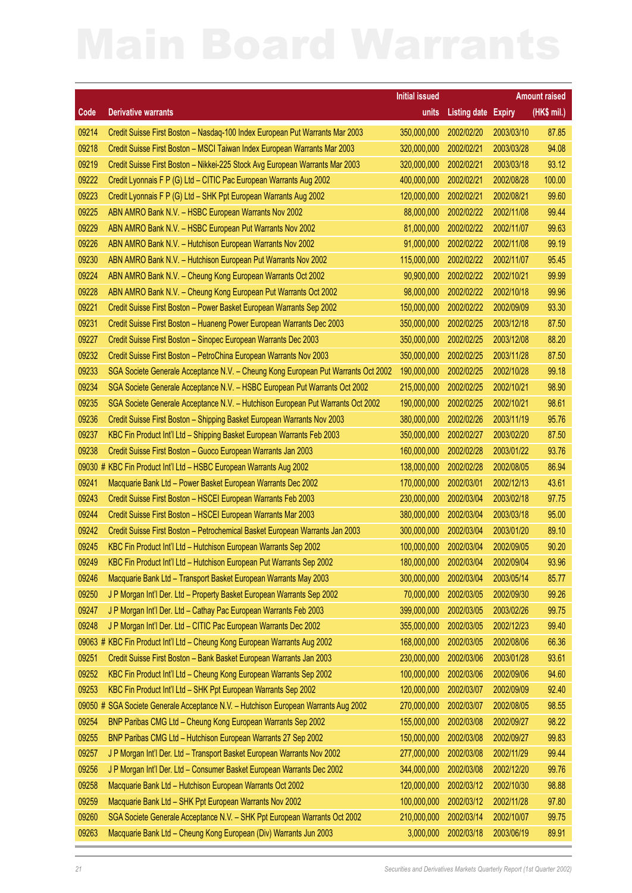# Main Board Warrants

| Code | Derivative warrants | Initial issued units | Listing date | Expiry | Amount raised (HK$ mil.) |
|---|---|---|---|---|---|
| 09214 | Credit Suisse First Boston – Nasdaq-100 Index European Put Warrants Mar 2003 | 350,000,000 | 2002/02/20 | 2003/03/10 | 87.85 |
| 09218 | Credit Suisse First Boston – MSCI Taiwan Index European Warrants Mar 2003 | 320,000,000 | 2002/02/21 | 2003/03/28 | 94.08 |
| 09219 | Credit Suisse First Boston – Nikkei-225 Stock Avg European Warrants Mar 2003 | 320,000,000 | 2002/02/21 | 2003/03/18 | 93.12 |
| 09222 | Credit Lyonnais F P (G) Ltd – CITIC Pac European Warrants Aug 2002 | 400,000,000 | 2002/02/21 | 2002/08/28 | 100.00 |
| 09223 | Credit Lyonnais F P (G) Ltd – SHK Ppt European Warrants Aug 2002 | 120,000,000 | 2002/02/21 | 2002/08/21 | 99.60 |
| 09225 | ABN AMRO Bank N.V. – HSBC European Warrants Nov 2002 | 88,000,000 | 2002/02/22 | 2002/11/08 | 99.44 |
| 09229 | ABN AMRO Bank N.V. – HSBC European Put Warrants Nov 2002 | 81,000,000 | 2002/02/22 | 2002/11/07 | 99.63 |
| 09226 | ABN AMRO Bank N.V. – Hutchison European Warrants Nov 2002 | 91,000,000 | 2002/02/22 | 2002/11/08 | 99.19 |
| 09230 | ABN AMRO Bank N.V. – Hutchison European Put Warrants Nov 2002 | 115,000,000 | 2002/02/22 | 2002/11/07 | 95.45 |
| 09224 | ABN AMRO Bank N.V. – Cheung Kong European Warrants Oct 2002 | 90,900,000 | 2002/02/22 | 2002/10/21 | 99.99 |
| 09228 | ABN AMRO Bank N.V. – Cheung Kong European Put Warrants Oct 2002 | 98,000,000 | 2002/02/22 | 2002/10/18 | 99.96 |
| 09221 | Credit Suisse First Boston – Power Basket European Warrants Sep 2002 | 150,000,000 | 2002/02/22 | 2002/09/09 | 93.30 |
| 09231 | Credit Suisse First Boston – Huaneng Power European Warrants Dec 2003 | 350,000,000 | 2002/02/25 | 2003/12/18 | 87.50 |
| 09227 | Credit Suisse First Boston – Sinopec European Warrants Dec 2003 | 350,000,000 | 2002/02/25 | 2003/12/08 | 88.20 |
| 09232 | Credit Suisse First Boston – PetroChina European Warrants Nov 2003 | 350,000,000 | 2002/02/25 | 2003/11/28 | 87.50 |
| 09233 | SGA Societe Generale Acceptance N.V. – Cheung Kong European Put Warrants Oct 2002 | 190,000,000 | 2002/02/25 | 2002/10/28 | 99.18 |
| 09234 | SGA Societe Generale Acceptance N.V. – HSBC European Put Warrants Oct 2002 | 215,000,000 | 2002/02/25 | 2002/10/21 | 98.90 |
| 09235 | SGA Societe Generale Acceptance N.V. – Hutchison European Put Warrants Oct 2002 | 190,000,000 | 2002/02/25 | 2002/10/21 | 98.61 |
| 09236 | Credit Suisse First Boston – Shipping Basket European Warrants Nov 2003 | 380,000,000 | 2002/02/26 | 2003/11/19 | 95.76 |
| 09237 | KBC Fin Product Int'l Ltd – Shipping Basket European Warrants Feb 2003 | 350,000,000 | 2002/02/27 | 2003/02/20 | 87.50 |
| 09238 | Credit Suisse First Boston – Guoco European Warrants Jan 2003 | 160,000,000 | 2002/02/28 | 2003/01/22 | 93.76 |
| 09030 # | KBC Fin Product Int'l Ltd – HSBC European Warrants Aug 2002 | 138,000,000 | 2002/02/28 | 2002/08/05 | 86.94 |
| 09241 | Macquarie Bank Ltd – Power Basket European Warrants Dec 2002 | 170,000,000 | 2002/03/01 | 2002/12/13 | 43.61 |
| 09243 | Credit Suisse First Boston – HSCEI European Warrants Feb 2003 | 230,000,000 | 2002/03/04 | 2003/02/18 | 97.75 |
| 09244 | Credit Suisse First Boston – HSCEI European Warrants Mar 2003 | 380,000,000 | 2002/03/04 | 2003/03/18 | 95.00 |
| 09242 | Credit Suisse First Boston – Petrochemical Basket European Warrants Jan 2003 | 300,000,000 | 2002/03/04 | 2003/01/20 | 89.10 |
| 09245 | KBC Fin Product Int'l Ltd – Hutchison European Warrants Sep 2002 | 100,000,000 | 2002/03/04 | 2002/09/05 | 90.20 |
| 09249 | KBC Fin Product Int'l Ltd – Hutchison European Put Warrants Sep 2002 | 180,000,000 | 2002/03/04 | 2002/09/04 | 93.96 |
| 09246 | Macquarie Bank Ltd – Transport Basket European Warrants May 2003 | 300,000,000 | 2002/03/04 | 2003/05/14 | 85.77 |
| 09250 | J P Morgan Int'l Der. Ltd – Property Basket European Warrants Sep 2002 | 70,000,000 | 2002/03/05 | 2002/09/30 | 99.26 |
| 09247 | J P Morgan Int'l Der. Ltd – Cathay Pac European Warrants Feb 2003 | 399,000,000 | 2002/03/05 | 2003/02/26 | 99.75 |
| 09248 | J P Morgan Int'l Der. Ltd – CITIC Pac European Warrants Dec 2002 | 355,000,000 | 2002/03/05 | 2002/12/23 | 99.40 |
| 09063 # | KBC Fin Product Int'l Ltd – Cheung Kong European Warrants Aug 2002 | 168,000,000 | 2002/03/05 | 2002/08/06 | 66.36 |
| 09251 | Credit Suisse First Boston – Bank Basket European Warrants Jan 2003 | 230,000,000 | 2002/03/06 | 2003/01/28 | 93.61 |
| 09252 | KBC Fin Product Int'l Ltd – Cheung Kong European Warrants Sep 2002 | 100,000,000 | 2002/03/06 | 2002/09/06 | 94.60 |
| 09253 | KBC Fin Product Int'l Ltd – SHK Ppt European Warrants Sep 2002 | 120,000,000 | 2002/03/07 | 2002/09/09 | 92.40 |
| 09050 # | SGA Societe Generale Acceptance N.V. – Hutchison European Warrants Aug 2002 | 270,000,000 | 2002/03/07 | 2002/08/05 | 98.55 |
| 09254 | BNP Paribas CMG Ltd – Cheung Kong European Warrants Sep 2002 | 155,000,000 | 2002/03/08 | 2002/09/27 | 98.22 |
| 09255 | BNP Paribas CMG Ltd – Hutchison European Warrants 27 Sep 2002 | 150,000,000 | 2002/03/08 | 2002/09/27 | 99.83 |
| 09257 | J P Morgan Int'l Der. Ltd – Transport Basket European Warrants Nov 2002 | 277,000,000 | 2002/03/08 | 2002/11/29 | 99.44 |
| 09256 | J P Morgan Int'l Der. Ltd – Consumer Basket European Warrants Dec 2002 | 344,000,000 | 2002/03/08 | 2002/12/20 | 99.76 |
| 09258 | Macquarie Bank Ltd – Hutchison European Warrants Oct 2002 | 120,000,000 | 2002/03/12 | 2002/10/30 | 98.88 |
| 09259 | Macquarie Bank Ltd – SHK Ppt European Warrants Nov 2002 | 100,000,000 | 2002/03/12 | 2002/11/28 | 97.80 |
| 09260 | SGA Societe Generale Acceptance N.V. – SHK Ppt European Warrants Oct 2002 | 210,000,000 | 2002/03/14 | 2002/10/07 | 99.75 |
| 09263 | Macquarie Bank Ltd – Cheung Kong European (Div) Warrants Jun 2003 | 3,000,000 | 2002/03/18 | 2003/06/19 | 89.91 |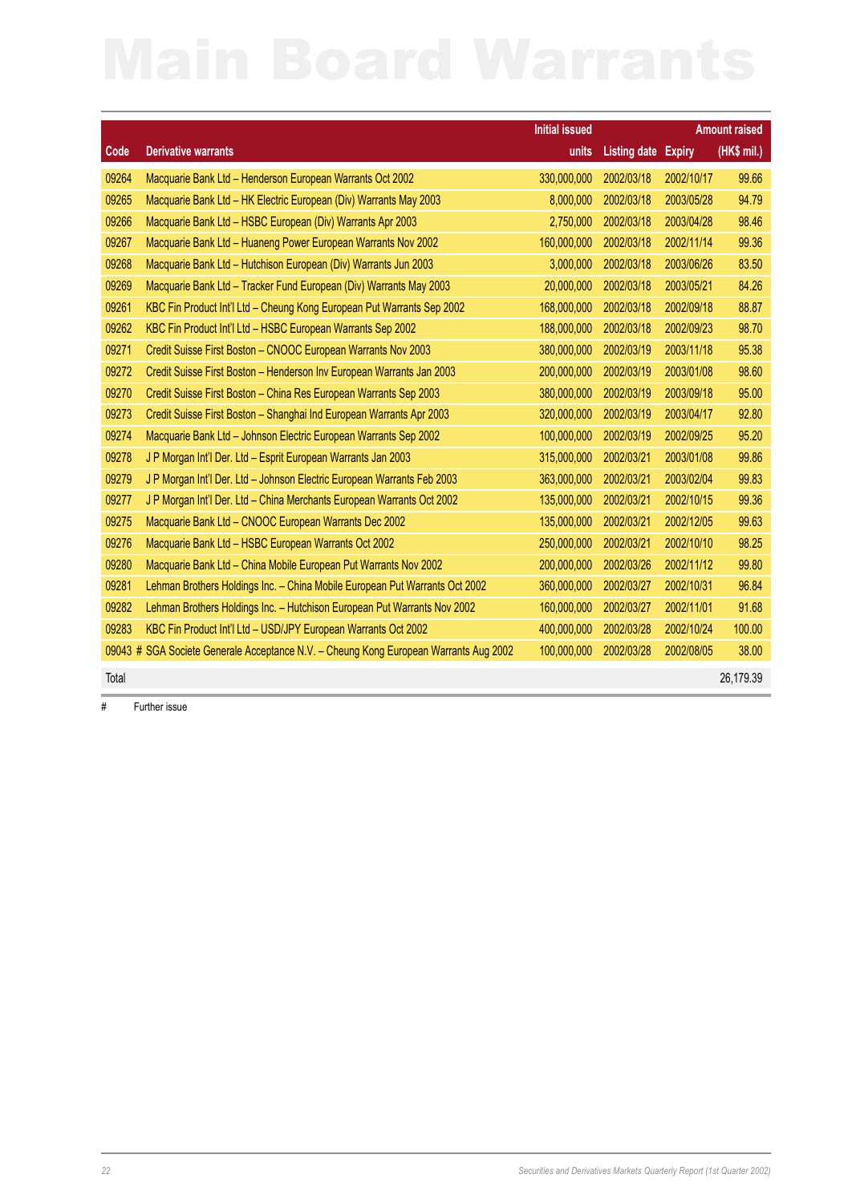# Main Board Warrants

| Code | Derivative warrants | Initial issued units | Listing date | Expiry | Amount raised (HK$ mil.) |
|---|---|---|---|---|---|
| 09264 | Macquarie Bank Ltd – Henderson European Warrants Oct 2002 | 330,000,000 | 2002/03/18 | 2002/10/17 | 99.66 |
| 09265 | Macquarie Bank Ltd – HK Electric European (Div) Warrants May 2003 | 8,000,000 | 2002/03/18 | 2003/05/28 | 94.79 |
| 09266 | Macquarie Bank Ltd – HSBC European (Div) Warrants Apr 2003 | 2,750,000 | 2002/03/18 | 2003/04/28 | 98.46 |
| 09267 | Macquarie Bank Ltd – Huaneng Power European Warrants Nov 2002 | 160,000,000 | 2002/03/18 | 2002/11/14 | 99.36 |
| 09268 | Macquarie Bank Ltd – Hutchison European (Div) Warrants Jun 2003 | 3,000,000 | 2002/03/18 | 2003/06/26 | 83.50 |
| 09269 | Macquarie Bank Ltd – Tracker Fund European (Div) Warrants May 2003 | 20,000,000 | 2002/03/18 | 2003/05/21 | 84.26 |
| 09261 | KBC Fin Product Int'l Ltd – Cheung Kong European Put Warrants Sep 2002 | 168,000,000 | 2002/03/18 | 2002/09/18 | 88.87 |
| 09262 | KBC Fin Product Int'l Ltd – HSBC European Warrants Sep 2002 | 188,000,000 | 2002/03/18 | 2002/09/23 | 98.70 |
| 09271 | Credit Suisse First Boston – CNOOC European Warrants Nov 2003 | 380,000,000 | 2002/03/19 | 2003/11/18 | 95.38 |
| 09272 | Credit Suisse First Boston – Henderson Inv European Warrants Jan 2003 | 200,000,000 | 2002/03/19 | 2003/01/08 | 98.60 |
| 09270 | Credit Suisse First Boston – China Res European Warrants Sep 2003 | 380,000,000 | 2002/03/19 | 2003/09/18 | 95.00 |
| 09273 | Credit Suisse First Boston – Shanghai Ind European Warrants Apr 2003 | 320,000,000 | 2002/03/19 | 2003/04/17 | 92.80 |
| 09274 | Macquarie Bank Ltd – Johnson Electric European Warrants Sep 2002 | 100,000,000 | 2002/03/19 | 2002/09/25 | 95.20 |
| 09278 | J P Morgan Int'l Der. Ltd – Esprit European Warrants Jan 2003 | 315,000,000 | 2002/03/21 | 2003/01/08 | 99.86 |
| 09279 | J P Morgan Int'l Der. Ltd – Johnson Electric European Warrants Feb 2003 | 363,000,000 | 2002/03/21 | 2003/02/04 | 99.83 |
| 09277 | J P Morgan Int'l Der. Ltd – China Merchants European Warrants Oct 2002 | 135,000,000 | 2002/03/21 | 2002/10/15 | 99.36 |
| 09275 | Macquarie Bank Ltd – CNOOC European Warrants Dec 2002 | 135,000,000 | 2002/03/21 | 2002/12/05 | 99.63 |
| 09276 | Macquarie Bank Ltd – HSBC European Warrants Oct 2002 | 250,000,000 | 2002/03/21 | 2002/10/10 | 98.25 |
| 09280 | Macquarie Bank Ltd – China Mobile European Put Warrants Nov 2002 | 200,000,000 | 2002/03/26 | 2002/11/12 | 99.80 |
| 09281 | Lehman Brothers Holdings Inc. – China Mobile European Put Warrants Oct 2002 | 360,000,000 | 2002/03/27 | 2002/10/31 | 96.84 |
| 09282 | Lehman Brothers Holdings Inc. – Hutchison European Put Warrants Nov 2002 | 160,000,000 | 2002/03/27 | 2002/11/01 | 91.68 |
| 09283 | KBC Fin Product Int'l Ltd – USD/JPY European Warrants Oct 2002 | 400,000,000 | 2002/03/28 | 2002/10/24 | 100.00 |
| 09043 # | SGA Societe Generale Acceptance N.V. – Cheung Kong European Warrants Aug 2002 | 100,000,000 | 2002/03/28 | 2002/08/05 | 38.00 |
| Total | | | | | 26,179.39 |

# Further issue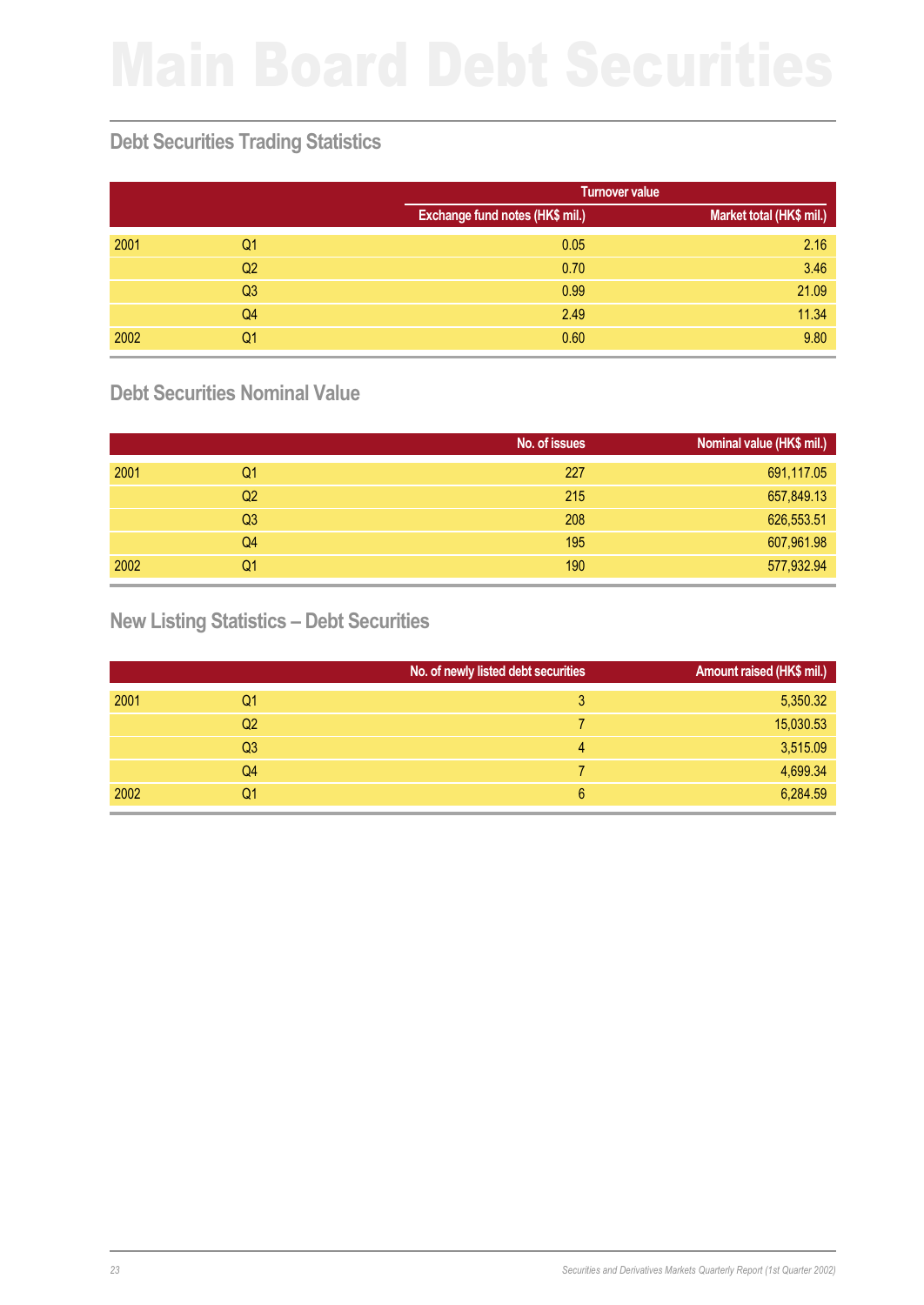# Main Board Debt Securities

## Debt Securities Trading Statistics

| | | Turnover value | |
|---|---|---|---|
| | | Exchange fund notes (HK$ mil.) | Market total (HK$ mil.) |
| 2001 | Q1 | 0.05 | 2.16 |
| | Q2 | 0.70 | 3.46 |
| | Q3 | 0.99 | 21.09 |
| | Q4 | 2.49 | 11.34 |
| 2002 | Q1 | 0.60 | 9.80 |

## Debt Securities Nominal Value

| | | No. of issues | Nominal value (HK$ mil.) |
|---|---|---|---|
| 2001 | Q1 | 227 | 691,117.05 |
| | Q2 | 215 | 657,849.13 |
| | Q3 | 208 | 626,553.51 |
| | Q4 | 195 | 607,961.98 |
| 2002 | Q1 | 190 | 577,932.94 |

## New Listing Statistics – Debt Securities

| | | No. of newly listed debt securities | Amount raised (HK$ mil.) |
|---|---|---|---|
| 2001 | Q1 | 3 | 5,350.32 |
| | Q2 | 7 | 15,030.53 |
| | Q3 | 4 | 3,515.09 |
| | Q4 | 7 | 4,699.34 |
| 2002 | Q1 | 6 | 6,284.59 |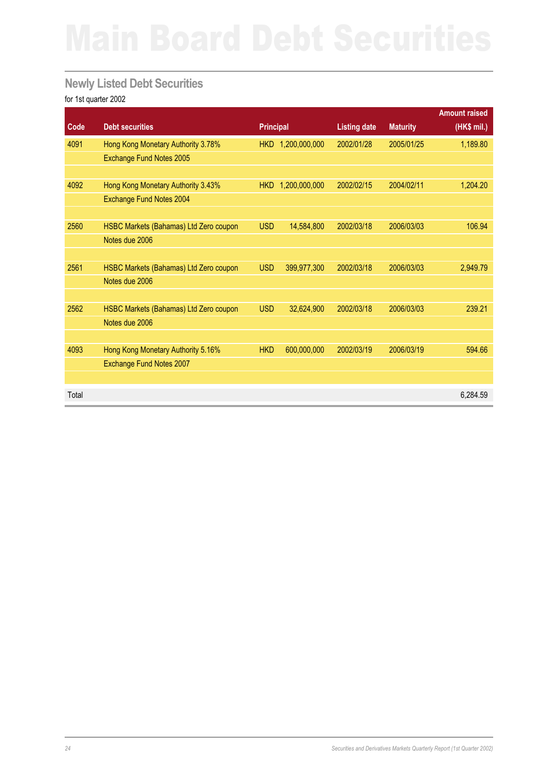# Main Board Debt Securities

## Newly Listed Debt Securities

for 1st quarter 2002

| Code | Debt securities | Principal | | Listing date | Maturity | Amount raised (HK$ mil.) |
|---|---|---|---|---|---|---|
| 4091 | Hong Kong Monetary Authority 3.78% Exchange Fund Notes 2005 | HKD | 1,200,000,000 | 2002/01/28 | 2005/01/25 | 1,189.80 |
| 4092 | Hong Kong Monetary Authority 3.43% Exchange Fund Notes 2004 | HKD | 1,200,000,000 | 2002/02/15 | 2004/02/11 | 1,204.20 |
| 2560 | HSBC Markets (Bahamas) Ltd Zero coupon Notes due 2006 | USD | 14,584,800 | 2002/03/18 | 2006/03/03 | 106.94 |
| 2561 | HSBC Markets (Bahamas) Ltd Zero coupon Notes due 2006 | USD | 399,977,300 | 2002/03/18 | 2006/03/03 | 2,949.79 |
| 2562 | HSBC Markets (Bahamas) Ltd Zero coupon Notes due 2006 | USD | 32,624,900 | 2002/03/18 | 2006/03/03 | 239.21 |
| 4093 | Hong Kong Monetary Authority 5.16% Exchange Fund Notes 2007 | HKD | 600,000,000 | 2002/03/19 | 2006/03/19 | 594.66 |
| Total | | | | | | 6,284.59 |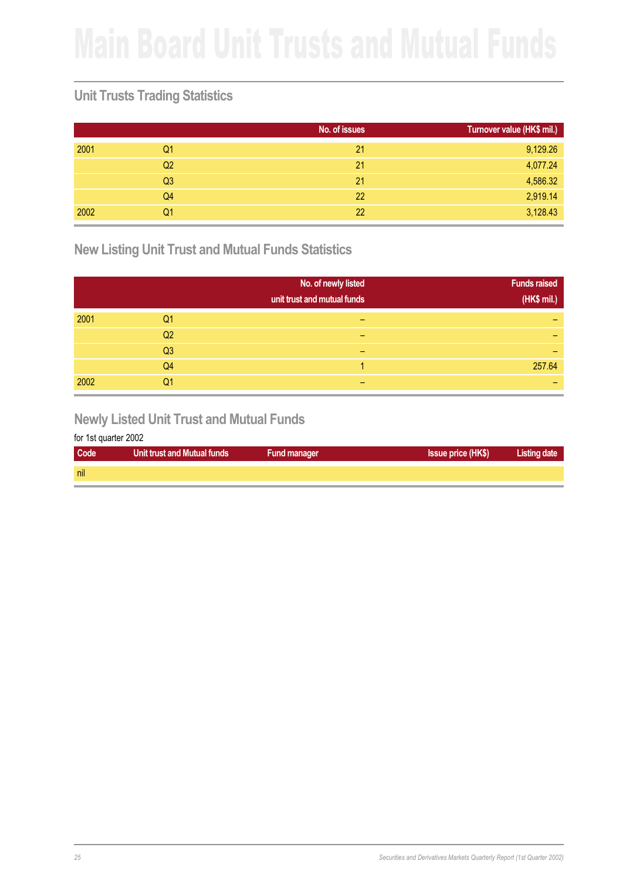# Main Board Unit Trusts and Mutual Funds

## Unit Trusts Trading Statistics

| | | No. of issues | Turnover value (HK$ mil.) |
|---|---|---|---|
| 2001 | Q1 | 21 | 9,129.26 |
| | Q2 | 21 | 4,077.24 |
| | Q3 | 21 | 4,586.32 |
| | Q4 | 22 | 2,919.14 |
| 2002 | Q1 | 22 | 3,128.43 |

## New Listing Unit Trust and Mutual Funds Statistics

| | | No. of newly listed unit trust and mutual funds | Funds raised (HK$ mil.) |
|---|---|---|---|
| 2001 | Q1 | – | – |
| | Q2 | – | – |
| | Q3 | – | – |
| | Q4 | 1 | 257.64 |
| 2002 | Q1 | – | – |

## Newly Listed Unit Trust and Mutual Funds

for 1st quarter 2002

| Code | Unit trust and Mutual funds | Fund manager | Issue price (HK$) | Listing date |
|---|---|---|---|---|
| nil | | | | |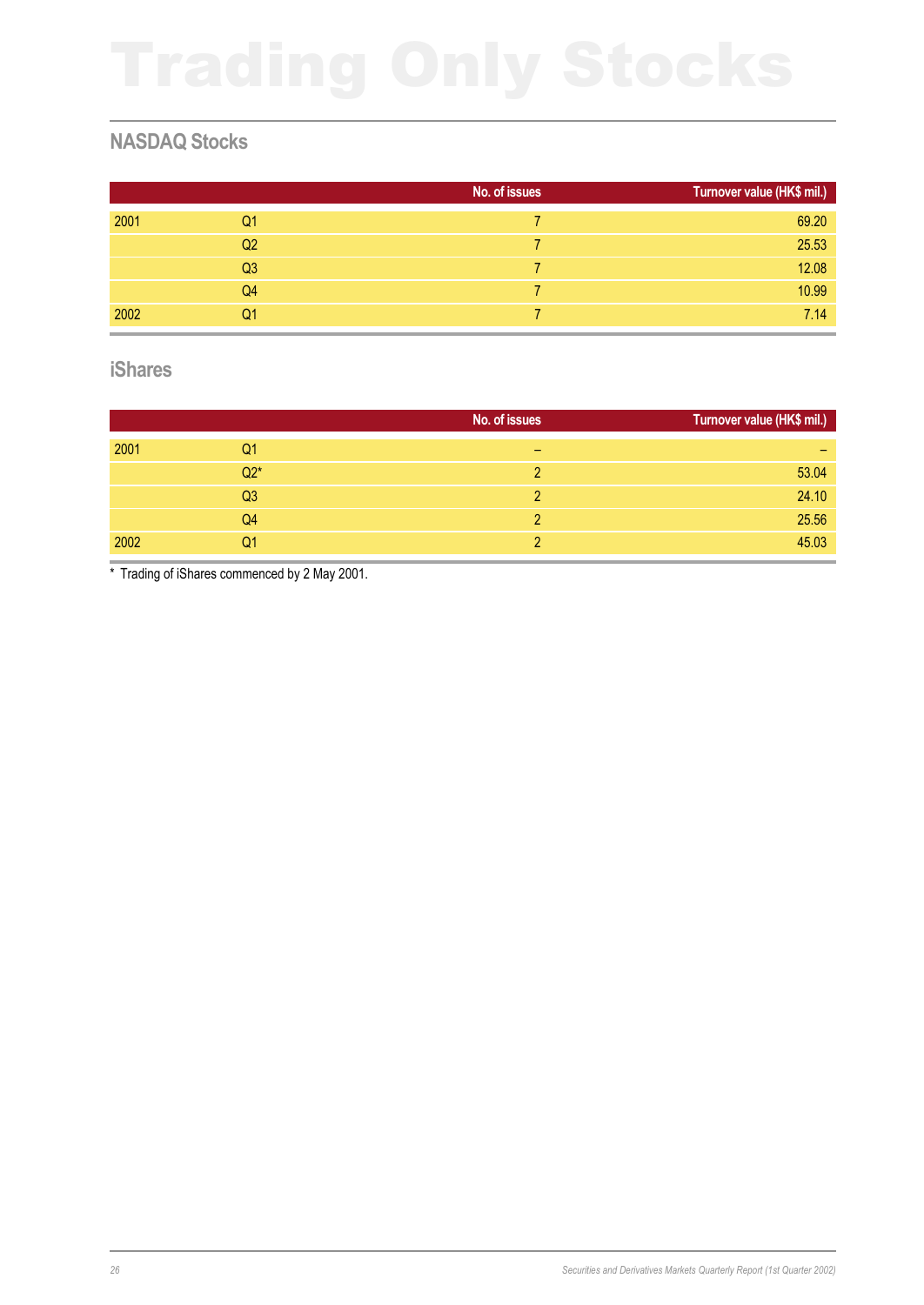# Trading Only Stocks

## NASDAQ Stocks

| | | No. of issues | Turnover value (HK$ mil.) |
|---|---|---|---|
| 2001 | Q1 | 7 | 69.20 |
| | Q2 | 7 | 25.53 |
| | Q3 | 7 | 12.08 |
| | Q4 | 7 | 10.99 |
| 2002 | Q1 | 7 | 7.14 |

## iShares

| | | No. of issues | Turnover value (HK$ mil.) |
|---|---|---|---|
| 2001 | Q1 | – | – |
| | Q2* | 2 | 53.04 |
| | Q3 | 2 | 24.10 |
| | Q4 | 2 | 25.56 |
| 2002 | Q1 | 2 | 45.03 |

* Trading of iShares commenced by 2 May 2001.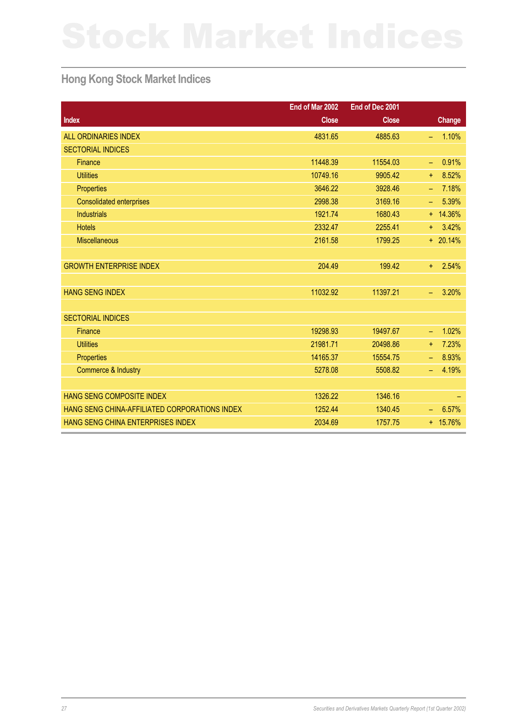# Stock Market Indices

## Hong Kong Stock Market Indices

| Index | End of Mar 2002 Close | End of Dec 2001 Close | Change |
|---|---|---|---|
| ALL ORDINARIES INDEX | 4831.65 | 4885.63 | – 1.10% |
| SECTORIAL INDICES | | | |
| Finance | 11448.39 | 11554.03 | – 0.91% |
| Utilities | 10749.16 | 9905.42 | + 8.52% |
| Properties | 3646.22 | 3928.46 | – 7.18% |
| Consolidated enterprises | 2998.38 | 3169.16 | – 5.39% |
| Industrials | 1921.74 | 1680.43 | + 14.36% |
| Hotels | 2332.47 | 2255.41 | + 3.42% |
| Miscellaneous | 2161.58 | 1799.25 | + 20.14% |
| | | | |
| GROWTH ENTERPRISE INDEX | 204.49 | 199.42 | + 2.54% |
| | | | |
| HANG SENG INDEX | 11032.92 | 11397.21 | – 3.20% |
| | | | |
| SECTORIAL INDICES | | | |
| Finance | 19298.93 | 19497.67 | – 1.02% |
| Utilities | 21981.71 | 20498.86 | + 7.23% |
| Properties | 14165.37 | 15554.75 | – 8.93% |
| Commerce & Industry | 5278.08 | 5508.82 | – 4.19% |
| | | | |
| HANG SENG COMPOSITE INDEX | 1326.22 | 1346.16 | – |
| HANG SENG CHINA-AFFILIATED CORPORATIONS INDEX | 1252.44 | 1340.45 | – 6.57% |
| HANG SENG CHINA ENTERPRISES INDEX | 2034.69 | 1757.75 | + 15.76% |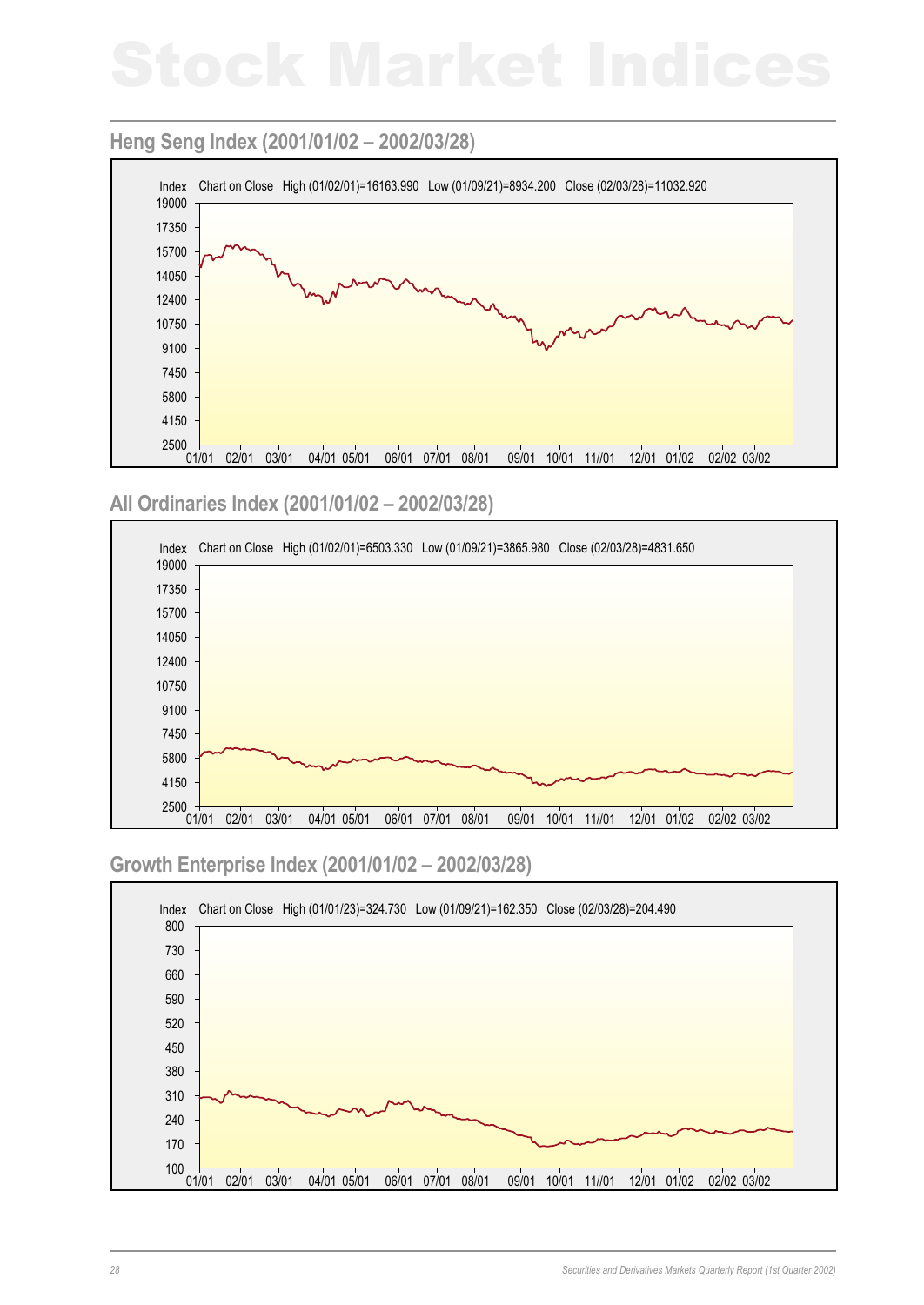# Stock Market Indices

## Heng Seng Index (2001/01/02 – 2002/03/28)

Index Chart on Close High (01/02/01)=16163.990 Low (01/09/21)=8934.200 Close (02/03/28)=11032.920

## All Ordinaries Index (2001/01/02 – 2002/03/28)

Index Chart on Close High (01/02/01)=6503.330 Low (01/09/21)=3865.980 Close (02/03/28)=4831.650

## Growth Enterprise Index (2001/01/02 – 2002/03/28)

Index Chart on Close High (01/01/23)=324.730 Low (01/09/21)=162.350 Close (02/03/28)=204.490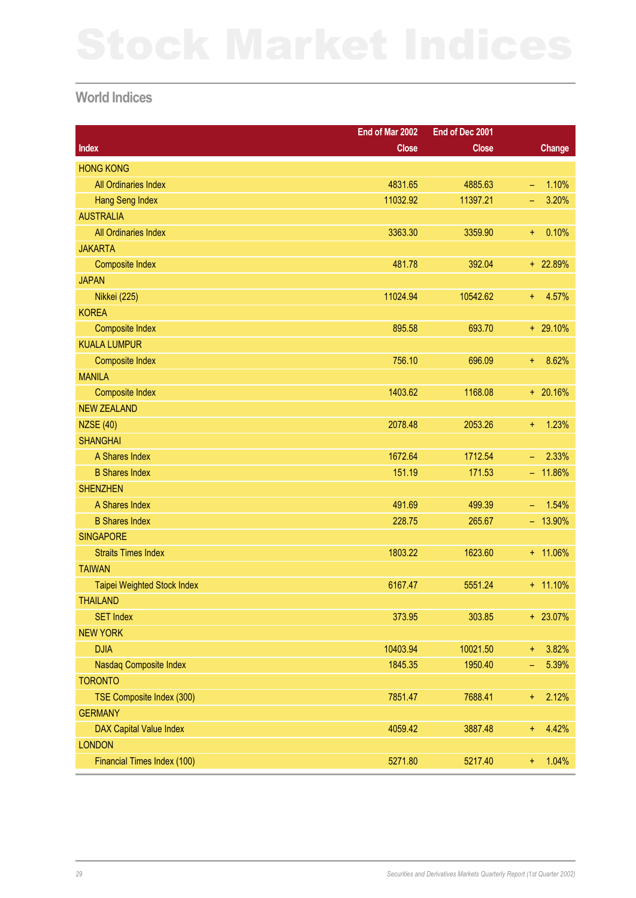# Stock Market Indices

## World Indices

| Index | End of Mar 2002 Close | End of Dec 2001 Close | Change |
|---|---|---|---|
| HONG KONG | | | |
| All Ordinaries Index | 4831.65 | 4885.63 | – 1.10% |
| Hang Seng Index | 11032.92 | 11397.21 | – 3.20% |
| AUSTRALIA | | | |
| All Ordinaries Index | 3363.30 | 3359.90 | + 0.10% |
| JAKARTA | | | |
| Composite Index | 481.78 | 392.04 | + 22.89% |
| JAPAN | | | |
| Nikkei (225) | 11024.94 | 10542.62 | + 4.57% |
| KOREA | | | |
| Composite Index | 895.58 | 693.70 | + 29.10% |
| KUALA LUMPUR | | | |
| Composite Index | 756.10 | 696.09 | + 8.62% |
| MANILA | | | |
| Composite Index | 1403.62 | 1168.08 | + 20.16% |
| NEW ZEALAND | | | |
| NZSE (40) | 2078.48 | 2053.26 | + 1.23% |
| SHANGHAI | | | |
| A Shares Index | 1672.64 | 1712.54 | – 2.33% |
| B Shares Index | 151.19 | 171.53 | – 11.86% |
| SHENZHEN | | | |
| A Shares Index | 491.69 | 499.39 | – 1.54% |
| B Shares Index | 228.75 | 265.67 | – 13.90% |
| SINGAPORE | | | |
| Straits Times Index | 1803.22 | 1623.60 | + 11.06% |
| TAIWAN | | | |
| Taipei Weighted Stock Index | 6167.47 | 5551.24 | + 11.10% |
| THAILAND | | | |
| SET Index | 373.95 | 303.85 | + 23.07% |
| NEW YORK | | | |
| DJIA | 10403.94 | 10021.50 | + 3.82% |
| Nasdaq Composite Index | 1845.35 | 1950.40 | – 5.39% |
| TORONTO | | | |
| TSE Composite Index (300) | 7851.47 | 7688.41 | + 2.12% |
| GERMANY | | | |
| DAX Capital Value Index | 4059.42 | 3887.48 | + 4.42% |
| LONDON | | | |
| Financial Times Index (100) | 5271.80 | 5217.40 | + 1.04% |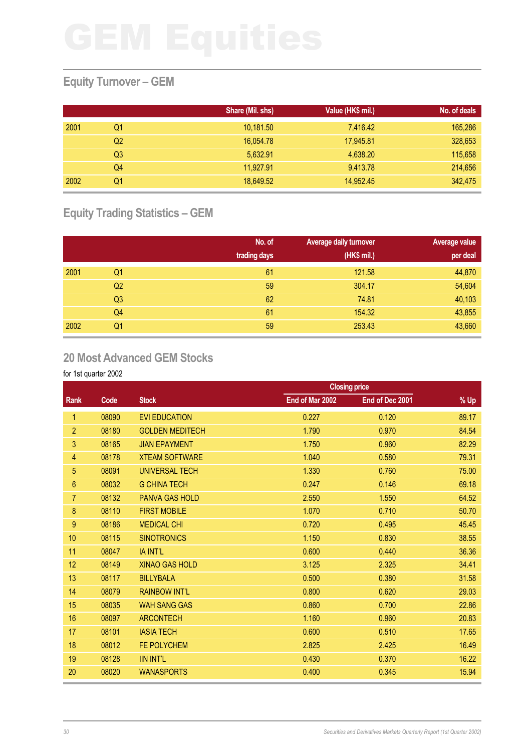# GEM Equities

## Equity Turnover – GEM

| | | Share (Mil. shs) | Value (HK$ mil.) | No. of deals |
|---|---|---|---|---|
| 2001 | Q1 | 10,181.50 | 7,416.42 | 165,286 |
| | Q2 | 16,054.78 | 17,945.81 | 328,653 |
| | Q3 | 5,632.91 | 4,638.20 | 115,658 |
| | Q4 | 11,927.91 | 9,413.78 | 214,656 |
| 2002 | Q1 | 18,649.52 | 14,952.45 | 342,475 |

## Equity Trading Statistics – GEM

| | | No. of trading days | Average daily turnover (HK$ mil.) | Average value per deal |
|---|---|---|---|---|
| 2001 | Q1 | 61 | 121.58 | 44,870 |
| | Q2 | 59 | 304.17 | 54,604 |
| | Q3 | 62 | 74.81 | 40,103 |
| | Q4 | 61 | 154.32 | 43,855 |
| 2002 | Q1 | 59 | 253.43 | 43,660 |

## 20 Most Advanced GEM Stocks

for 1st quarter 2002

| | | | Closing price | | |
|---|---|---|---|---|---|
| Rank | Code | Stock | End of Mar 2002 | End of Dec 2001 | % Up |
| 1 | 08090 | EVI EDUCATION | 0.227 | 0.120 | 89.17 |
| 2 | 08180 | GOLDEN MEDITECH | 1.790 | 0.970 | 84.54 |
| 3 | 08165 | JIAN EPAYMENT | 1.750 | 0.960 | 82.29 |
| 4 | 08178 | XTEAM SOFTWARE | 1.040 | 0.580 | 79.31 |
| 5 | 08091 | UNIVERSAL TECH | 1.330 | 0.760 | 75.00 |
| 6 | 08032 | G CHINA TECH | 0.247 | 0.146 | 69.18 |
| 7 | 08132 | PANVA GAS HOLD | 2.550 | 1.550 | 64.52 |
| 8 | 08110 | FIRST MOBILE | 1.070 | 0.710 | 50.70 |
| 9 | 08186 | MEDICAL CHI | 0.720 | 0.495 | 45.45 |
| 10 | 08115 | SINOTRONICS | 1.150 | 0.830 | 38.55 |
| 11 | 08047 | IA INT'L | 0.600 | 0.440 | 36.36 |
| 12 | 08149 | XINAO GAS HOLD | 3.125 | 2.325 | 34.41 |
| 13 | 08117 | BILLYBALA | 0.500 | 0.380 | 31.58 |
| 14 | 08079 | RAINBOW INT'L | 0.800 | 0.620 | 29.03 |
| 15 | 08035 | WAH SANG GAS | 0.860 | 0.700 | 22.86 |
| 16 | 08097 | ARCONTECH | 1.160 | 0.960 | 20.83 |
| 17 | 08101 | IASIA TECH | 0.600 | 0.510 | 17.65 |
| 18 | 08012 | FE POLYCHEM | 2.825 | 2.425 | 16.49 |
| 19 | 08128 | IIN INT'L | 0.430 | 0.370 | 16.22 |
| 20 | 08020 | WANASPORTS | 0.400 | 0.345 | 15.94 |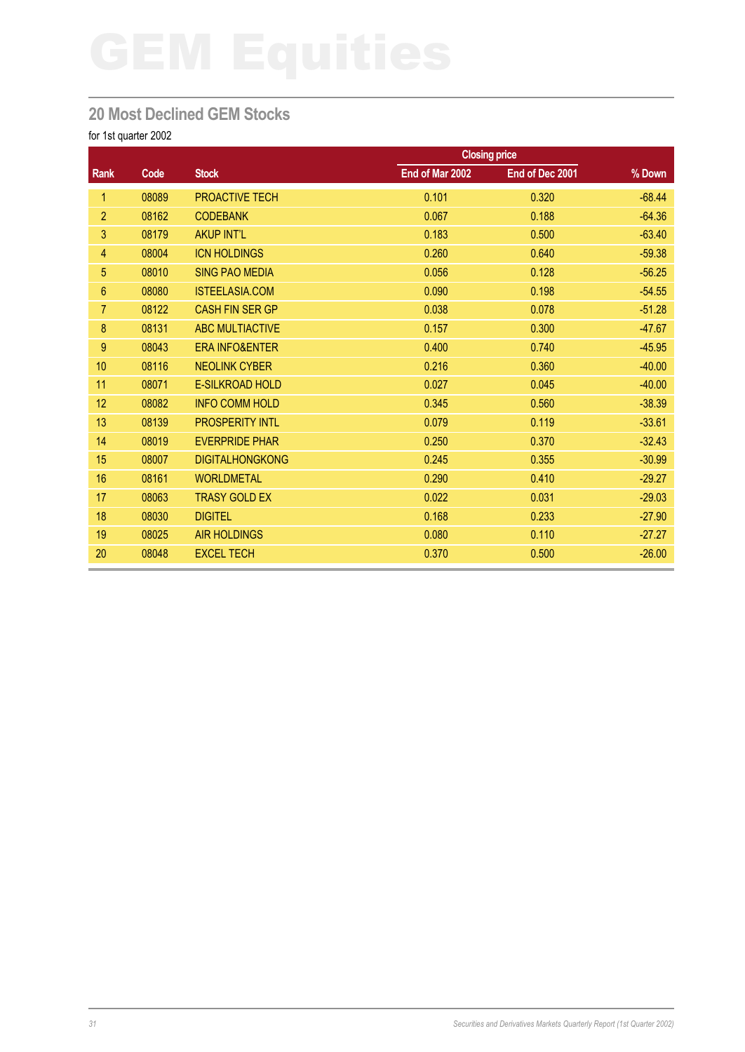# GEM Equities

## 20 Most Declined GEM Stocks

for 1st quarter 2002

| Rank | Code | Stock | Closing price | | % Down |
|---|---|---|---|---|---|
| | | | End of Mar 2002 | End of Dec 2001 | |
| 1 | 08089 | PROACTIVE TECH | 0.101 | 0.320 | -68.44 |
| 2 | 08162 | CODEBANK | 0.067 | 0.188 | -64.36 |
| 3 | 08179 | AKUP INT'L | 0.183 | 0.500 | -63.40 |
| 4 | 08004 | ICN HOLDINGS | 0.260 | 0.640 | -59.38 |
| 5 | 08010 | SING PAO MEDIA | 0.056 | 0.128 | -56.25 |
| 6 | 08080 | ISTEELASIA.COM | 0.090 | 0.198 | -54.55 |
| 7 | 08122 | CASH FIN SER GP | 0.038 | 0.078 | -51.28 |
| 8 | 08131 | ABC MULTIACTIVE | 0.157 | 0.300 | -47.67 |
| 9 | 08043 | ERA INFO&ENTER | 0.400 | 0.740 | -45.95 |
| 10 | 08116 | NEOLINK CYBER | 0.216 | 0.360 | -40.00 |
| 11 | 08071 | E-SILKROAD HOLD | 0.027 | 0.045 | -40.00 |
| 12 | 08082 | INFO COMM HOLD | 0.345 | 0.560 | -38.39 |
| 13 | 08139 | PROSPERITY INTL | 0.079 | 0.119 | -33.61 |
| 14 | 08019 | EVERPRIDE PHAR | 0.250 | 0.370 | -32.43 |
| 15 | 08007 | DIGITALHONGKONG | 0.245 | 0.355 | -30.99 |
| 16 | 08161 | WORLDMETAL | 0.290 | 0.410 | -29.27 |
| 17 | 08063 | TRASY GOLD EX | 0.022 | 0.031 | -29.03 |
| 18 | 08030 | DIGITEL | 0.168 | 0.233 | -27.90 |
| 19 | 08025 | AIR HOLDINGS | 0.080 | 0.110 | -27.27 |
| 20 | 08048 | EXCEL TECH | 0.370 | 0.500 | -26.00 |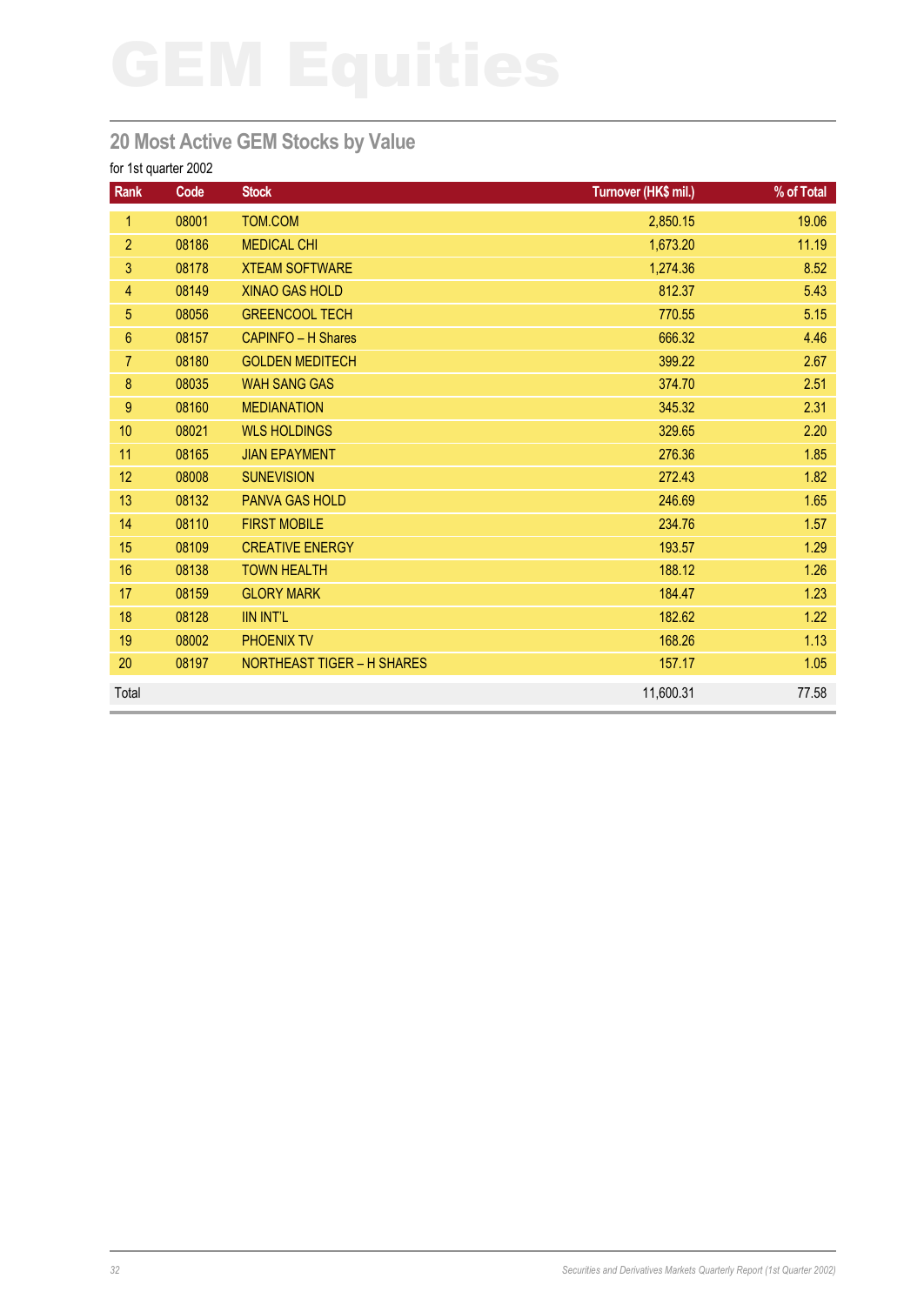# GEM Equities

## 20 Most Active GEM Stocks by Value

for 1st quarter 2002

| Rank | Code | Stock | Turnover (HK$ mil.) | % of Total |
|---|---|---|---|---|
| 1 | 08001 | TOM.COM | 2,850.15 | 19.06 |
| 2 | 08186 | MEDICAL CHI | 1,673.20 | 11.19 |
| 3 | 08178 | XTEAM SOFTWARE | 1,274.36 | 8.52 |
| 4 | 08149 | XINAO GAS HOLD | 812.37 | 5.43 |
| 5 | 08056 | GREENCOOL TECH | 770.55 | 5.15 |
| 6 | 08157 | CAPINFO – H Shares | 666.32 | 4.46 |
| 7 | 08180 | GOLDEN MEDITECH | 399.22 | 2.67 |
| 8 | 08035 | WAH SANG GAS | 374.70 | 2.51 |
| 9 | 08160 | MEDIANATION | 345.32 | 2.31 |
| 10 | 08021 | WLS HOLDINGS | 329.65 | 2.20 |
| 11 | 08165 | JIAN EPAYMENT | 276.36 | 1.85 |
| 12 | 08008 | SUNEVISION | 272.43 | 1.82 |
| 13 | 08132 | PANVA GAS HOLD | 246.69 | 1.65 |
| 14 | 08110 | FIRST MOBILE | 234.76 | 1.57 |
| 15 | 08109 | CREATIVE ENERGY | 193.57 | 1.29 |
| 16 | 08138 | TOWN HEALTH | 188.12 | 1.26 |
| 17 | 08159 | GLORY MARK | 184.47 | 1.23 |
| 18 | 08128 | IIN INT'L | 182.62 | 1.22 |
| 19 | 08002 | PHOENIX TV | 168.26 | 1.13 |
| 20 | 08197 | NORTHEAST TIGER – H SHARES | 157.17 | 1.05 |
| Total | | | 11,600.31 | 77.58 |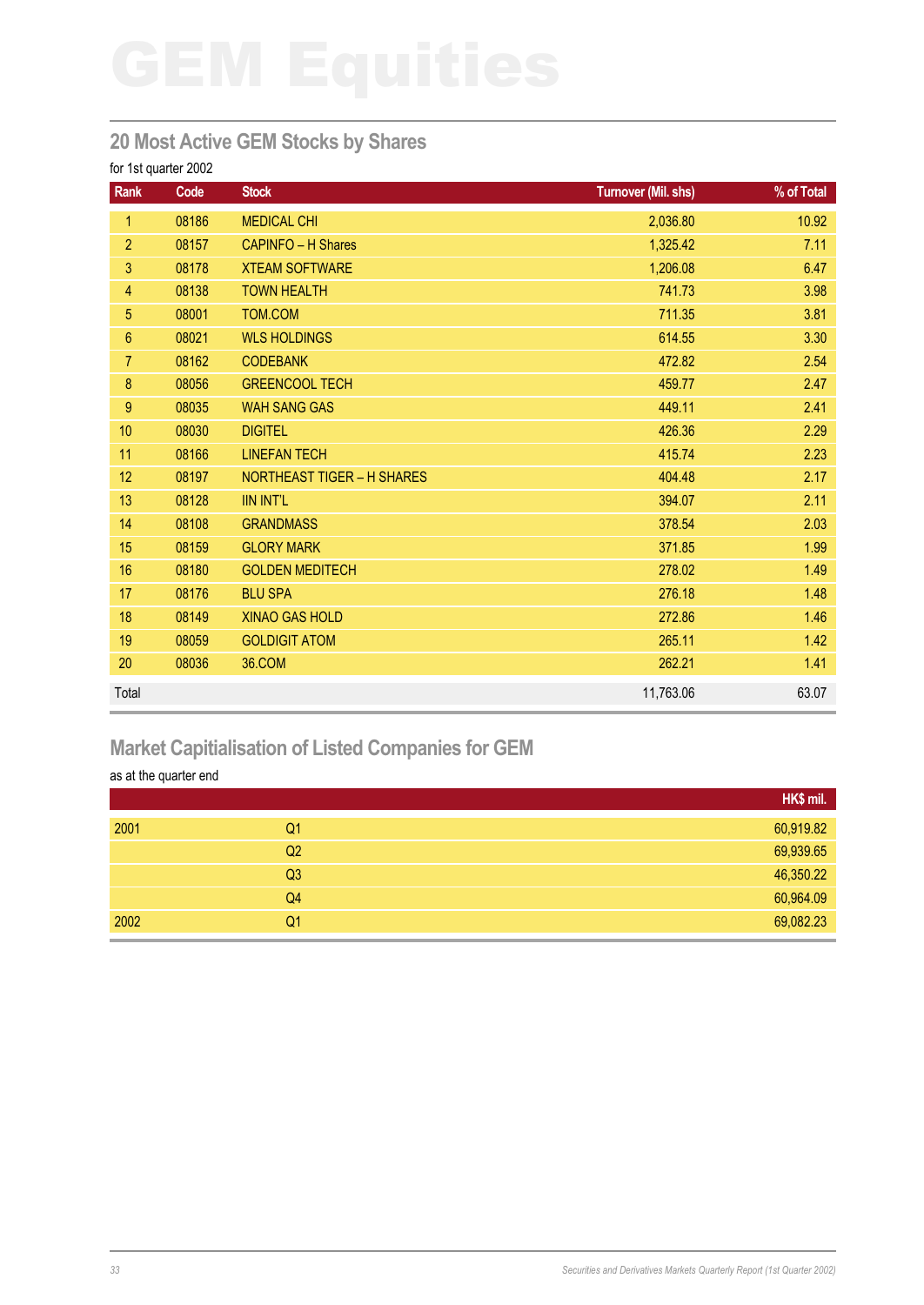# GEM Equities

## 20 Most Active GEM Stocks by Shares

for 1st quarter 2002

| Rank | Code | Stock | Turnover (Mil. shs) | % of Total |
|---|---|---|---|---|
| 1 | 08186 | MEDICAL CHI | 2,036.80 | 10.92 |
| 2 | 08157 | CAPINFO – H Shares | 1,325.42 | 7.11 |
| 3 | 08178 | XTEAM SOFTWARE | 1,206.08 | 6.47 |
| 4 | 08138 | TOWN HEALTH | 741.73 | 3.98 |
| 5 | 08001 | TOM.COM | 711.35 | 3.81 |
| 6 | 08021 | WLS HOLDINGS | 614.55 | 3.30 |
| 7 | 08162 | CODEBANK | 472.82 | 2.54 |
| 8 | 08056 | GREENCOOL TECH | 459.77 | 2.47 |
| 9 | 08035 | WAH SANG GAS | 449.11 | 2.41 |
| 10 | 08030 | DIGITEL | 426.36 | 2.29 |
| 11 | 08166 | LINEFAN TECH | 415.74 | 2.23 |
| 12 | 08197 | NORTHEAST TIGER – H SHARES | 404.48 | 2.17 |
| 13 | 08128 | IIN INT'L | 394.07 | 2.11 |
| 14 | 08108 | GRANDMASS | 378.54 | 2.03 |
| 15 | 08159 | GLORY MARK | 371.85 | 1.99 |
| 16 | 08180 | GOLDEN MEDITECH | 278.02 | 1.49 |
| 17 | 08176 | BLU SPA | 276.18 | 1.48 |
| 18 | 08149 | XINAO GAS HOLD | 272.86 | 1.46 |
| 19 | 08059 | GOLDIGIT ATOM | 265.11 | 1.42 |
| 20 | 08036 | 36.COM | 262.21 | 1.41 |
| Total | | | 11,763.06 | 63.07 |

## Market Capitialisation of Listed Companies for GEM

as at the quarter end

| | | HK$ mil. |
|---|---|---|
| 2001 | Q1 | 60,919.82 |
| | Q2 | 69,939.65 |
| | Q3 | 46,350.22 |
| | Q4 | 60,964.09 |
| 2002 | Q1 | 69,082.23 |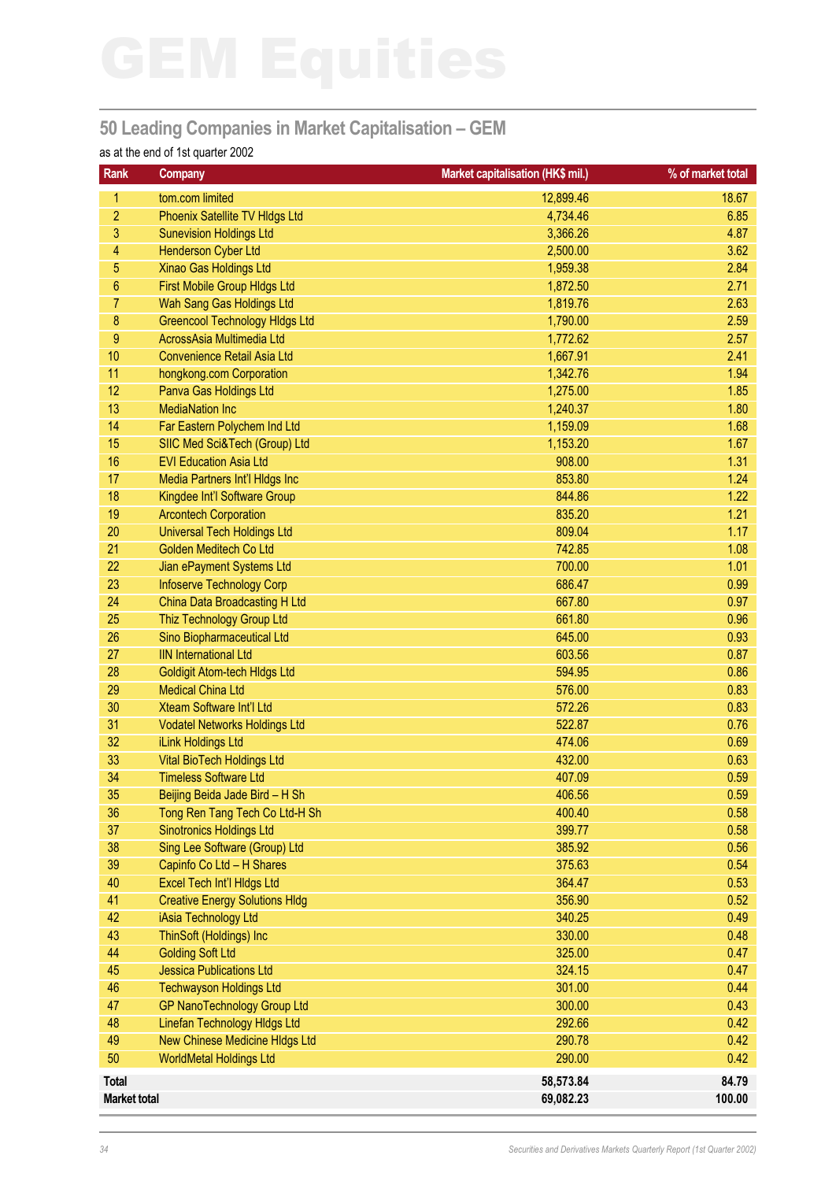# GEM Equities

## 50 Leading Companies in Market Capitalisation – GEM

as at the end of 1st quarter 2002

| Rank | Company | Market capitalisation (HK$ mil.) | % of market total |
|---|---|---|---|
| 1 | tom.com limited | 12,899.46 | 18.67 |
| 2 | Phoenix Satellite TV Hldgs Ltd | 4,734.46 | 6.85 |
| 3 | Sunevision Holdings Ltd | 3,366.26 | 4.87 |
| 4 | Henderson Cyber Ltd | 2,500.00 | 3.62 |
| 5 | Xinao Gas Holdings Ltd | 1,959.38 | 2.84 |
| 6 | First Mobile Group Hldgs Ltd | 1,872.50 | 2.71 |
| 7 | Wah Sang Gas Holdings Ltd | 1,819.76 | 2.63 |
| 8 | Greencool Technology Hldgs Ltd | 1,790.00 | 2.59 |
| 9 | AcrossAsia Multimedia Ltd | 1,772.62 | 2.57 |
| 10 | Convenience Retail Asia Ltd | 1,667.91 | 2.41 |
| 11 | hongkong.com Corporation | 1,342.76 | 1.94 |
| 12 | Panva Gas Holdings Ltd | 1,275.00 | 1.85 |
| 13 | MediaNation Inc | 1,240.37 | 1.80 |
| 14 | Far Eastern Polychem Ind Ltd | 1,159.09 | 1.68 |
| 15 | SIIC Med Sci&Tech (Group) Ltd | 1,153.20 | 1.67 |
| 16 | EVI Education Asia Ltd | 908.00 | 1.31 |
| 17 | Media Partners Int'l Hldgs Inc | 853.80 | 1.24 |
| 18 | Kingdee Int'l Software Group | 844.86 | 1.22 |
| 19 | Arcontech Corporation | 835.20 | 1.21 |
| 20 | Universal Tech Holdings Ltd | 809.04 | 1.17 |
| 21 | Golden Meditech Co Ltd | 742.85 | 1.08 |
| 22 | Jian ePayment Systems Ltd | 700.00 | 1.01 |
| 23 | Infoserve Technology Corp | 686.47 | 0.99 |
| 24 | China Data Broadcasting H Ltd | 667.80 | 0.97 |
| 25 | Thiz Technology Group Ltd | 661.80 | 0.96 |
| 26 | Sino Biopharmaceutical Ltd | 645.00 | 0.93 |
| 27 | IIN International Ltd | 603.56 | 0.87 |
| 28 | Goldigit Atom-tech Hldgs Ltd | 594.95 | 0.86 |
| 29 | Medical China Ltd | 576.00 | 0.83 |
| 30 | Xteam Software Int'l Ltd | 572.26 | 0.83 |
| 31 | Vodatel Networks Holdings Ltd | 522.87 | 0.76 |
| 32 | iLink Holdings Ltd | 474.06 | 0.69 |
| 33 | Vital BioTech Holdings Ltd | 432.00 | 0.63 |
| 34 | Timeless Software Ltd | 407.09 | 0.59 |
| 35 | Beijing Beida Jade Bird – H Sh | 406.56 | 0.59 |
| 36 | Tong Ren Tang Tech Co Ltd-H Sh | 400.40 | 0.58 |
| 37 | Sinotronics Holdings Ltd | 399.77 | 0.58 |
| 38 | Sing Lee Software (Group) Ltd | 385.92 | 0.56 |
| 39 | Capinfo Co Ltd – H Shares | 375.63 | 0.54 |
| 40 | Excel Tech Int'l Hldgs Ltd | 364.47 | 0.53 |
| 41 | Creative Energy Solutions Hldg | 356.90 | 0.52 |
| 42 | iAsia Technology Ltd | 340.25 | 0.49 |
| 43 | ThinSoft (Holdings) Inc | 330.00 | 0.48 |
| 44 | Golding Soft Ltd | 325.00 | 0.47 |
| 45 | Jessica Publications Ltd | 324.15 | 0.47 |
| 46 | Techwayson Holdings Ltd | 301.00 | 0.44 |
| 47 | GP NanoTechnology Group Ltd | 300.00 | 0.43 |
| 48 | Linefan Technology Hldgs Ltd | 292.66 | 0.42 |
| 49 | New Chinese Medicine Hldgs Ltd | 290.78 | 0.42 |
| 50 | WorldMetal Holdings Ltd | 290.00 | 0.42 |
| **Total** | | **58,573.84** | **84.79** |
| **Market total** | | **69,082.23** | **100.00** |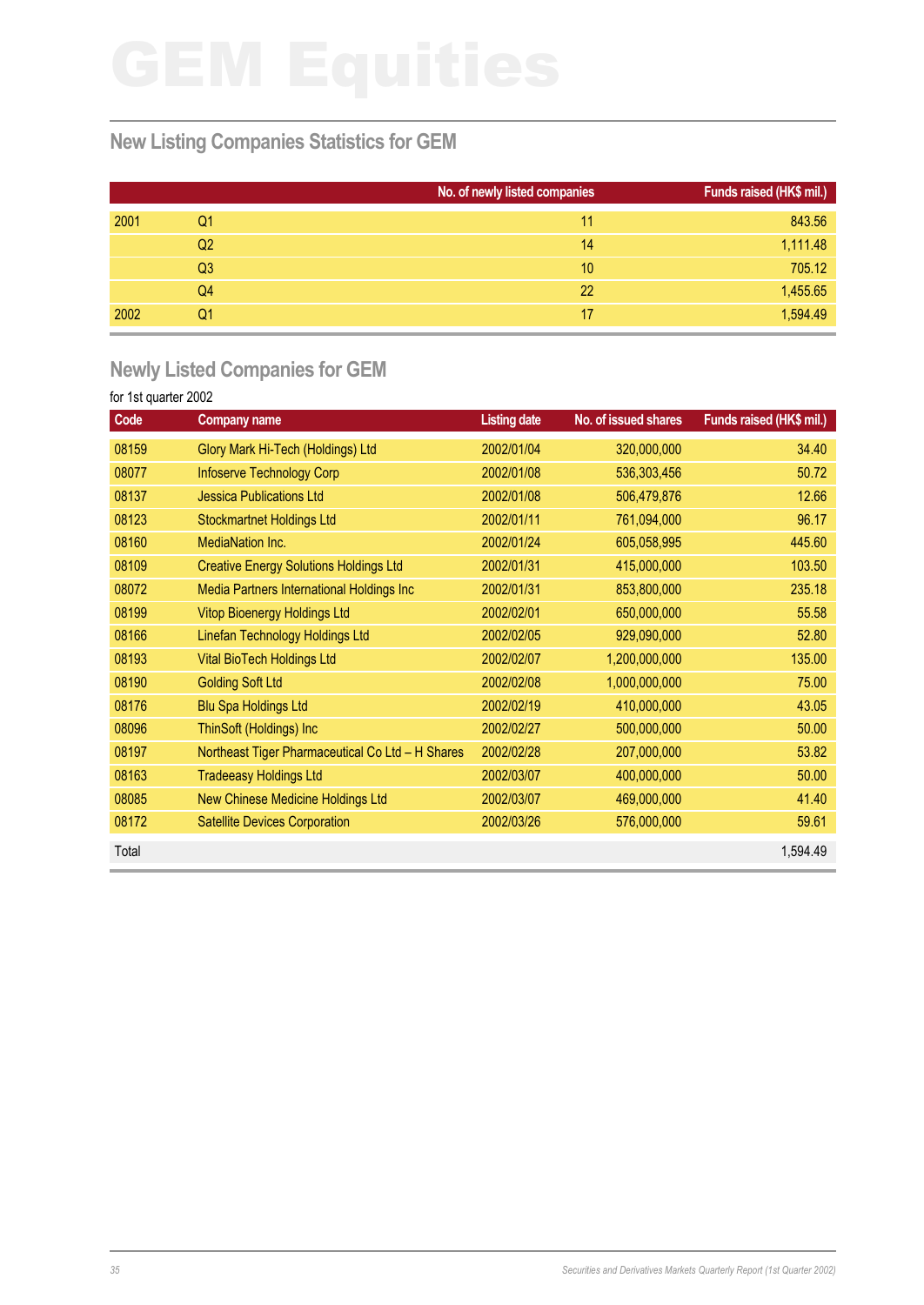# GEM Equities

## New Listing Companies Statistics for GEM

| | | No. of newly listed companies | Funds raised (HK$ mil.) |
|---|---|---|---|
| 2001 | Q1 | 11 | 843.56 |
| | Q2 | 14 | 1,111.48 |
| | Q3 | 10 | 705.12 |
| | Q4 | 22 | 1,455.65 |
| 2002 | Q1 | 17 | 1,594.49 |

## Newly Listed Companies for GEM

for 1st quarter 2002

| Code | Company name | Listing date | No. of issued shares | Funds raised (HK$ mil.) |
|---|---|---|---|---|
| 08159 | Glory Mark Hi-Tech (Holdings) Ltd | 2002/01/04 | 320,000,000 | 34.40 |
| 08077 | Infoserve Technology Corp | 2002/01/08 | 536,303,456 | 50.72 |
| 08137 | Jessica Publications Ltd | 2002/01/08 | 506,479,876 | 12.66 |
| 08123 | Stockmartnet Holdings Ltd | 2002/01/11 | 761,094,000 | 96.17 |
| 08160 | MediaNation Inc. | 2002/01/24 | 605,058,995 | 445.60 |
| 08109 | Creative Energy Solutions Holdings Ltd | 2002/01/31 | 415,000,000 | 103.50 |
| 08072 | Media Partners International Holdings Inc | 2002/01/31 | 853,800,000 | 235.18 |
| 08199 | Vitop Bioenergy Holdings Ltd | 2002/02/01 | 650,000,000 | 55.58 |
| 08166 | Linefan Technology Holdings Ltd | 2002/02/05 | 929,090,000 | 52.80 |
| 08193 | Vital BioTech Holdings Ltd | 2002/02/07 | 1,200,000,000 | 135.00 |
| 08190 | Golding Soft Ltd | 2002/02/08 | 1,000,000,000 | 75.00 |
| 08176 | Blu Spa Holdings Ltd | 2002/02/19 | 410,000,000 | 43.05 |
| 08096 | ThinSoft (Holdings) Inc | 2002/02/27 | 500,000,000 | 50.00 |
| 08197 | Northeast Tiger Pharmaceutical Co Ltd – H Shares | 2002/02/28 | 207,000,000 | 53.82 |
| 08163 | Tradeeasy Holdings Ltd | 2002/03/07 | 400,000,000 | 50.00 |
| 08085 | New Chinese Medicine Holdings Ltd | 2002/03/07 | 469,000,000 | 41.40 |
| 08172 | Satellite Devices Corporation | 2002/03/26 | 576,000,000 | 59.61 |
| Total | | | | 1,594.49 |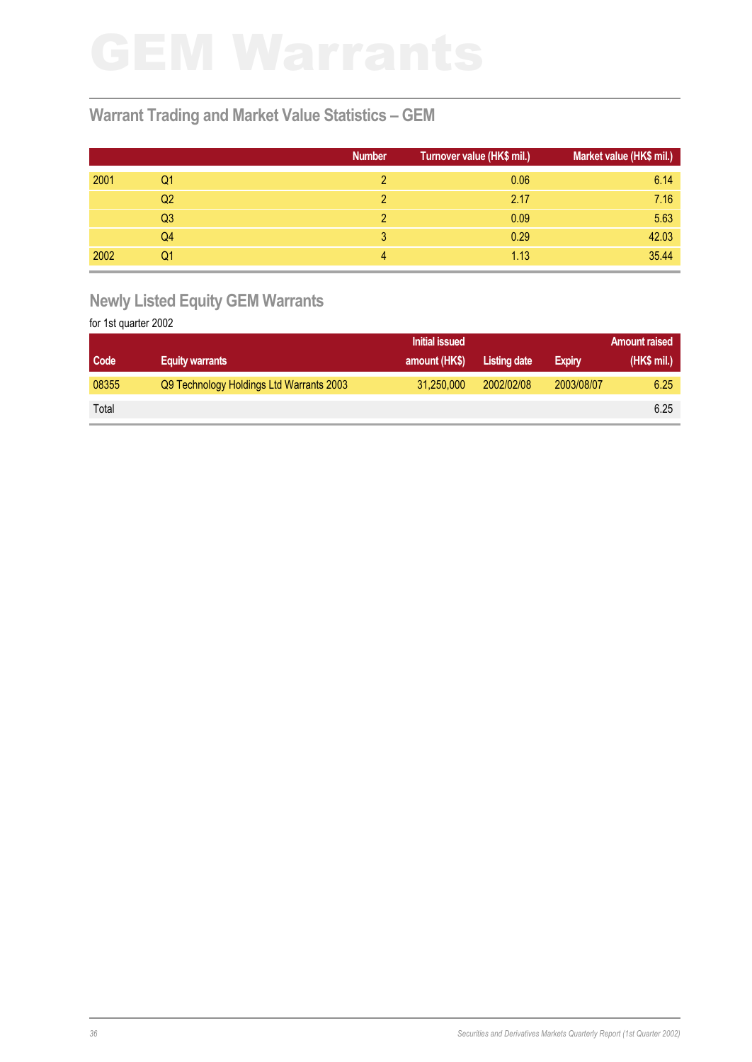# GEM Warrants

## Warrant Trading and Market Value Statistics – GEM

| | | Number | Turnover value (HK$ mil.) | Market value (HK$ mil.) |
|---|---|---|---|---|
| 2001 | Q1 | 2 | 0.06 | 6.14 |
| | Q2 | 2 | 2.17 | 7.16 |
| | Q3 | 2 | 0.09 | 5.63 |
| | Q4 | 3 | 0.29 | 42.03 |
| 2002 | Q1 | 4 | 1.13 | 35.44 |

## Newly Listed Equity GEM Warrants

for 1st quarter 2002

| Code | Equity warrants | Initial issued amount (HK$) | Listing date | Expiry | Amount raised (HK$ mil.) |
|---|---|---|---|---|---|
| 08355 | Q9 Technology Holdings Ltd Warrants 2003 | 31,250,000 | 2002/02/08 | 2003/08/07 | 6.25 |
| Total | | | | | 6.25 |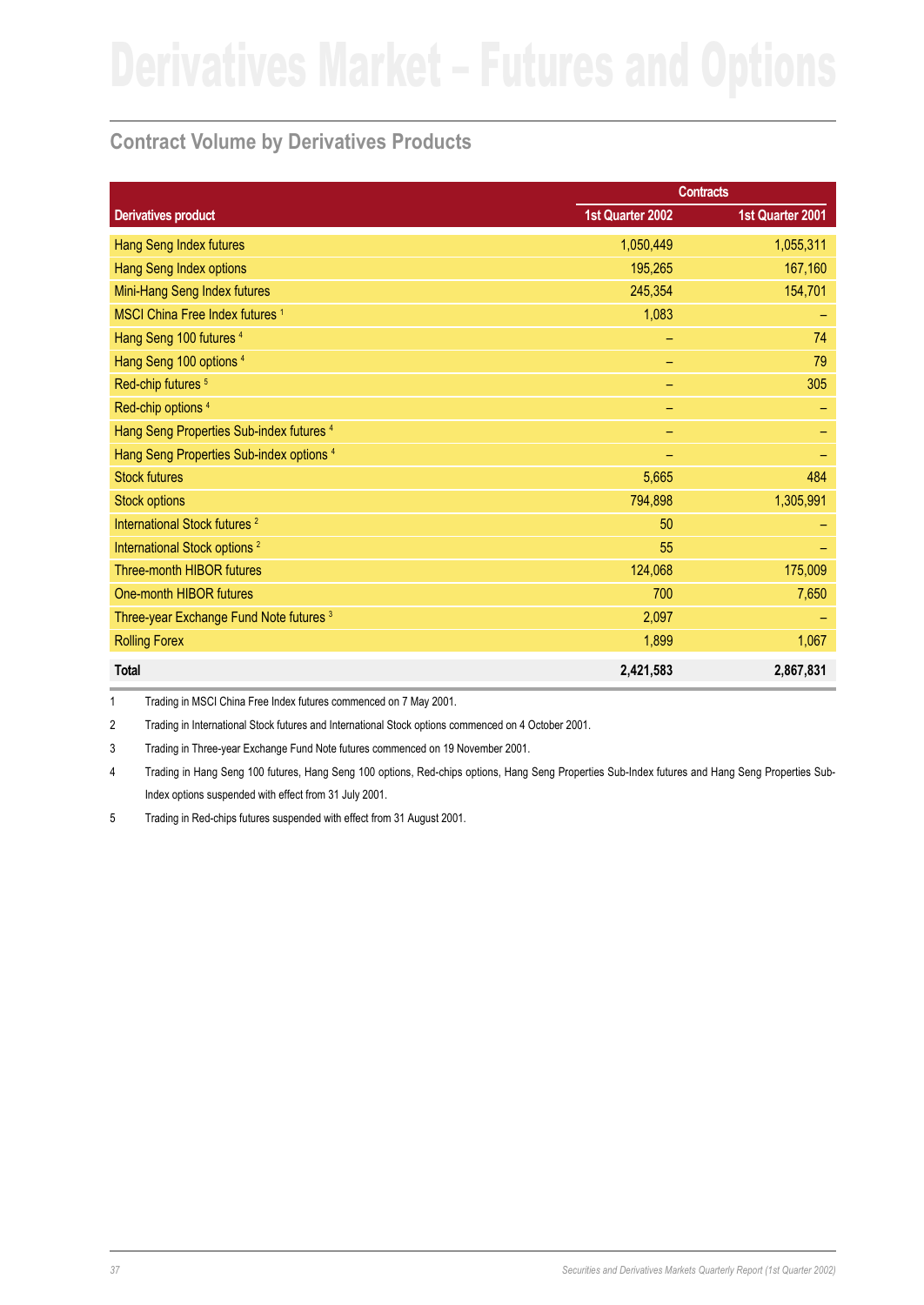# Derivatives Market – Futures and Options

## Contract Volume by Derivatives Products

| Derivatives product | Contracts | |
|---|---|---|
| | 1st Quarter 2002 | 1st Quarter 2001 |
| Hang Seng Index futures | 1,050,449 | 1,055,311 |
| Hang Seng Index options | 195,265 | 167,160 |
| Mini-Hang Seng Index futures | 245,354 | 154,701 |
| MSCI China Free Index futures [1] | 1,083 | – |
| Hang Seng 100 futures [4] | – | 74 |
| Hang Seng 100 options [4] | – | 79 |
| Red-chip futures [5] | – | 305 |
| Red-chip options [4] | – | – |
| Hang Seng Properties Sub-index futures [4] | – | – |
| Hang Seng Properties Sub-index options [4] | – | – |
| Stock futures | 5,665 | 484 |
| Stock options | 794,898 | 1,305,991 |
| International Stock futures [2] | 50 | – |
| International Stock options [2] | 55 | – |
| Three-month HIBOR futures | 124,068 | 175,009 |
| One-month HIBOR futures | 700 | 7,650 |
| Three-year Exchange Fund Note futures [3] | 2,097 | – |
| Rolling Forex | 1,899 | 1,067 |
| **Total** | **2,421,583** | **2,867,831** |

1 Trading in MSCI China Free Index futures commenced on 7 May 2001.

2 Trading in International Stock futures and International Stock options commenced on 4 October 2001.

3 Trading in Three-year Exchange Fund Note futures commenced on 19 November 2001.

4 Trading in Hang Seng 100 futures, Hang Seng 100 options, Red-chips options, Hang Seng Properties Sub-Index futures and Hang Seng Properties Sub-Index options suspended with effect from 31 July 2001.

5 Trading in Red-chips futures suspended with effect from 31 August 2001.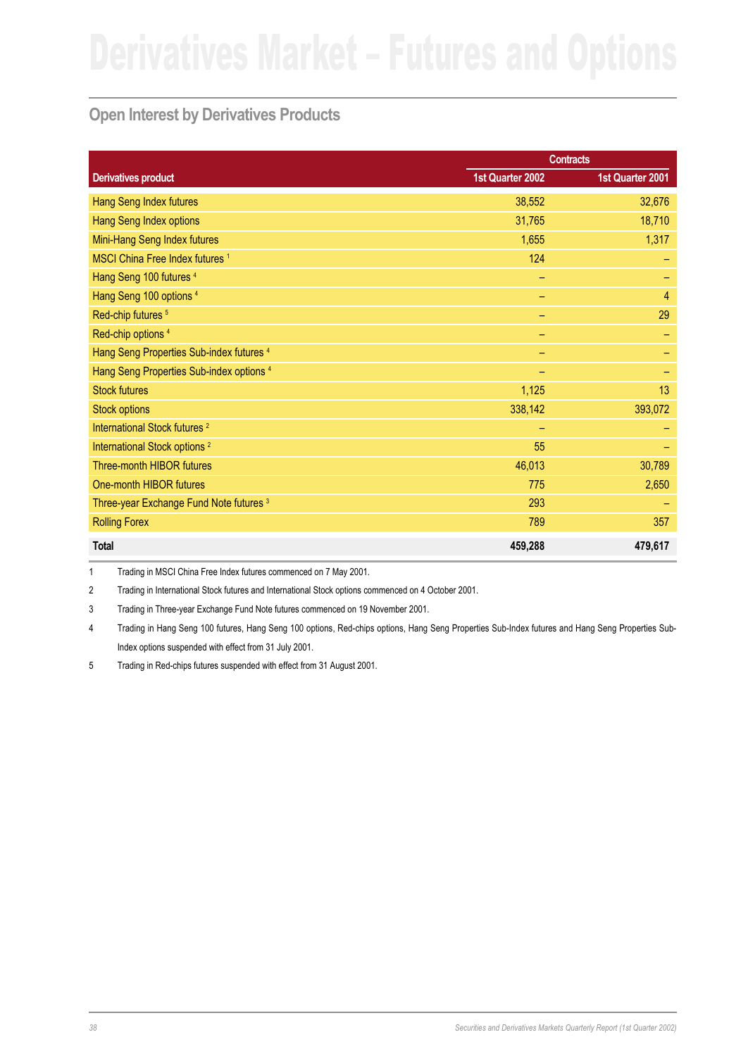# Derivatives Market – Futures and Options

## Open Interest by Derivatives Products

| Derivatives product | Contracts | |
|---|---|---|
| | 1st Quarter 2002 | 1st Quarter 2001 |
| Hang Seng Index futures | 38,552 | 32,676 |
| Hang Seng Index options | 31,765 | 18,710 |
| Mini-Hang Seng Index futures | 1,655 | 1,317 |
| MSCI China Free Index futures [1] | 124 | – |
| Hang Seng 100 futures [4] | – | – |
| Hang Seng 100 options [4] | – | 4 |
| Red-chip futures [5] | – | 29 |
| Red-chip options [4] | – | – |
| Hang Seng Properties Sub-index futures [4] | – | – |
| Hang Seng Properties Sub-index options [4] | – | – |
| Stock futures | 1,125 | 13 |
| Stock options | 338,142 | 393,072 |
| International Stock futures [2] | – | – |
| International Stock options [2] | 55 | – |
| Three-month HIBOR futures | 46,013 | 30,789 |
| One-month HIBOR futures | 775 | 2,650 |
| Three-year Exchange Fund Note futures [3] | 293 | – |
| Rolling Forex | 789 | 357 |
| **Total** | **459,288** | **479,617** |

1 Trading in MSCI China Free Index futures commenced on 7 May 2001.

2 Trading in International Stock futures and International Stock options commenced on 4 October 2001.

3 Trading in Three-year Exchange Fund Note futures commenced on 19 November 2001.

4 Trading in Hang Seng 100 futures, Hang Seng 100 options, Red-chips options, Hang Seng Properties Sub-Index futures and Hang Seng Properties Sub-Index options suspended with effect from 31 July 2001.

5 Trading in Red-chips futures suspended with effect from 31 August 2001.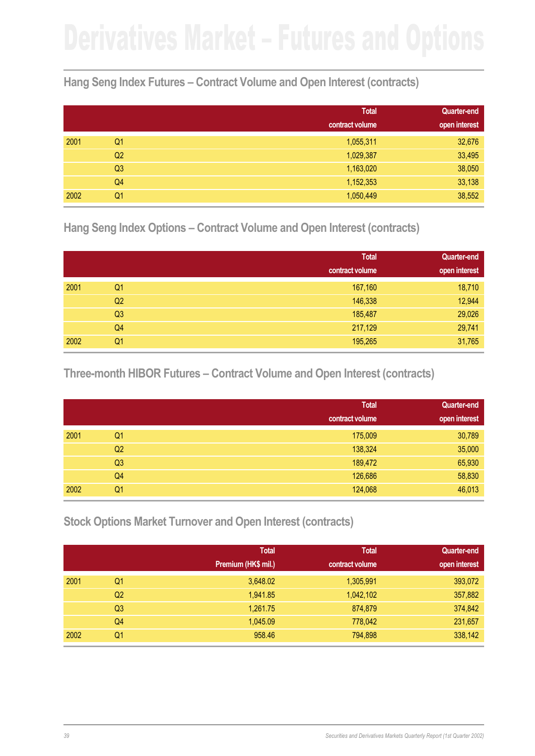# Derivatives Market – Futures and Options

## Hang Seng Index Futures – Contract Volume and Open Interest (contracts)

| | | Total contract volume | Quarter-end open interest |
|---|---|---|---|
| 2001 | Q1 | 1,055,311 | 32,676 |
| | Q2 | 1,029,387 | 33,495 |
| | Q3 | 1,163,020 | 38,050 |
| | Q4 | 1,152,353 | 33,138 |
| 2002 | Q1 | 1,050,449 | 38,552 |

## Hang Seng Index Options – Contract Volume and Open Interest (contracts)

| | | Total contract volume | Quarter-end open interest |
|---|---|---|---|
| 2001 | Q1 | 167,160 | 18,710 |
| | Q2 | 146,338 | 12,944 |
| | Q3 | 185,487 | 29,026 |
| | Q4 | 217,129 | 29,741 |
| 2002 | Q1 | 195,265 | 31,765 |

## Three-month HIBOR Futures – Contract Volume and Open Interest (contracts)

| | | Total contract volume | Quarter-end open interest |
|---|---|---|---|
| 2001 | Q1 | 175,009 | 30,789 |
| | Q2 | 138,324 | 35,000 |
| | Q3 | 189,472 | 65,930 |
| | Q4 | 126,686 | 58,830 |
| 2002 | Q1 | 124,068 | 46,013 |

## Stock Options Market Turnover and Open Interest (contracts)

| | | Total Premium (HK$ mil.) | Total contract volume | Quarter-end open interest |
|---|---|---|---|---|
| 2001 | Q1 | 3,648.02 | 1,305,991 | 393,072 |
| | Q2 | 1,941.85 | 1,042,102 | 357,882 |
| | Q3 | 1,261.75 | 874,879 | 374,842 |
| | Q4 | 1,045.09 | 778,042 | 231,657 |
| 2002 | Q1 | 958.46 | 794,898 | 338,142 |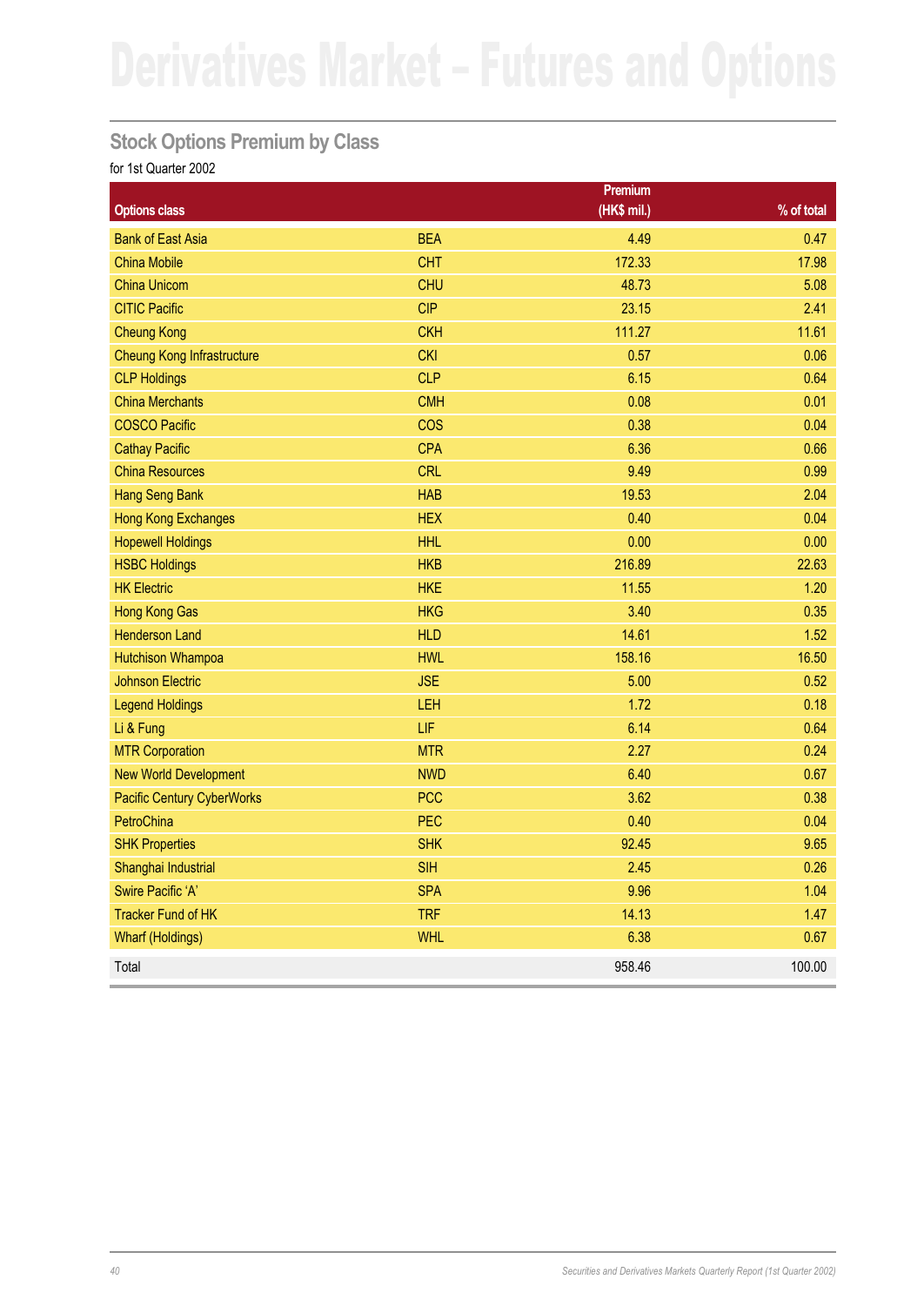# Derivatives Market – Futures and Options

## Stock Options Premium by Class

for 1st Quarter 2002

| Options class | | Premium (HK$ mil.) | % of total |
|---|---|---|---|
| Bank of East Asia | BEA | 4.49 | 0.47 |
| China Mobile | CHT | 172.33 | 17.98 |
| China Unicom | CHU | 48.73 | 5.08 |
| CITIC Pacific | CIP | 23.15 | 2.41 |
| Cheung Kong | CKH | 111.27 | 11.61 |
| Cheung Kong Infrastructure | CKI | 0.57 | 0.06 |
| CLP Holdings | CLP | 6.15 | 0.64 |
| China Merchants | CMH | 0.08 | 0.01 |
| COSCO Pacific | COS | 0.38 | 0.04 |
| Cathay Pacific | CPA | 6.36 | 0.66 |
| China Resources | CRL | 9.49 | 0.99 |
| Hang Seng Bank | HAB | 19.53 | 2.04 |
| Hong Kong Exchanges | HEX | 0.40 | 0.04 |
| Hopewell Holdings | HHL | 0.00 | 0.00 |
| HSBC Holdings | HKB | 216.89 | 22.63 |
| HK Electric | HKE | 11.55 | 1.20 |
| Hong Kong Gas | HKG | 3.40 | 0.35 |
| Henderson Land | HLD | 14.61 | 1.52 |
| Hutchison Whampoa | HWL | 158.16 | 16.50 |
| Johnson Electric | JSE | 5.00 | 0.52 |
| Legend Holdings | LEH | 1.72 | 0.18 |
| Li & Fung | LIF | 6.14 | 0.64 |
| MTR Corporation | MTR | 2.27 | 0.24 |
| New World Development | NWD | 6.40 | 0.67 |
| Pacific Century CyberWorks | PCC | 3.62 | 0.38 |
| PetroChina | PEC | 0.40 | 0.04 |
| SHK Properties | SHK | 92.45 | 9.65 |
| Shanghai Industrial | SIH | 2.45 | 0.26 |
| Swire Pacific ‘A’ | SPA | 9.96 | 1.04 |
| Tracker Fund of HK | TRF | 14.13 | 1.47 |
| Wharf (Holdings) | WHL | 6.38 | 0.67 |
| Total | | 958.46 | 100.00 |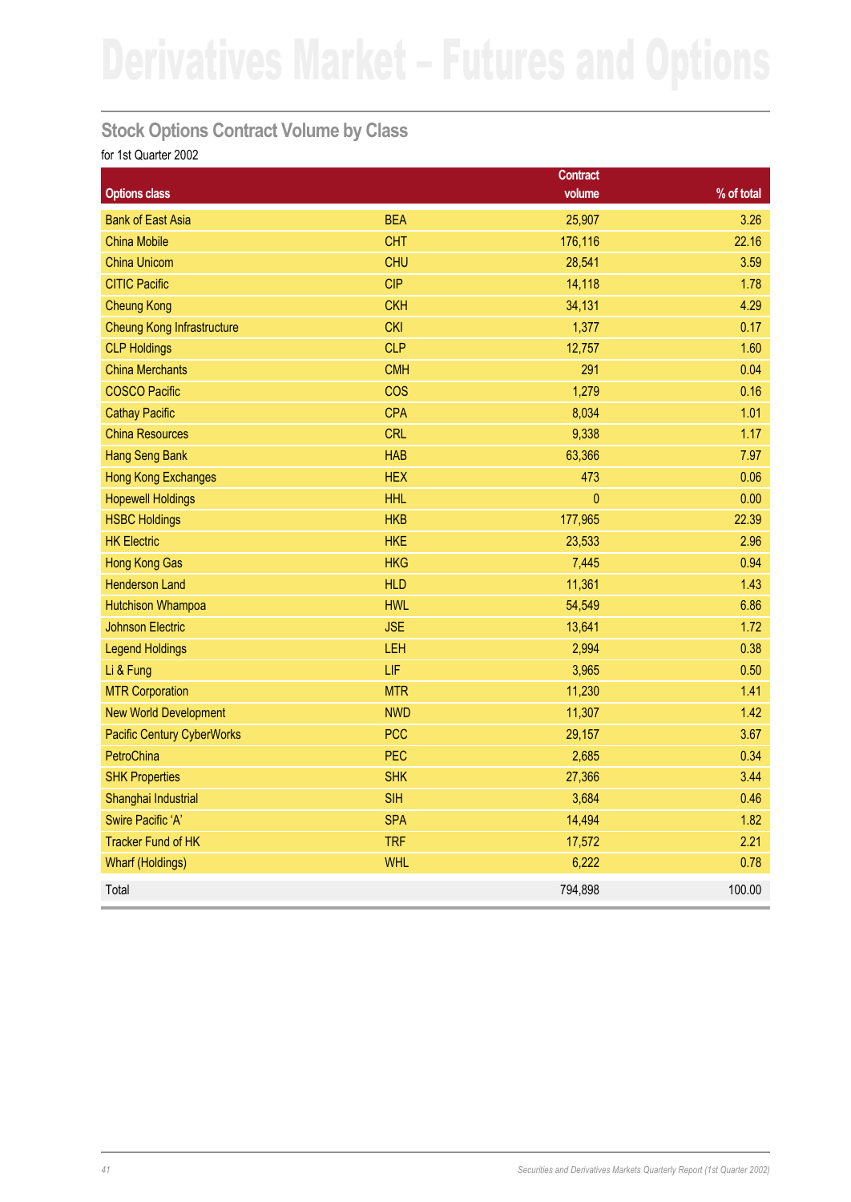# Derivatives Market – Futures and Options

## Stock Options Contract Volume by Class

for 1st Quarter 2002

| Options class | | Contract volume | % of total |
|---|---|---|---|
| Bank of East Asia | BEA | 25,907 | 3.26 |
| China Mobile | CHT | 176,116 | 22.16 |
| China Unicom | CHU | 28,541 | 3.59 |
| CITIC Pacific | CIP | 14,118 | 1.78 |
| Cheung Kong | CKH | 34,131 | 4.29 |
| Cheung Kong Infrastructure | CKI | 1,377 | 0.17 |
| CLP Holdings | CLP | 12,757 | 1.60 |
| China Merchants | CMH | 291 | 0.04 |
| COSCO Pacific | COS | 1,279 | 0.16 |
| Cathay Pacific | CPA | 8,034 | 1.01 |
| China Resources | CRL | 9,338 | 1.17 |
| Hang Seng Bank | HAB | 63,366 | 7.97 |
| Hong Kong Exchanges | HEX | 473 | 0.06 |
| Hopewell Holdings | HHL | 0 | 0.00 |
| HSBC Holdings | HKB | 177,965 | 22.39 |
| HK Electric | HKE | 23,533 | 2.96 |
| Hong Kong Gas | HKG | 7,445 | 0.94 |
| Henderson Land | HLD | 11,361 | 1.43 |
| Hutchison Whampoa | HWL | 54,549 | 6.86 |
| Johnson Electric | JSE | 13,641 | 1.72 |
| Legend Holdings | LEH | 2,994 | 0.38 |
| Li & Fung | LIF | 3,965 | 0.50 |
| MTR Corporation | MTR | 11,230 | 1.41 |
| New World Development | NWD | 11,307 | 1.42 |
| Pacific Century CyberWorks | PCC | 29,157 | 3.67 |
| PetroChina | PEC | 2,685 | 0.34 |
| SHK Properties | SHK | 27,366 | 3.44 |
| Shanghai Industrial | SIH | 3,684 | 0.46 |
| Swire Pacific ‘A’ | SPA | 14,494 | 1.82 |
| Tracker Fund of HK | TRF | 17,572 | 2.21 |
| Wharf (Holdings) | WHL | 6,222 | 0.78 |
| Total | | 794,898 | 100.00 |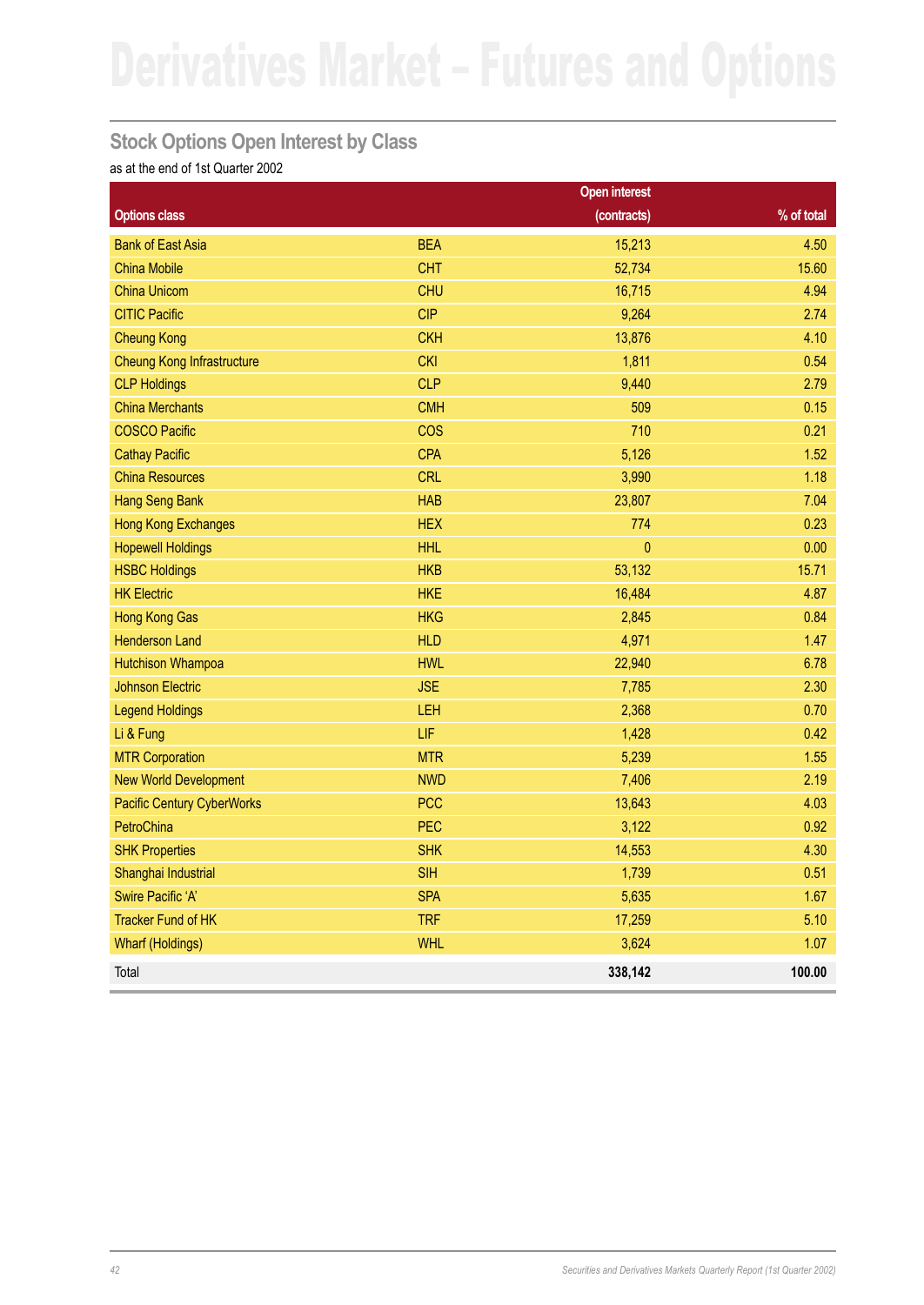# Derivatives Market – Futures and Options

## Stock Options Open Interest by Class

as at the end of 1st Quarter 2002

| Options class | | Open interest (contracts) | % of total |
|---|---|---|---|
| Bank of East Asia | BEA | 15,213 | 4.50 |
| China Mobile | CHT | 52,734 | 15.60 |
| China Unicom | CHU | 16,715 | 4.94 |
| CITIC Pacific | CIP | 9,264 | 2.74 |
| Cheung Kong | CKH | 13,876 | 4.10 |
| Cheung Kong Infrastructure | CKI | 1,811 | 0.54 |
| CLP Holdings | CLP | 9,440 | 2.79 |
| China Merchants | CMH | 509 | 0.15 |
| COSCO Pacific | COS | 710 | 0.21 |
| Cathay Pacific | CPA | 5,126 | 1.52 |
| China Resources | CRL | 3,990 | 1.18 |
| Hang Seng Bank | HAB | 23,807 | 7.04 |
| Hong Kong Exchanges | HEX | 774 | 0.23 |
| Hopewell Holdings | HHL | 0 | 0.00 |
| HSBC Holdings | HKB | 53,132 | 15.71 |
| HK Electric | HKE | 16,484 | 4.87 |
| Hong Kong Gas | HKG | 2,845 | 0.84 |
| Henderson Land | HLD | 4,971 | 1.47 |
| Hutchison Whampoa | HWL | 22,940 | 6.78 |
| Johnson Electric | JSE | 7,785 | 2.30 |
| Legend Holdings | LEH | 2,368 | 0.70 |
| Li & Fung | LIF | 1,428 | 0.42 |
| MTR Corporation | MTR | 5,239 | 1.55 |
| New World Development | NWD | 7,406 | 2.19 |
| Pacific Century CyberWorks | PCC | 13,643 | 4.03 |
| PetroChina | PEC | 3,122 | 0.92 |
| SHK Properties | SHK | 14,553 | 4.30 |
| Shanghai Industrial | SIH | 1,739 | 0.51 |
| Swire Pacific 'A' | SPA | 5,635 | 1.67 |
| Tracker Fund of HK | TRF | 17,259 | 5.10 |
| Wharf (Holdings) | WHL | 3,624 | 1.07 |
| Total | | **338,142** | **100.00** |